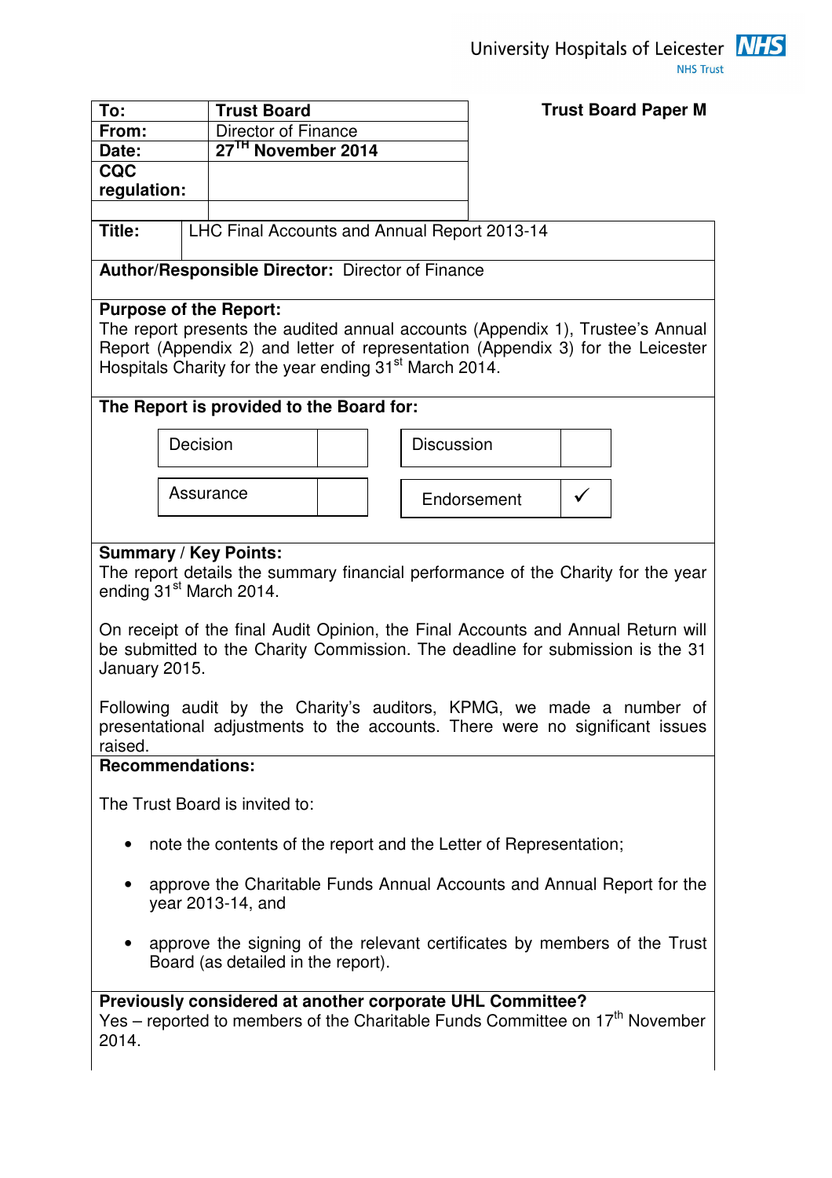University Hospitals of Leicester NHS Trust

| To: | Trust Board |
|---|---|
| From: | Director of Finance |
| Date: | 27[TH] November 2014 |
| CQC regulation: | |

**Trust Board Paper M**

| Title: | LHC Final Accounts and Annual Report 2013-14 |
|---|---|

**Author/Responsible Director:** Director of Finance

**Purpose of the Report:**
The report presents the audited annual accounts (Appendix 1), Trustee's Annual Report (Appendix 2) and letter of representation (Appendix 3) for the Leicester Hospitals Charity for the year ending 31[st] March 2014.

**The Report is provided to the Board for:**

| Decision | | Discussion | |
|---|---|---|---|
| Assurance | | Endorsement | ✓ |

**Summary / Key Points:**
The report details the summary financial performance of the Charity for the year ending 31[st] March 2014.

On receipt of the final Audit Opinion, the Final Accounts and Annual Return will be submitted to the Charity Commission. The deadline for submission is the 31 January 2015.

Following audit by the Charity's auditors, KPMG, we made a number of presentational adjustments to the accounts. There were no significant issues raised.

**Recommendations:**

The Trust Board is invited to:

- note the contents of the report and the Letter of Representation;
- approve the Charitable Funds Annual Accounts and Annual Report for the year 2013-14, and
- approve the signing of the relevant certificates by members of the Trust Board (as detailed in the report).

**Previously considered at another corporate UHL Committee?**
Yes – reported to members of the Charitable Funds Committee on 17[th] November 2014.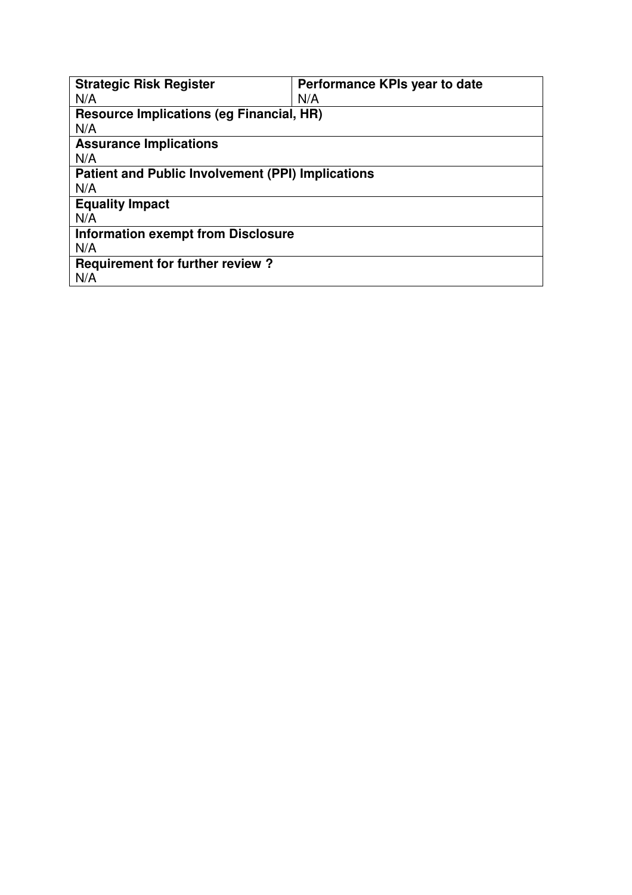| **Strategic Risk Register** | **Performance KPIs year to date** |
| --- | --- |
| N/A | N/A |
| **Resource Implications (eg Financial, HR)** | |
| N/A | |
| **Assurance Implications** | |
| N/A | |
| **Patient and Public Involvement (PPI) Implications** | |
| N/A | |
| **Equality Impact** | |
| N/A | |
| **Information exempt from Disclosure** | |
| N/A | |
| **Requirement for further review ?** | |
| N/A | |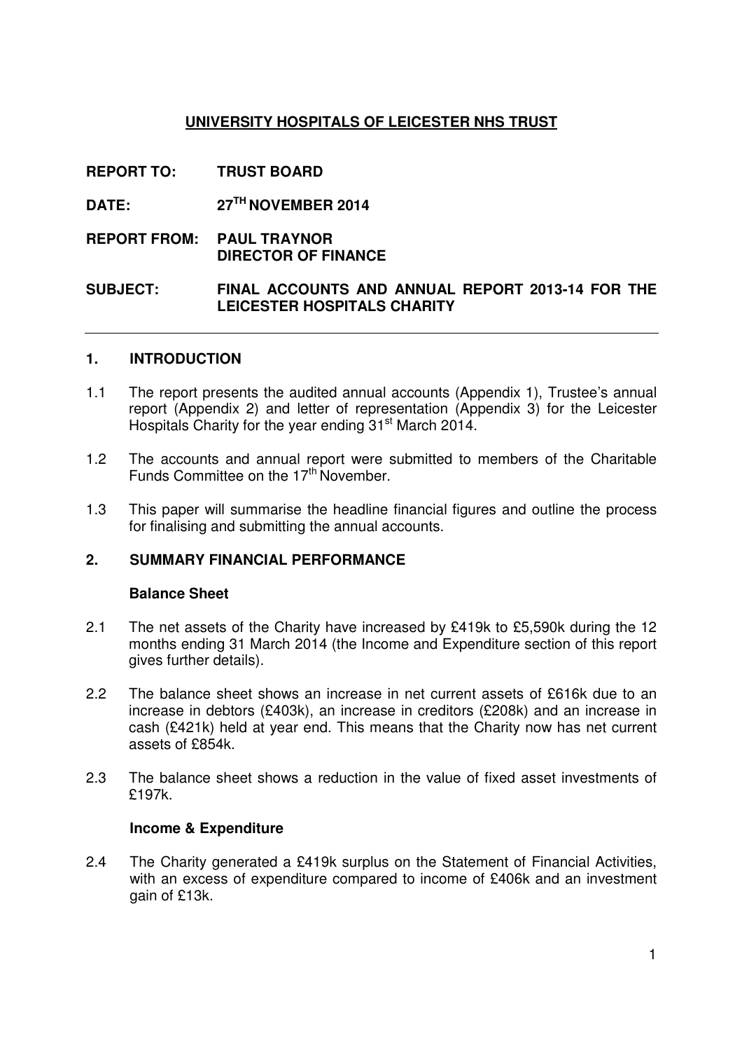**UNIVERSITY HOSPITALS OF LEICESTER NHS TRUST**

**REPORT TO:** **TRUST BOARD**

**DATE:** **27TH NOVEMBER 2014**

**REPORT FROM:** **PAUL TRAYNOR**
**DIRECTOR OF FINANCE**

**SUBJECT:** **FINAL ACCOUNTS AND ANNUAL REPORT 2013-14 FOR THE LEICESTER HOSPITALS CHARITY**

---

## 1. INTRODUCTION

1.1 The report presents the audited annual accounts (Appendix 1), Trustee's annual report (Appendix 2) and letter of representation (Appendix 3) for the Leicester Hospitals Charity for the year ending 31st March 2014.

1.2 The accounts and annual report were submitted to members of the Charitable Funds Committee on the 17th November.

1.3 This paper will summarise the headline financial figures and outline the process for finalising and submitting the annual accounts.

## 2. SUMMARY FINANCIAL PERFORMANCE

### Balance Sheet

2.1 The net assets of the Charity have increased by £419k to £5,590k during the 12 months ending 31 March 2014 (the Income and Expenditure section of this report gives further details).

2.2 The balance sheet shows an increase in net current assets of £616k due to an increase in debtors (£403k), an increase in creditors (£208k) and an increase in cash (£421k) held at year end. This means that the Charity now has net current assets of £854k.

2.3 The balance sheet shows a reduction in the value of fixed asset investments of £197k.

### Income & Expenditure

2.4 The Charity generated a £419k surplus on the Statement of Financial Activities, with an excess of expenditure compared to income of £406k and an investment gain of £13k.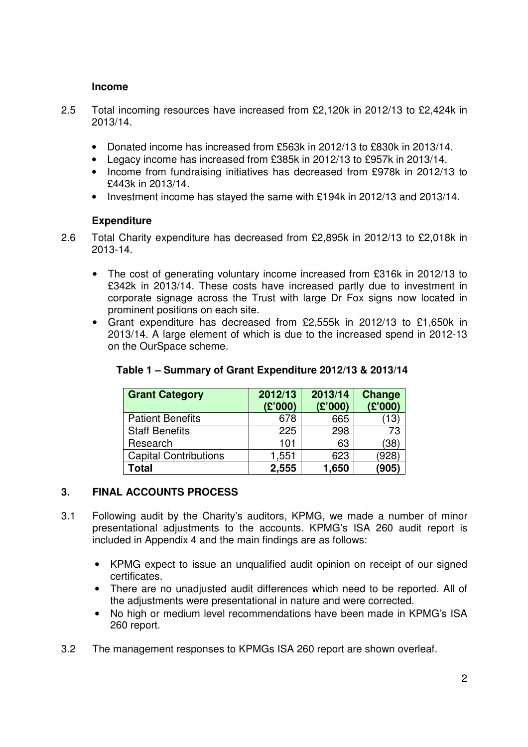### Income

2.5 Total incoming resources have increased from £2,120k in 2012/13 to £2,424k in 2013/14.

- Donated income has increased from £563k in 2012/13 to £830k in 2013/14.
- Legacy income has increased from £385k in 2012/13 to £957k in 2013/14.
- Income from fundraising initiatives has decreased from £978k in 2012/13 to £443k in 2013/14.
- Investment income has stayed the same with £194k in 2012/13 and 2013/14.

### Expenditure

2.6 Total Charity expenditure has decreased from £2,895k in 2012/13 to £2,018k in 2013-14.

- The cost of generating voluntary income increased from £316k in 2012/13 to £342k in 2013/14. These costs have increased partly due to investment in corporate signage across the Trust with large Dr Fox signs now located in prominent positions on each site.
- Grant expenditure has decreased from £2,555k in 2012/13 to £1,650k in 2013/14. A large element of which is due to the increased spend in 2012-13 on the OurSpace scheme.

**Table 1 – Summary of Grant Expenditure 2012/13 & 2013/14**

| Grant Category | 2012/13 (£'000) | 2013/14 (£'000) | Change (£'000) |
|---|---|---|---|
| Patient Benefits | 678 | 665 | (13) |
| Staff Benefits | 225 | 298 | 73 |
| Research | 101 | 63 | (38) |
| Capital Contributions | 1,551 | 623 | (928) |
| **Total** | **2,555** | **1,650** | **(905)** |

## 3. FINAL ACCOUNTS PROCESS

3.1 Following audit by the Charity's auditors, KPMG, we made a number of minor presentational adjustments to the accounts. KPMG's ISA 260 audit report is included in Appendix 4 and the main findings are as follows:

- KPMG expect to issue an unqualified audit opinion on receipt of our signed certificates.
- There are no unadjusted audit differences which need to be reported. All of the adjustments were presentational in nature and were corrected.
- No high or medium level recommendations have been made in KPMG's ISA 260 report.

3.2 The management responses to KPMGs ISA 260 report are shown overleaf.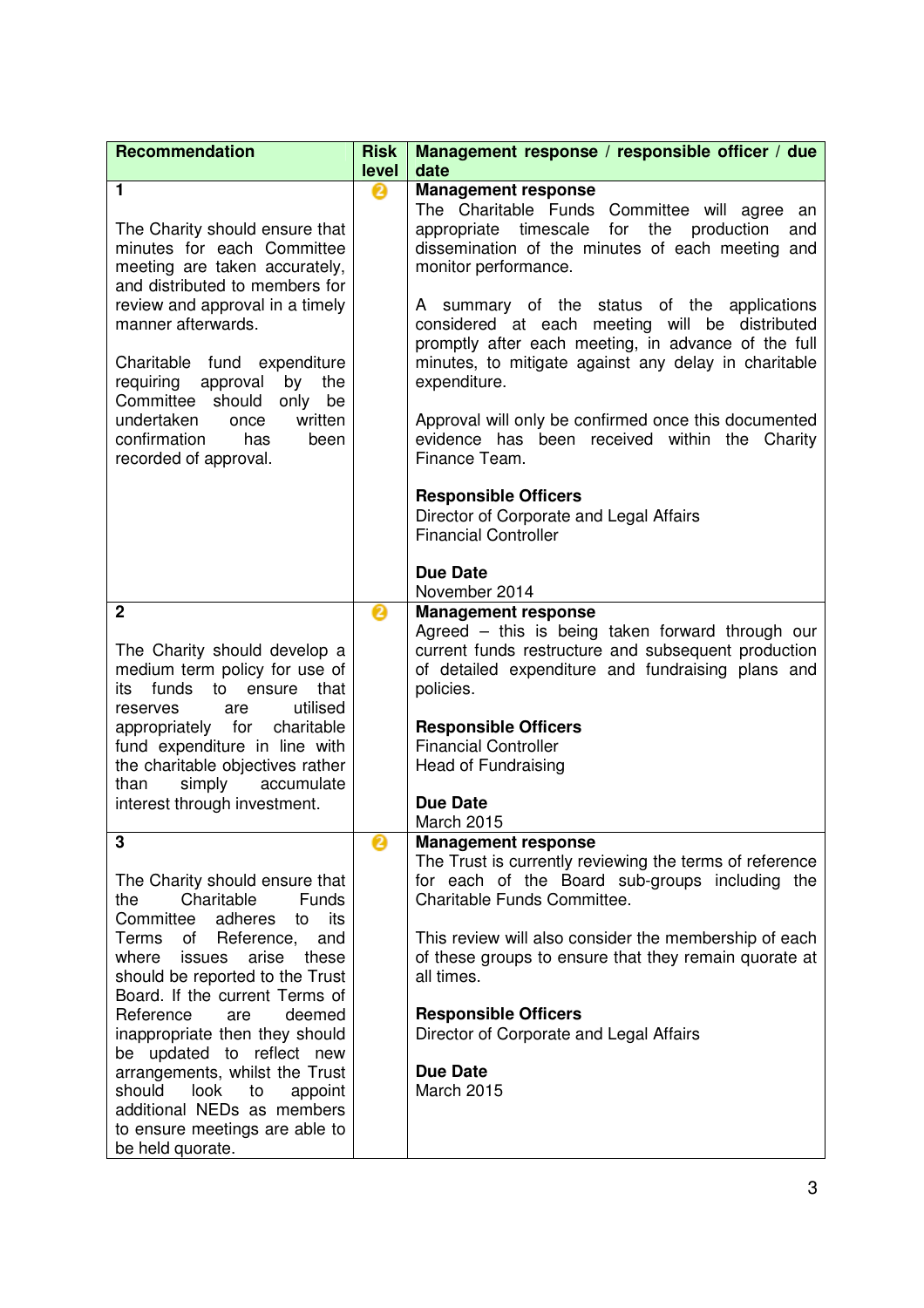| Recommendation | Risk level | Management response / responsible officer / due date |
|---|---|---|
| **1**<br><br>The Charity should ensure that minutes for each Committee meeting are taken accurately, and distributed to members for review and approval in a timely manner afterwards.<br><br>Charitable fund expenditure requiring approval by the Committee should only be undertaken once written confirmation has been recorded of approval. | 2 | **Management response**<br>The Charitable Funds Committee will agree an appropriate timescale for the production and dissemination of the minutes of each meeting and monitor performance.<br><br>A summary of the status of the applications considered at each meeting will be distributed promptly after each meeting, in advance of the full minutes, to mitigate against any delay in charitable expenditure.<br><br>Approval will only be confirmed once this documented evidence has been received within the Charity Finance Team.<br><br>**Responsible Officers**<br>Director of Corporate and Legal Affairs<br>Financial Controller<br><br>**Due Date**<br>November 2014 |
| **2**<br><br>The Charity should develop a medium term policy for use of its funds to ensure that reserves are utilised appropriately for charitable fund expenditure in line with the charitable objectives rather than simply accumulate interest through investment. | 2 | **Management response**<br>Agreed – this is being taken forward through our current funds restructure and subsequent production of detailed expenditure and fundraising plans and policies.<br><br>**Responsible Officers**<br>Financial Controller<br>Head of Fundraising<br><br>**Due Date**<br>March 2015 |
| **3**<br><br>The Charity should ensure that the Charitable Funds Committee adheres to its Terms of Reference, and where issues arise these should be reported to the Trust Board. If the current Terms of Reference are deemed inappropriate then they should be updated to reflect new arrangements, whilst the Trust should look to appoint additional NEDs as members to ensure meetings are able to be held quorate. | 2 | **Management response**<br>The Trust is currently reviewing the terms of reference for each of the Board sub-groups including the Charitable Funds Committee.<br><br>This review will also consider the membership of each of these groups to ensure that they remain quorate at all times.<br><br>**Responsible Officers**<br>Director of Corporate and Legal Affairs<br><br>**Due Date**<br>March 2015 |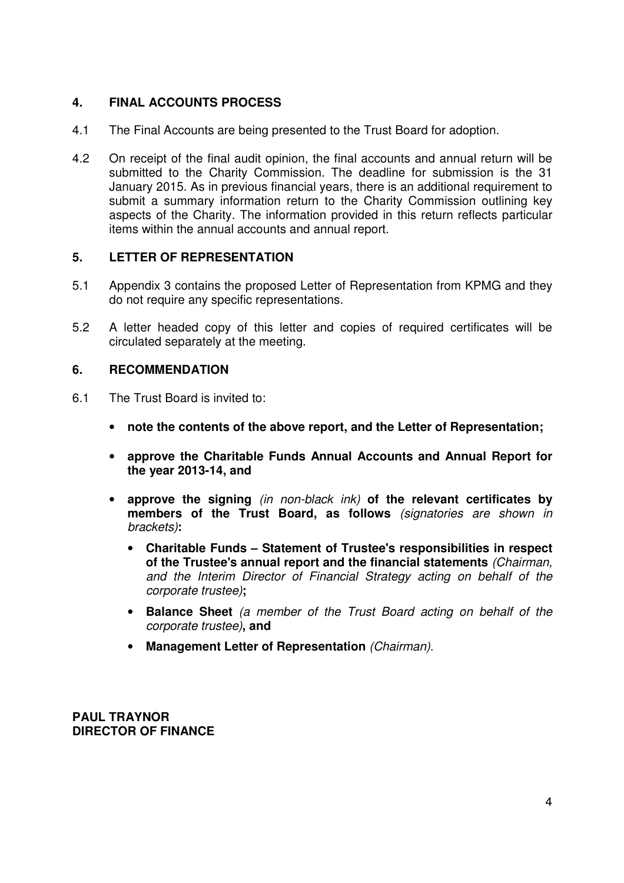## 4. FINAL ACCOUNTS PROCESS

4.1 The Final Accounts are being presented to the Trust Board for adoption.

4.2 On receipt of the final audit opinion, the final accounts and annual return will be submitted to the Charity Commission. The deadline for submission is the 31 January 2015. As in previous financial years, there is an additional requirement to submit a summary information return to the Charity Commission outlining key aspects of the Charity. The information provided in this return reflects particular items within the annual accounts and annual report.

## 5. LETTER OF REPRESENTATION

5.1 Appendix 3 contains the proposed Letter of Representation from KPMG and they do not require any specific representations.

5.2 A letter headed copy of this letter and copies of required certificates will be circulated separately at the meeting.

## 6. RECOMMENDATION

6.1 The Trust Board is invited to:

- **note the contents of the above report, and the Letter of Representation;**
- **approve the Charitable Funds Annual Accounts and Annual Report for the year 2013-14, and**
- **approve the signing** *(in non-black ink)* **of the relevant certificates by members of the Trust Board, as follows** *(signatories are shown in brackets)***:**
  - **Charitable Funds – Statement of Trustee's responsibilities in respect of the Trustee's annual report and the financial statements** *(Chairman, and the Interim Director of Financial Strategy acting on behalf of the corporate trustee)***;**
  - **Balance Sheet** *(a member of the Trust Board acting on behalf of the corporate trustee)***, and**
  - **Management Letter of Representation** *(Chairman)*.

**PAUL TRAYNOR**
**DIRECTOR OF FINANCE**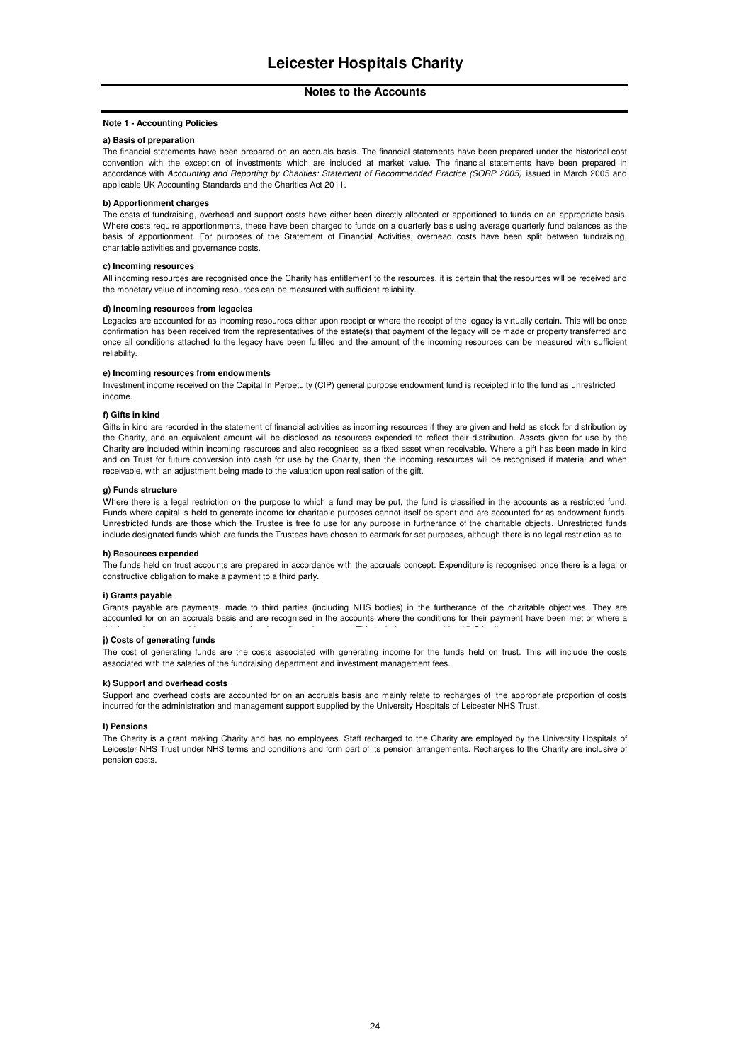# Leicester Hospitals Charity

## Notes to the Accounts

### Note 1 - Accounting Policies

**a) Basis of preparation**

The financial statements have been prepared on an accruals basis. The financial statements have been prepared under the historical cost convention with the exception of investments which are included at market value. The financial statements have been prepared in accordance with *Accounting and Reporting by Charities: Statement of Recommended Practice (SORP 2005)* issued in March 2005 and applicable UK Accounting Standards and the Charities Act 2011.

**b) Apportionment charges**

The costs of fundraising, overhead and support costs have either been directly allocated or apportioned to funds on an appropriate basis. Where costs require apportionments, these have been charged to funds on a quarterly basis using average quarterly fund balances as the basis of apportionment. For purposes of the Statement of Financial Activities, overhead costs have been split between fundraising, charitable activities and governance costs.

**c) Incoming resources**

All incoming resources are recognised once the Charity has entitlement to the resources, it is certain that the resources will be received and the monetary value of incoming resources can be measured with sufficient reliability.

**d) Incoming resources from legacies**

Legacies are accounted for as incoming resources either upon receipt or where the receipt of the legacy is virtually certain. This will be once confirmation has been received from the representatives of the estate(s) that payment of the legacy will be made or property transferred and once all conditions attached to the legacy have been fulfilled and the amount of the incoming resources can be measured with sufficient reliability.

**e) Incoming resources from endowments**

Investment income received on the Capital In Perpetuity (CIP) general purpose endowment fund is receipted into the fund as unrestricted income.

**f) Gifts in kind**

Gifts in kind are recorded in the statement of financial activities as incoming resources if they are given and held as stock for distribution by the Charity, and an equivalent amount will be disclosed as resources expended to reflect their distribution. Assets given for use by the Charity are included within incoming resources and also recognised as a fixed asset when receivable. Where a gift has been made in kind and on Trust for future conversion into cash for use by the Charity, then the incoming resources will be recognised if material and when receivable, with an adjustment being made to the valuation upon realisation of the gift.

**g) Funds structure**

Where there is a legal restriction on the purpose to which a fund may be put, the fund is classified in the accounts as a restricted fund. Funds where capital is held to generate income for charitable purposes cannot itself be spent and are accounted for as endowment funds. Unrestricted funds are those which the Trustee is free to use for any purpose in furtherance of the charitable objects. Unrestricted funds include designated funds which are funds the Trustees have chosen to earmark for set purposes, although there is no legal restriction as to

**h) Resources expended**

The funds held on trust accounts are prepared in accordance with the accruals concept. Expenditure is recognised once there is a legal or constructive obligation to make a payment to a third party.

**i) Grants payable**

Grants payable are payments, made to third parties (including NHS bodies) in the furtherance of the charitable objectives. They are accounted for on an accruals basis and are recognised in the accounts where the conditions for their payment have been met or where a

**j) Costs of generating funds**

The cost of generating funds are the costs associated with generating income for the funds held on trust. This will include the costs associated with the salaries of the fundraising department and investment management fees.

**k) Support and overhead costs**

Support and overhead costs are accounted for on an accruals basis and mainly relate to recharges of the appropriate proportion of costs incurred for the administration and management support supplied by the University Hospitals of Leicester NHS Trust.

**l) Pensions**

The Charity is a grant making Charity and has no employees. Staff recharged to the Charity are employed by the University Hospitals of Leicester NHS Trust under NHS terms and conditions and form part of its pension arrangements. Recharges to the Charity are inclusive of pension costs.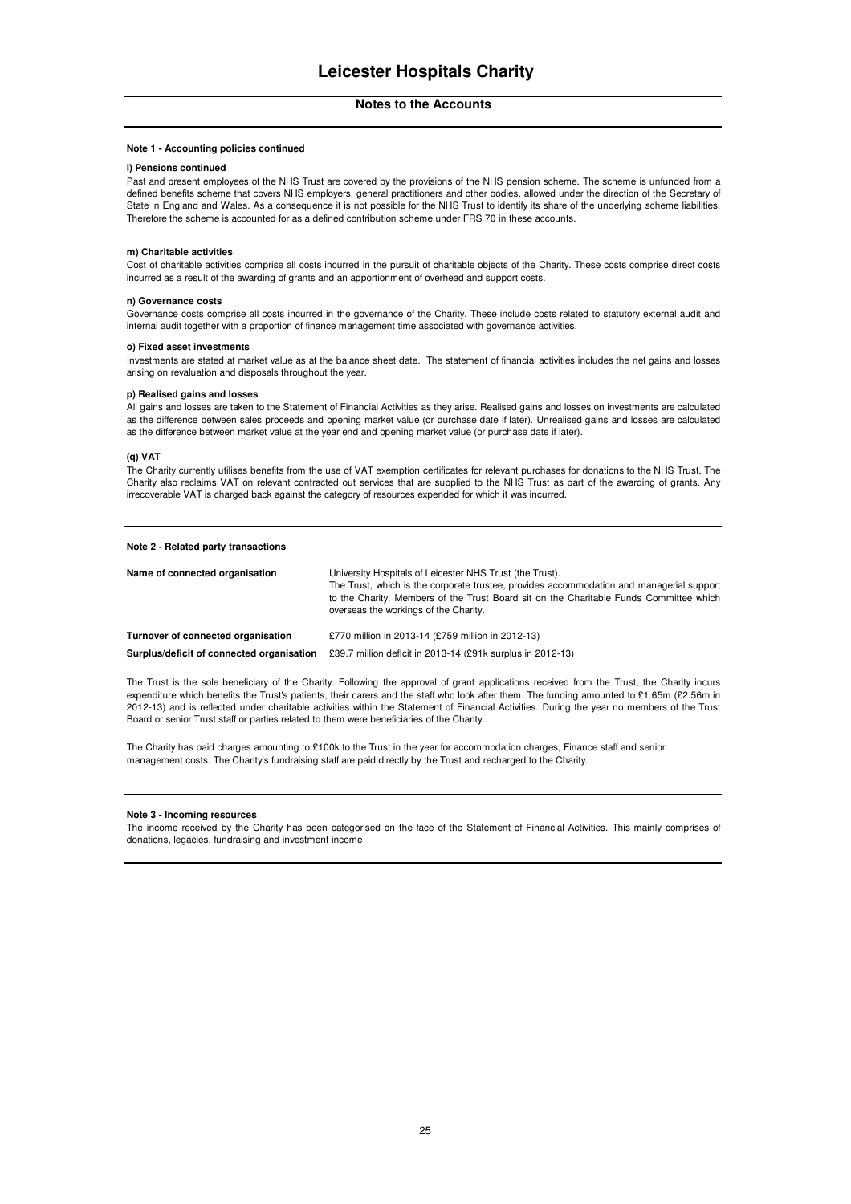# Leicester Hospitals Charity

## Notes to the Accounts

### Note 1 - Accounting policies continued

**l) Pensions continued**

Past and present employees of the NHS Trust are covered by the provisions of the NHS pension scheme. The scheme is unfunded from a defined benefits scheme that covers NHS employers, general practitioners and other bodies, allowed under the direction of the Secretary of State in England and Wales. As a consequence it is not possible for the NHS Trust to identify its share of the underlying scheme liabilities. Therefore the scheme is accounted for as a defined contribution scheme under FRS 70 in these accounts.

**m) Charitable activities**

Cost of charitable activities comprise all costs incurred in the pursuit of charitable objects of the Charity. These costs comprise direct costs incurred as a result of the awarding of grants and an apportionment of overhead and support costs.

**n) Governance costs**

Governance costs comprise all costs incurred in the governance of the Charity. These include costs related to statutory external audit and internal audit together with a proportion of finance management time associated with governance activities.

**o) Fixed asset investments**

Investments are stated at market value as at the balance sheet date. The statement of financial activities includes the net gains and losses arising on revaluation and disposals throughout the year.

**p) Realised gains and losses**

All gains and losses are taken to the Statement of Financial Activities as they arise. Realised gains and losses on investments are calculated as the difference between sales proceeds and opening market value (or purchase date if later). Unrealised gains and losses are calculated as the difference between market value at the year end and opening market value (or purchase date if later).

**(q) VAT**

The Charity currently utilises benefits from the use of VAT exemption certificates for relevant purchases for donations to the NHS Trust. The Charity also reclaims VAT on relevant contracted out services that are supplied to the NHS Trust as part of the awarding of grants. Any irrecoverable VAT is charged back against the category of resources expended for which it was incurred.

### Note 2 - Related party transactions

| | |
|---|---|
| **Name of connected organisation** | University Hospitals of Leicester NHS Trust (the Trust). The Trust, which is the corporate trustee, provides accommodation and managerial support to the Charity. Members of the Trust Board sit on the Charitable Funds Committee which overseas the workings of the Charity. |
| **Turnover of connected organisation** | £770 million in 2013-14 (£759 million in 2012-13) |
| **Surplus/deficit of connected organisation** | £39.7 million deficit in 2013-14 (£91k surplus in 2012-13) |

The Trust is the sole beneficiary of the Charity. Following the approval of grant applications received from the Trust, the Charity incurs expenditure which benefits the Trust's patients, their carers and the staff who look after them. The funding amounted to £1.65m (£2.56m in 2012-13) and is reflected under charitable activities within the Statement of Financial Activities. During the year no members of the Trust Board or senior Trust staff or parties related to them were beneficiaries of the Charity.

The Charity has paid charges amounting to £100k to the Trust in the year for accommodation charges, Finance staff and senior management costs. The Charity's fundraising staff are paid directly by the Trust and recharged to the Charity.

### Note 3 - Incoming resources

The income received by the Charity has been categorised on the face of the Statement of Financial Activities. This mainly comprises of donations, legacies, fundraising and investment income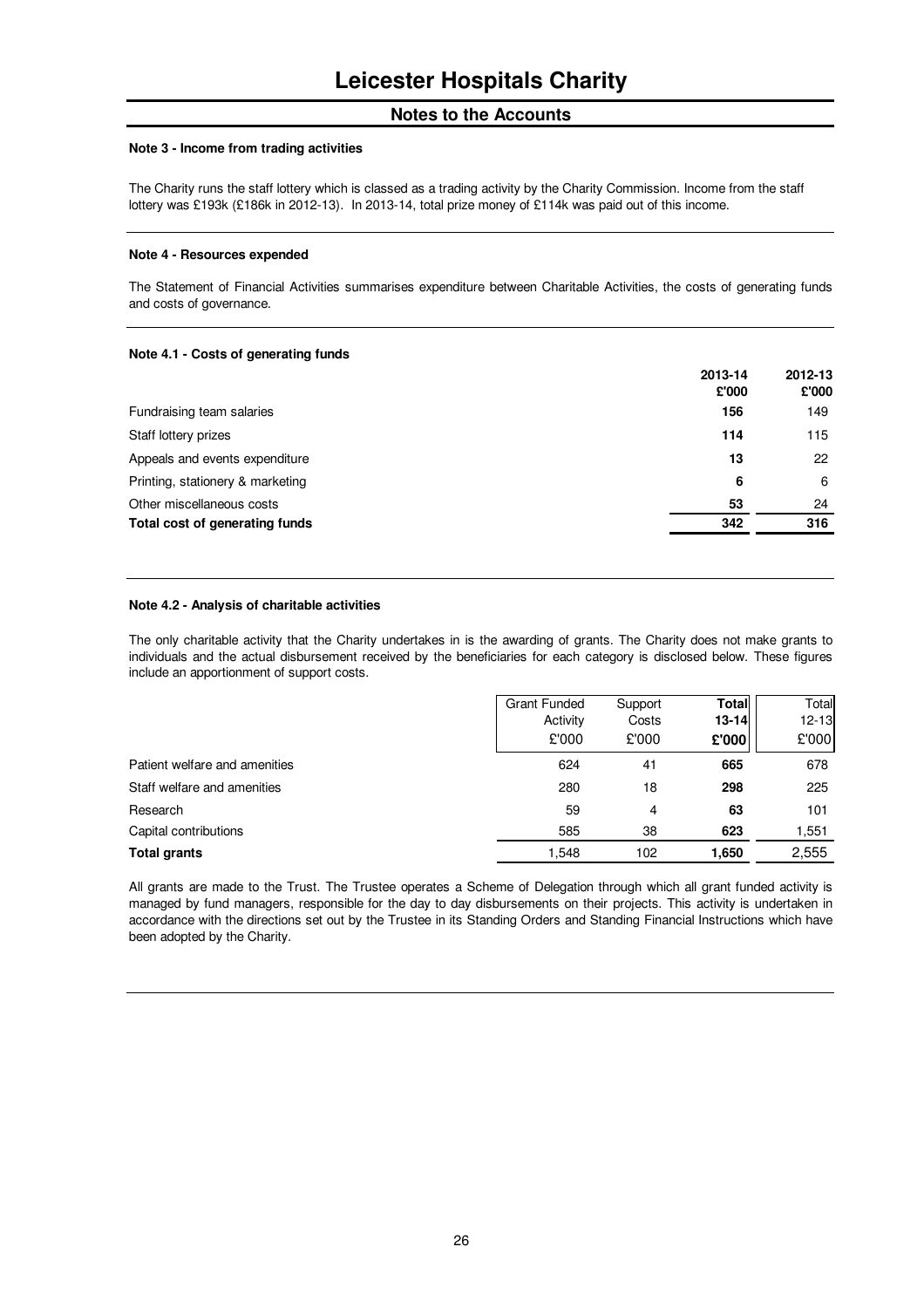# Leicester Hospitals Charity

## Notes to the Accounts

#### Note 3 - Income from trading activities

The Charity runs the staff lottery which is classed as a trading activity by the Charity Commission. Income from the staff lottery was £193k (£186k in 2012-13). In 2013-14, total prize money of £114k was paid out of this income.

#### Note 4 - Resources expended

The Statement of Financial Activities summarises expenditure between Charitable Activities, the costs of generating funds and costs of governance.

#### Note 4.1 - Costs of generating funds

| | 2013-14 £'000 | 2012-13 £'000 |
|---|---|---|
| Fundraising team salaries | **156** | 149 |
| Staff lottery prizes | **114** | 115 |
| Appeals and events expenditure | **13** | 22 |
| Printing, stationery & marketing | **6** | 6 |
| Other miscellaneous costs | **53** | 24 |
| **Total cost of generating funds** | **342** | **316** |

#### Note 4.2 - Analysis of charitable activities

The only charitable activity that the Charity undertakes in is the awarding of grants. The Charity does not make grants to individuals and the actual disbursement received by the beneficiaries for each category is disclosed below. These figures include an apportionment of support costs.

| | Grant Funded Activity £'000 | Support Costs £'000 | **Total 13-14 £'000** | Total 12-13 £'000 |
|---|---|---|---|---|
| Patient welfare and amenities | 624 | 41 | **665** | 678 |
| Staff welfare and amenities | 280 | 18 | **298** | 225 |
| Research | 59 | 4 | **63** | 101 |
| Capital contributions | 585 | 38 | **623** | 1,551 |
| **Total grants** | 1,548 | 102 | **1,650** | 2,555 |

All grants are made to the Trust. The Trustee operates a Scheme of Delegation through which all grant funded activity is managed by fund managers, responsible for the day to day disbursements on their projects. This activity is undertaken in accordance with the directions set out by the Trustee in its Standing Orders and Standing Financial Instructions which have been adopted by the Charity.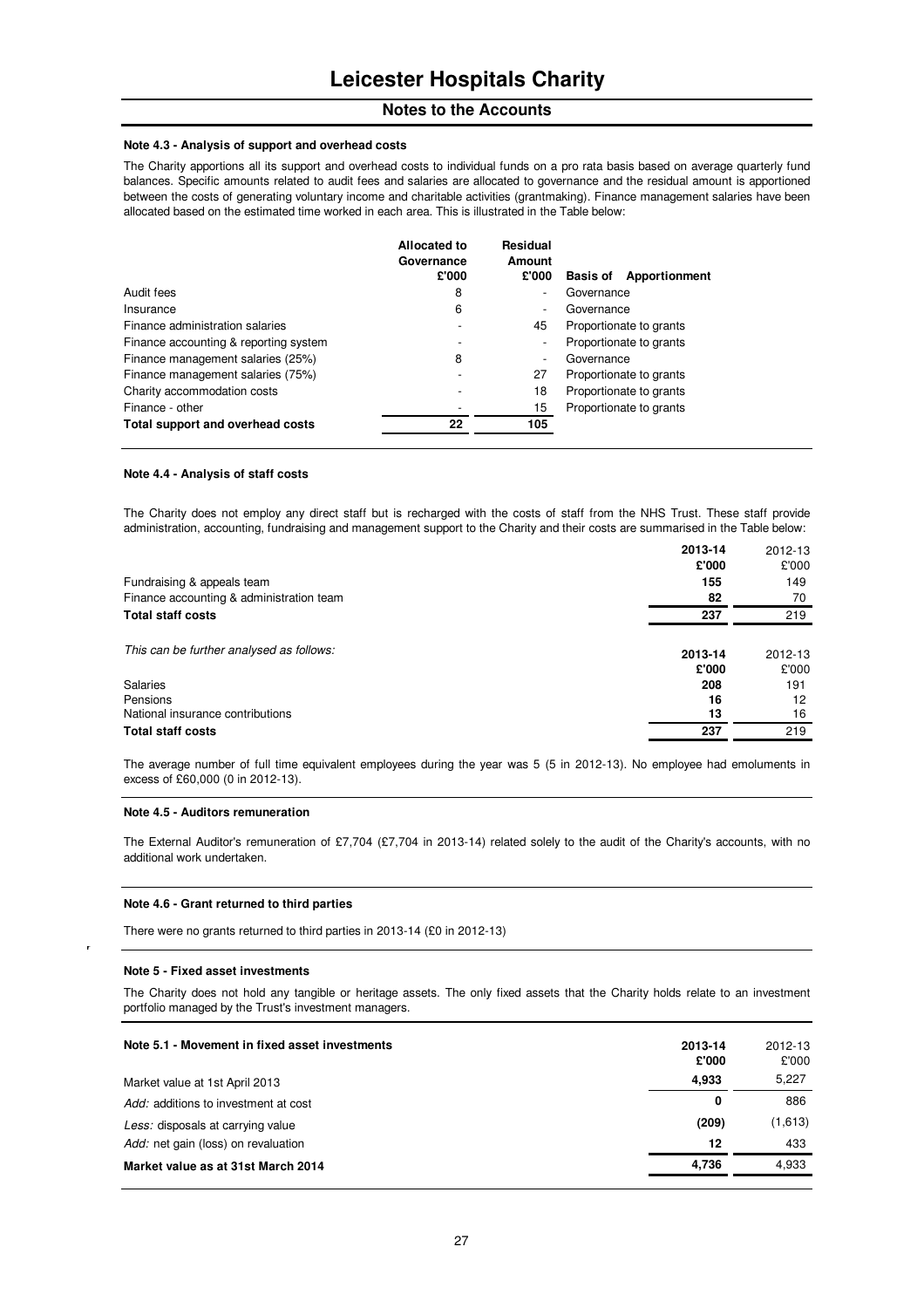# Leicester Hospitals Charity

## Notes to the Accounts

**Note 4.3 - Analysis of support and overhead costs**

The Charity apportions all its support and overhead costs to individual funds on a pro rata basis based on average quarterly fund balances. Specific amounts related to audit fees and salaries are allocated to governance and the residual amount is apportioned between the costs of generating voluntary income and charitable activities (grantmaking). Finance management salaries have been allocated based on the estimated time worked in each area. This is illustrated in the Table below:

| | Allocated to Governance £'000 | Residual Amount £'000 | Basis of Apportionment |
|---|---|---|---|
| Audit fees | 8 | - | Governance |
| Insurance | 6 | - | Governance |
| Finance administration salaries | - | 45 | Proportionate to grants |
| Finance accounting & reporting system | - | - | Proportionate to grants |
| Finance management salaries (25%) | 8 | - | Governance |
| Finance management salaries (75%) | - | 27 | Proportionate to grants |
| Charity accommodation costs | - | 18 | Proportionate to grants |
| Finance - other | - | 15 | Proportionate to grants |
| **Total support and overhead costs** | **22** | **105** | |

**Note 4.4 - Analysis of staff costs**

The Charity does not employ any direct staff but is recharged with the costs of staff from the NHS Trust. These staff provide administration, accounting, fundraising and management support to the Charity and their costs are summarised in the Table below:

| | 2013-14 £'000 | 2012-13 £'000 |
|---|---|---|
| Fundraising & appeals team | **155** | 149 |
| Finance accounting & administration team | **82** | 70 |
| **Total staff costs** | **237** | 219 |

| *This can be further analysed as follows:* | 2013-14 £'000 | 2012-13 £'000 |
|---|---|---|
| Salaries | **208** | 191 |
| Pensions | **16** | 12 |
| National insurance contributions | **13** | 16 |
| **Total staff costs** | **237** | 219 |

The average number of full time equivalent employees during the year was 5 (5 in 2012-13). No employee had emoluments in excess of £60,000 (0 in 2012-13).

**Note 4.5 - Auditors remuneration**

The External Auditor's remuneration of £7,704 (£7,704 in 2013-14) related solely to the audit of the Charity's accounts, with no additional work undertaken.

**Note 4.6 - Grant returned to third parties**

There were no grants returned to third parties in 2013-14 (£0 in 2012-13)

**Note 5 - Fixed asset investments**

The Charity does not hold any tangible or heritage assets. The only fixed assets that the Charity holds relate to an investment portfolio managed by the Trust's investment managers.

| **Note 5.1 - Movement in fixed asset investments** | 2013-14 £'000 | 2012-13 £'000 |
|---|---|---|
| Market value at 1st April 2013 | **4,933** | 5,227 |
| *Add:* additions to investment at cost | **0** | 886 |
| *Less:* disposals at carrying value | **(209)** | (1,613) |
| *Add:* net gain (loss) on revaluation | **12** | 433 |
| **Market value as at 31st March 2014** | **4,736** | 4,933 |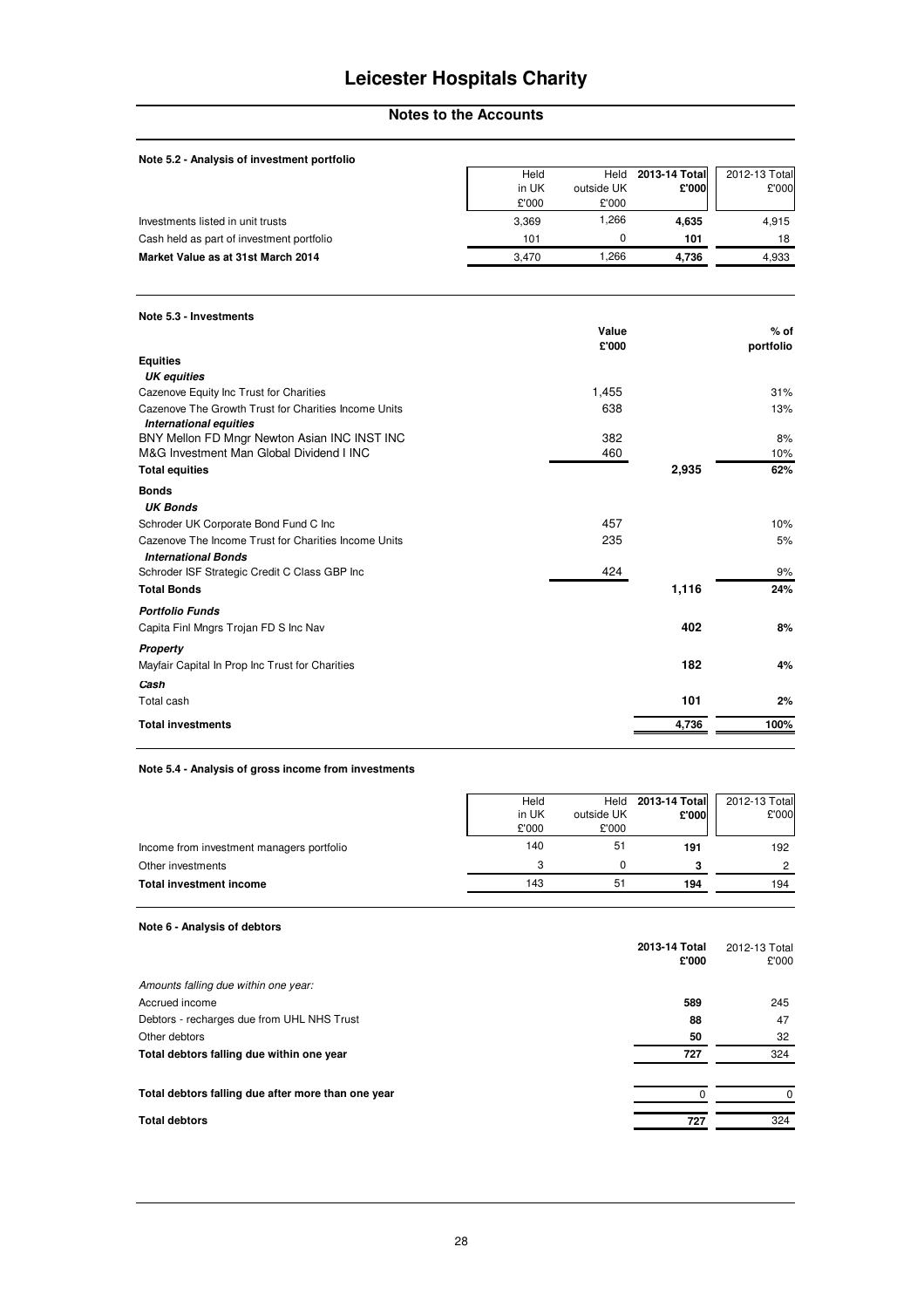# Leicester Hospitals Charity

## Notes to the Accounts

### Note 5.2 - Analysis of investment portfolio

| | Held in UK £'000 | Held outside UK £'000 | 2013-14 Total £'000 | 2012-13 Total £'000 |
|---|---|---|---|---|
| Investments listed in unit trusts | 3,369 | 1,266 | **4,635** | 4,915 |
| Cash held as part of investment portfolio | 101 | 0 | **101** | 18 |
| **Market Value as at 31st March 2014** | 3,470 | 1,266 | **4,736** | 4,933 |

### Note 5.3 - Investments

| | Value £'000 | | % of portfolio |
|---|---|---|---|
| **Equities** | | | |
| ***UK equities*** | | | |
| Cazenove Equity Inc Trust for Charities | 1,455 | | 31% |
| Cazenove The Growth Trust for Charities Income Units | 638 | | 13% |
| ***International equities*** | | | |
| BNY Mellon FD Mngr Newton Asian INC INST INC | 382 | | 8% |
| M&G Investment Man Global Dividend I INC | 460 | | 10% |
| **Total equities** | | **2,935** | **62%** |
| **Bonds** | | | |
| ***UK Bonds*** | | | |
| Schroder UK Corporate Bond Fund C Inc | 457 | | 10% |
| Cazenove The Income Trust for Charities Income Units | 235 | | 5% |
| ***International Bonds*** | | | |
| Schroder ISF Strategic Credit C Class GBP Inc | 424 | | 9% |
| **Total Bonds** | | **1,116** | **24%** |
| ***Portfolio Funds*** | | | |
| Capita Finl Mngrs Trojan FD S Inc Nav | | **402** | **8%** |
| ***Property*** | | | |
| Mayfair Capital In Prop Inc Trust for Charities | | **182** | **4%** |
| ***Cash*** | | | |
| Total cash | | **101** | **2%** |
| **Total investments** | | **4,736** | **100%** |

### Note 5.4 - Analysis of gross income from investments

| | Held in UK £'000 | Held outside UK £'000 | 2013-14 Total £'000 | 2012-13 Total £'000 |
|---|---|---|---|---|
| Income from investment managers portfolio | 140 | 51 | **191** | 192 |
| Other investments | 3 | 0 | **3** | 2 |
| **Total investment income** | 143 | 51 | **194** | 194 |

### Note 6 - Analysis of debtors

| | 2013-14 Total £'000 | 2012-13 Total £'000 |
|---|---|---|
| *Amounts falling due within one year:* | | |
| Accrued income | **589** | 245 |
| Debtors - recharges due from UHL NHS Trust | **88** | 47 |
| Other debtors | **50** | 32 |
| **Total debtors falling due within one year** | 727 | 324 |
| **Total debtors falling due after more than one year** | 0 | 0 |
| **Total debtors** | 727 | 324 |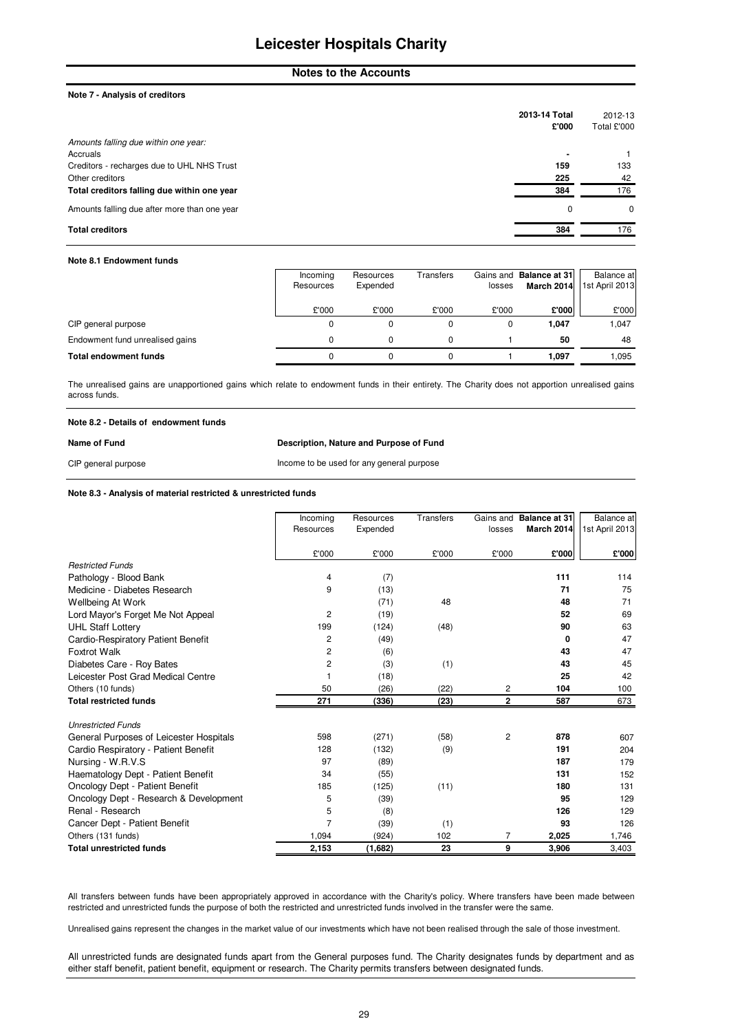# Leicester Hospitals Charity

## Notes to the Accounts

### Note 7 - Analysis of creditors

| | 2013-14 Total £'000 | 2012-13 Total £'000 |
|---|---|---|
| *Amounts falling due within one year:* | | |
| Accruals | - | 1 |
| Creditors - recharges due to UHL NHS Trust | 159 | 133 |
| Other creditors | 225 | 42 |
| **Total creditors falling due within one year** | **384** | 176 |
| Amounts falling due after more than one year | 0 | 0 |
| **Total creditors** | **384** | 176 |

### Note 8.1 Endowment funds

| | Incoming Resources | Resources Expended | Transfers | Gains and losses | Balance at 31 March 2014 | Balance at 1st April 2013 |
|---|---|---|---|---|---|---|
| | £'000 | £'000 | £'000 | £'000 | £'000 | £'000 |
| CIP general purpose | 0 | 0 | 0 | 0 | **1,047** | 1,047 |
| Endowment fund unrealised gains | 0 | 0 | 0 | 1 | **50** | 48 |
| **Total endowment funds** | 0 | 0 | 0 | 1 | **1,097** | 1,095 |

The unrealised gains are unapportioned gains which relate to endowment funds in their entirety. The Charity does not apportion unrealised gains across funds.

### Note 8.2 - Details of endowment funds

| Name of Fund | Description, Nature and Purpose of Fund |
|---|---|
| CIP general purpose | Income to be used for any general purpose |

### Note 8.3 - Analysis of material restricted & unrestricted funds

| | Incoming Resources | Resources Expended | Transfers | Gains and losses | Balance at 31 March 2014 | Balance at 1st April 2013 |
|---|---|---|---|---|---|---|
| | £'000 | £'000 | £'000 | £'000 | £'000 | £'000 |
| *Restricted Funds* | | | | | | |
| Pathology - Blood Bank | 4 | (7) | | | **111** | 114 |
| Medicine - Diabetes Research | 9 | (13) | | | **71** | 75 |
| Wellbeing At Work | | (71) | 48 | | **48** | 71 |
| Lord Mayor's Forget Me Not Appeal | 2 | (19) | | | **52** | 69 |
| UHL Staff Lottery | 199 | (124) | (48) | | **90** | 63 |
| Cardio-Respiratory Patient Benefit | 2 | (49) | | | **0** | 47 |
| Foxtrot Walk | 2 | (6) | | | **43** | 47 |
| Diabetes Care - Roy Bates | 2 | (3) | (1) | | **43** | 45 |
| Leicester Post Grad Medical Centre | 1 | (18) | | | **25** | 42 |
| Others (10 funds) | 50 | (26) | (22) | 2 | **104** | 100 |
| **Total restricted funds** | **271** | **(336)** | **(23)** | **2** | **587** | 673 |
| *Unrestricted Funds* | | | | | | |
| General Purposes of Leicester Hospitals | 598 | (271) | (58) | 2 | **878** | 607 |
| Cardio Respiratory - Patient Benefit | 128 | (132) | (9) | | **191** | 204 |
| Nursing - W.R.V.S | 97 | (89) | | | **187** | 179 |
| Haematology Dept - Patient Benefit | 34 | (55) | | | **131** | 152 |
| Oncology Dept - Patient Benefit | 185 | (125) | (11) | | **180** | 131 |
| Oncology Dept - Research & Development | 5 | (39) | | | **95** | 129 |
| Renal - Research | 5 | (8) | | | **126** | 129 |
| Cancer Dept - Patient Benefit | 7 | (39) | (1) | | **93** | 126 |
| Others (131 funds) | 1,094 | (924) | 102 | 7 | **2,025** | 1,746 |
| **Total unrestricted funds** | **2,153** | **(1,682)** | **23** | **9** | **3,906** | 3,403 |

All transfers between funds have been appropriately approved in accordance with the Charity's policy. Where transfers have been made between restricted and unrestricted funds the purpose of both the restricted and unrestricted funds involved in the transfer were the same.

Unrealised gains represent the changes in the market value of our investments which have not been realised through the sale of those investment.

All unrestricted funds are designated funds apart from the General purposes fund. The Charity designates funds by department and as either staff benefit, patient benefit, equipment or research. The Charity permits transfers between designated funds.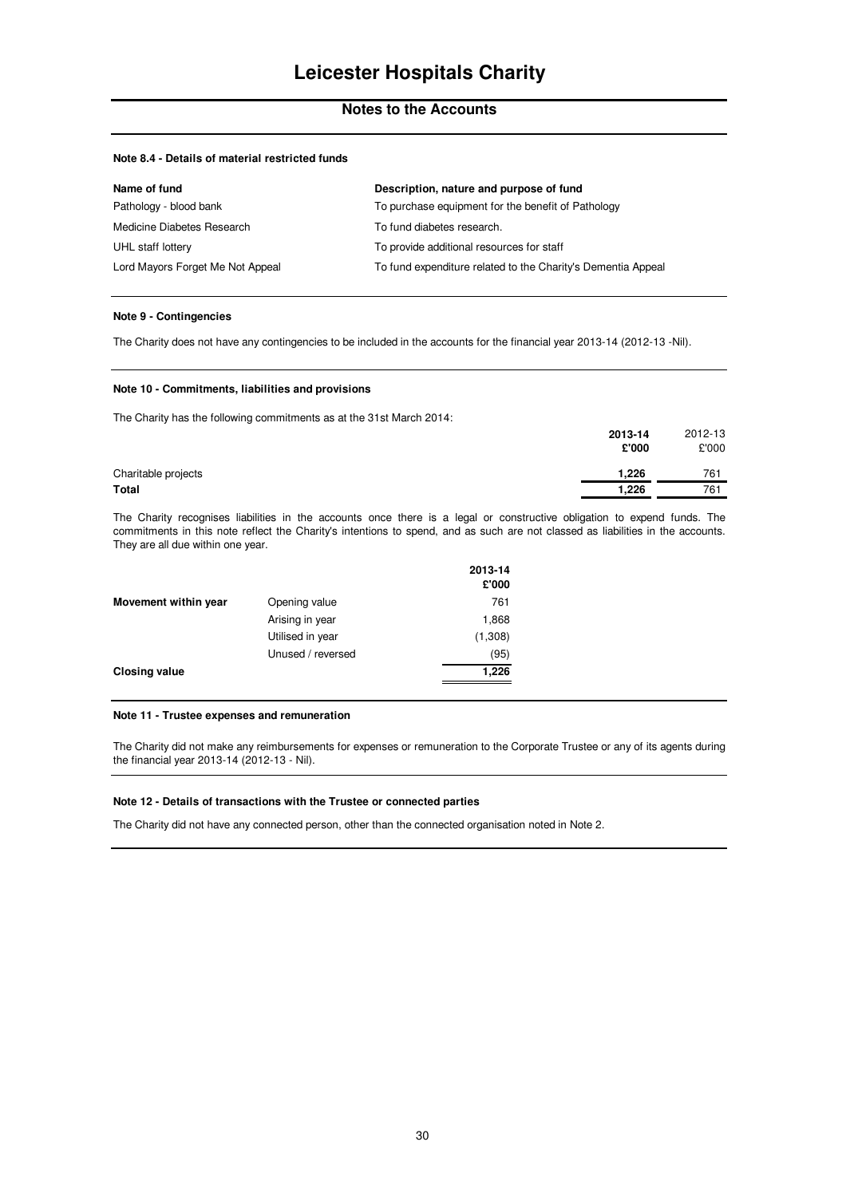# Leicester Hospitals Charity

## Notes to the Accounts

#### Note 8.4 - Details of material restricted funds

| Name of fund | Description, nature and purpose of fund |
|---|---|
| Pathology - blood bank | To purchase equipment for the benefit of Pathology |
| Medicine Diabetes Research | To fund diabetes research. |
| UHL staff lottery | To provide additional resources for staff |
| Lord Mayors Forget Me Not Appeal | To fund expenditure related to the Charity's Dementia Appeal |

#### Note 9 - Contingencies

The Charity does not have any contingencies to be included in the accounts for the financial year 2013-14 (2012-13 -Nil).

#### Note 10 - Commitments, liabilities and provisions

The Charity has the following commitments as at the 31st March 2014:

| | 2013-14 £'000 | 2012-13 £'000 |
|---|---|---|
| Charitable projects | 1,226 | 761 |
| **Total** | **1,226** | 761 |

The Charity recognises liabilities in the accounts once there is a legal or constructive obligation to expend funds. The commitments in this note reflect the Charity's intentions to spend, and as such are not classed as liabilities in the accounts. They are all due within one year.

| | | 2013-14 £'000 |
|---|---|---|
| **Movement within year** | Opening value | 761 |
| | Arising in year | 1,868 |
| | Utilised in year | (1,308) |
| | Unused / reversed | (95) |
| **Closing value** | | **1,226** |

#### Note 11 - Trustee expenses and remuneration

The Charity did not make any reimbursements for expenses or remuneration to the Corporate Trustee or any of its agents during the financial year 2013-14 (2012-13 - Nil).

#### Note 12 - Details of transactions with the Trustee or connected parties

The Charity did not have any connected person, other than the connected organisation noted in Note 2.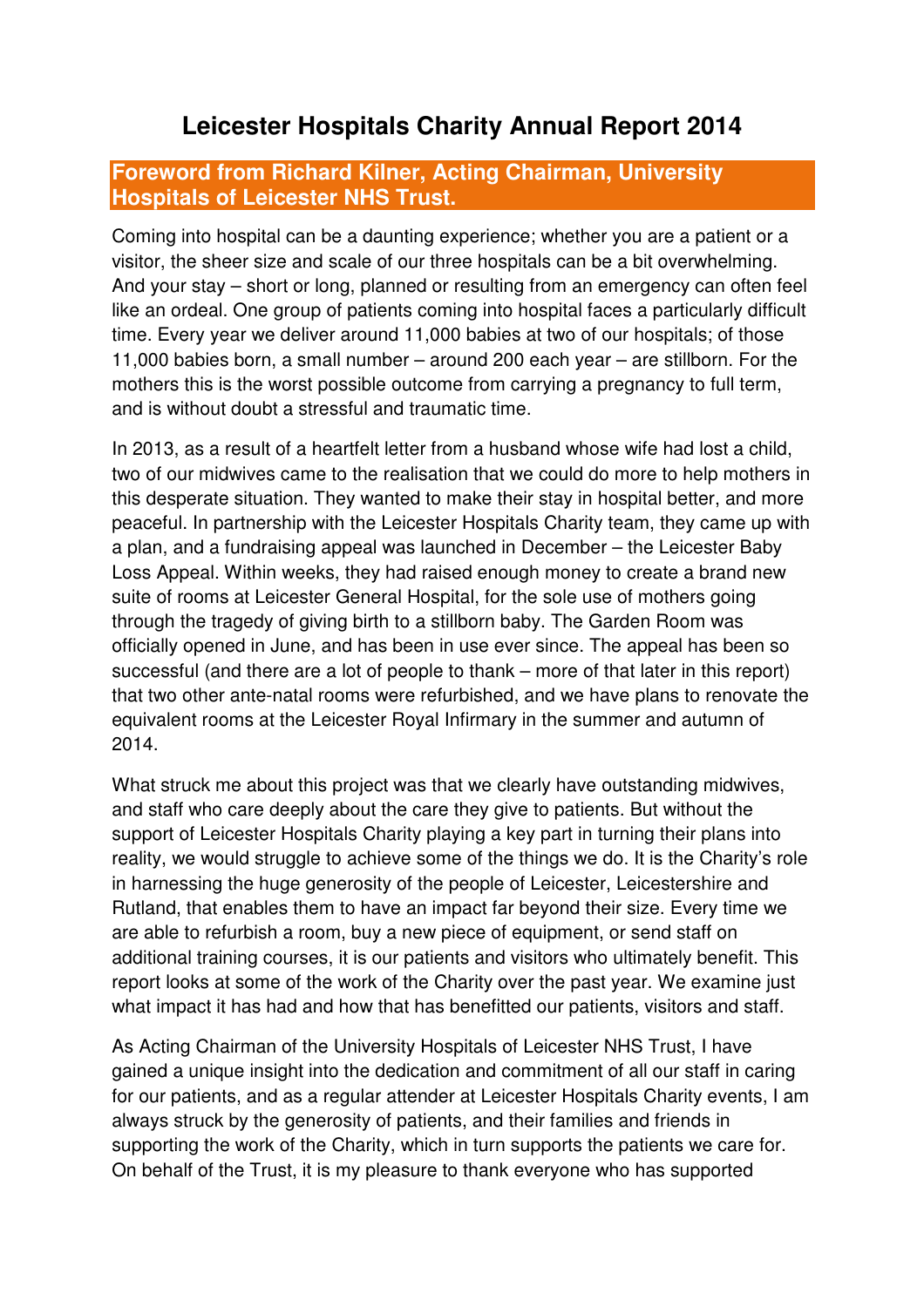# Leicester Hospitals Charity Annual Report 2014

## Foreword from Richard Kilner, Acting Chairman, University Hospitals of Leicester NHS Trust.

Coming into hospital can be a daunting experience; whether you are a patient or a visitor, the sheer size and scale of our three hospitals can be a bit overwhelming. And your stay – short or long, planned or resulting from an emergency can often feel like an ordeal. One group of patients coming into hospital faces a particularly difficult time. Every year we deliver around 11,000 babies at two of our hospitals; of those 11,000 babies born, a small number – around 200 each year – are stillborn. For the mothers this is the worst possible outcome from carrying a pregnancy to full term, and is without doubt a stressful and traumatic time.

In 2013, as a result of a heartfelt letter from a husband whose wife had lost a child, two of our midwives came to the realisation that we could do more to help mothers in this desperate situation. They wanted to make their stay in hospital better, and more peaceful. In partnership with the Leicester Hospitals Charity team, they came up with a plan, and a fundraising appeal was launched in December – the Leicester Baby Loss Appeal. Within weeks, they had raised enough money to create a brand new suite of rooms at Leicester General Hospital, for the sole use of mothers going through the tragedy of giving birth to a stillborn baby. The Garden Room was officially opened in June, and has been in use ever since. The appeal has been so successful (and there are a lot of people to thank – more of that later in this report) that two other ante-natal rooms were refurbished, and we have plans to renovate the equivalent rooms at the Leicester Royal Infirmary in the summer and autumn of 2014.

What struck me about this project was that we clearly have outstanding midwives, and staff who care deeply about the care they give to patients. But without the support of Leicester Hospitals Charity playing a key part in turning their plans into reality, we would struggle to achieve some of the things we do. It is the Charity's role in harnessing the huge generosity of the people of Leicester, Leicestershire and Rutland, that enables them to have an impact far beyond their size. Every time we are able to refurbish a room, buy a new piece of equipment, or send staff on additional training courses, it is our patients and visitors who ultimately benefit. This report looks at some of the work of the Charity over the past year. We examine just what impact it has had and how that has benefitted our patients, visitors and staff.

As Acting Chairman of the University Hospitals of Leicester NHS Trust, I have gained a unique insight into the dedication and commitment of all our staff in caring for our patients, and as a regular attender at Leicester Hospitals Charity events, I am always struck by the generosity of patients, and their families and friends in supporting the work of the Charity, which in turn supports the patients we care for. On behalf of the Trust, it is my pleasure to thank everyone who has supported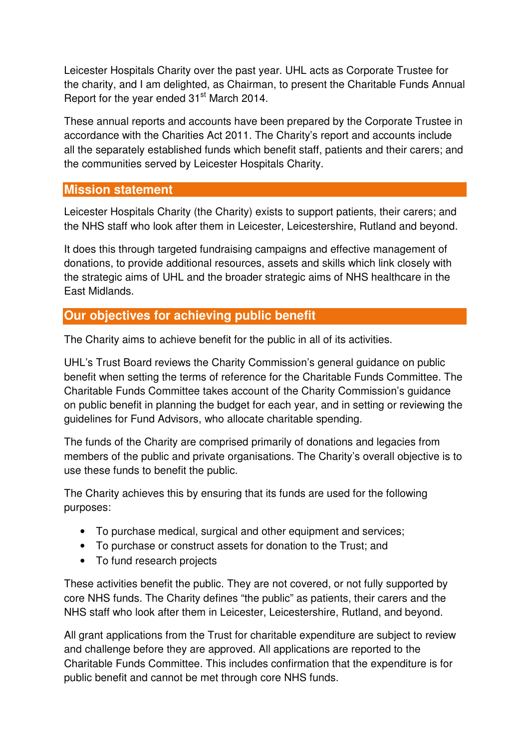Leicester Hospitals Charity over the past year. UHL acts as Corporate Trustee for the charity, and I am delighted, as Chairman, to present the Charitable Funds Annual Report for the year ended 31st March 2014.

These annual reports and accounts have been prepared by the Corporate Trustee in accordance with the Charities Act 2011. The Charity's report and accounts include all the separately established funds which benefit staff, patients and their carers; and the communities served by Leicester Hospitals Charity.

## Mission statement

Leicester Hospitals Charity (the Charity) exists to support patients, their carers; and the NHS staff who look after them in Leicester, Leicestershire, Rutland and beyond.

It does this through targeted fundraising campaigns and effective management of donations, to provide additional resources, assets and skills which link closely with the strategic aims of UHL and the broader strategic aims of NHS healthcare in the East Midlands.

## Our objectives for achieving public benefit

The Charity aims to achieve benefit for the public in all of its activities.

UHL's Trust Board reviews the Charity Commission's general guidance on public benefit when setting the terms of reference for the Charitable Funds Committee. The Charitable Funds Committee takes account of the Charity Commission's guidance on public benefit in planning the budget for each year, and in setting or reviewing the guidelines for Fund Advisors, who allocate charitable spending.

The funds of the Charity are comprised primarily of donations and legacies from members of the public and private organisations. The Charity's overall objective is to use these funds to benefit the public.

The Charity achieves this by ensuring that its funds are used for the following purposes:

- To purchase medical, surgical and other equipment and services;
- To purchase or construct assets for donation to the Trust; and
- To fund research projects

These activities benefit the public. They are not covered, or not fully supported by core NHS funds. The Charity defines "the public" as patients, their carers and the NHS staff who look after them in Leicester, Leicestershire, Rutland, and beyond.

All grant applications from the Trust for charitable expenditure are subject to review and challenge before they are approved. All applications are reported to the Charitable Funds Committee. This includes confirmation that the expenditure is for public benefit and cannot be met through core NHS funds.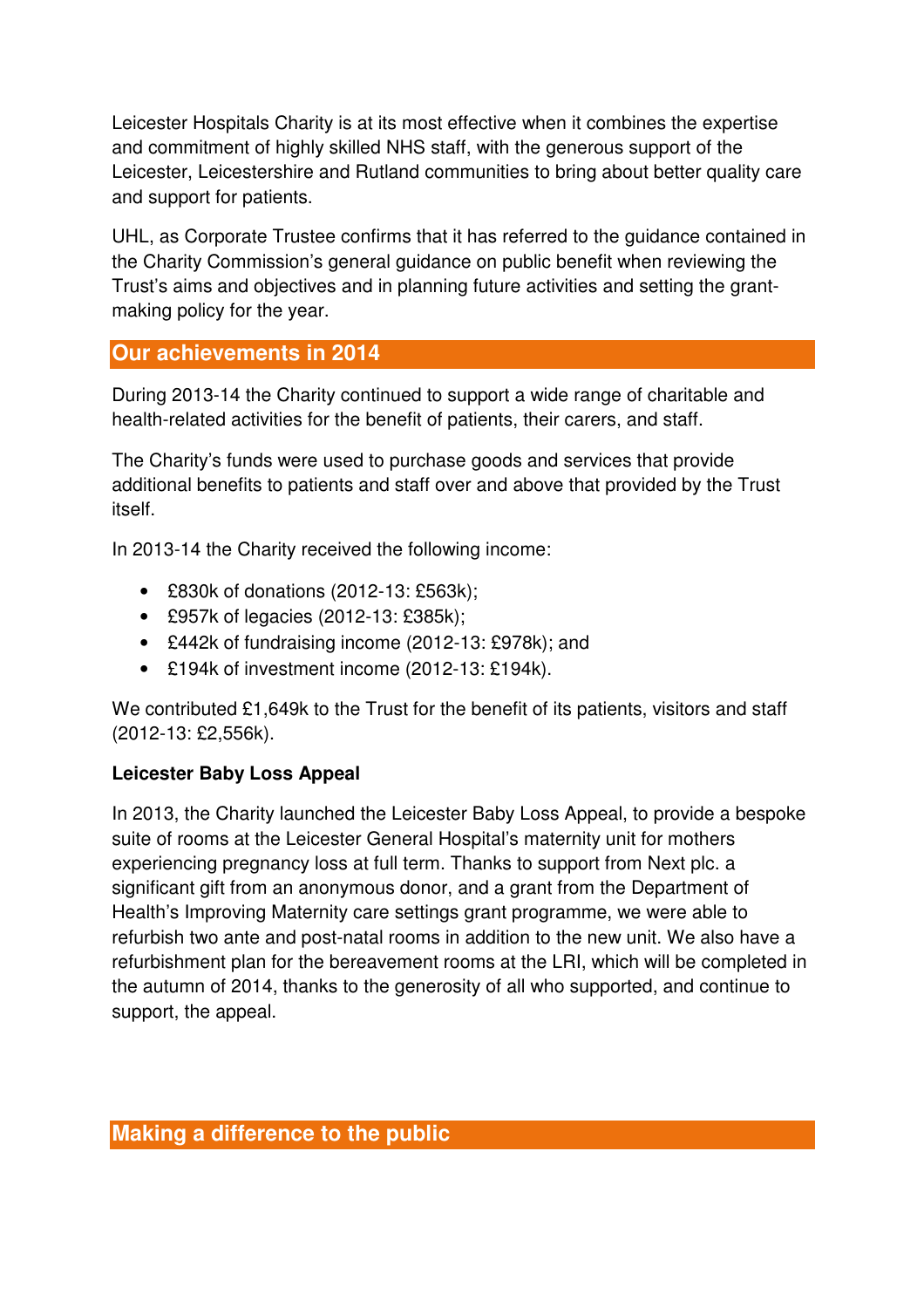Leicester Hospitals Charity is at its most effective when it combines the expertise and commitment of highly skilled NHS staff, with the generous support of the Leicester, Leicestershire and Rutland communities to bring about better quality care and support for patients.

UHL, as Corporate Trustee confirms that it has referred to the guidance contained in the Charity Commission's general guidance on public benefit when reviewing the Trust's aims and objectives and in planning future activities and setting the grant-making policy for the year.

## Our achievements in 2014

During 2013-14 the Charity continued to support a wide range of charitable and health-related activities for the benefit of patients, their carers, and staff.

The Charity's funds were used to purchase goods and services that provide additional benefits to patients and staff over and above that provided by the Trust itself.

In 2013-14 the Charity received the following income:

- £830k of donations (2012-13: £563k);
- £957k of legacies (2012-13: £385k);
- £442k of fundraising income (2012-13: £978k); and
- £194k of investment income (2012-13: £194k).

We contributed £1,649k to the Trust for the benefit of its patients, visitors and staff (2012-13: £2,556k).

**Leicester Baby Loss Appeal**

In 2013, the Charity launched the Leicester Baby Loss Appeal, to provide a bespoke suite of rooms at the Leicester General Hospital's maternity unit for mothers experiencing pregnancy loss at full term. Thanks to support from Next plc. a significant gift from an anonymous donor, and a grant from the Department of Health's Improving Maternity care settings grant programme, we were able to refurbish two ante and post-natal rooms in addition to the new unit. We also have a refurbishment plan for the bereavement rooms at the LRI, which will be completed in the autumn of 2014, thanks to the generosity of all who supported, and continue to support, the appeal.

## Making a difference to the public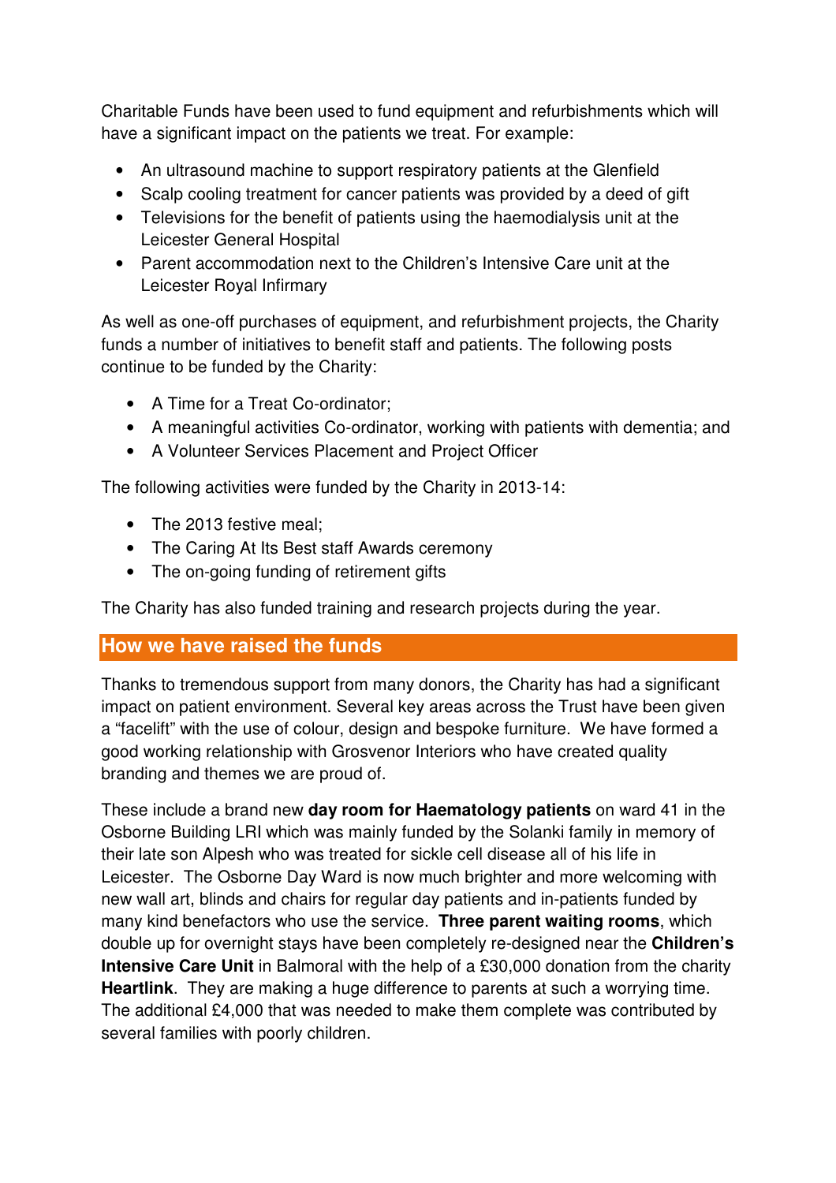Charitable Funds have been used to fund equipment and refurbishments which will have a significant impact on the patients we treat. For example:

- An ultrasound machine to support respiratory patients at the Glenfield
- Scalp cooling treatment for cancer patients was provided by a deed of gift
- Televisions for the benefit of patients using the haemodialysis unit at the Leicester General Hospital
- Parent accommodation next to the Children's Intensive Care unit at the Leicester Royal Infirmary

As well as one-off purchases of equipment, and refurbishment projects, the Charity funds a number of initiatives to benefit staff and patients. The following posts continue to be funded by the Charity:

- A Time for a Treat Co-ordinator;
- A meaningful activities Co-ordinator, working with patients with dementia; and
- A Volunteer Services Placement and Project Officer

The following activities were funded by the Charity in 2013-14:

- The 2013 festive meal;
- The Caring At Its Best staff Awards ceremony
- The on-going funding of retirement gifts

The Charity has also funded training and research projects during the year.

## How we have raised the funds

Thanks to tremendous support from many donors, the Charity has had a significant impact on patient environment. Several key areas across the Trust have been given a "facelift" with the use of colour, design and bespoke furniture. We have formed a good working relationship with Grosvenor Interiors who have created quality branding and themes we are proud of.

These include a brand new **day room for Haematology patients** on ward 41 in the Osborne Building LRI which was mainly funded by the Solanki family in memory of their late son Alpesh who was treated for sickle cell disease all of his life in Leicester. The Osborne Day Ward is now much brighter and more welcoming with new wall art, blinds and chairs for regular day patients and in-patients funded by many kind benefactors who use the service. **Three parent waiting rooms**, which double up for overnight stays have been completely re-designed near the **Children's Intensive Care Unit** in Balmoral with the help of a £30,000 donation from the charity **Heartlink**. They are making a huge difference to parents at such a worrying time. The additional £4,000 that was needed to make them complete was contributed by several families with poorly children.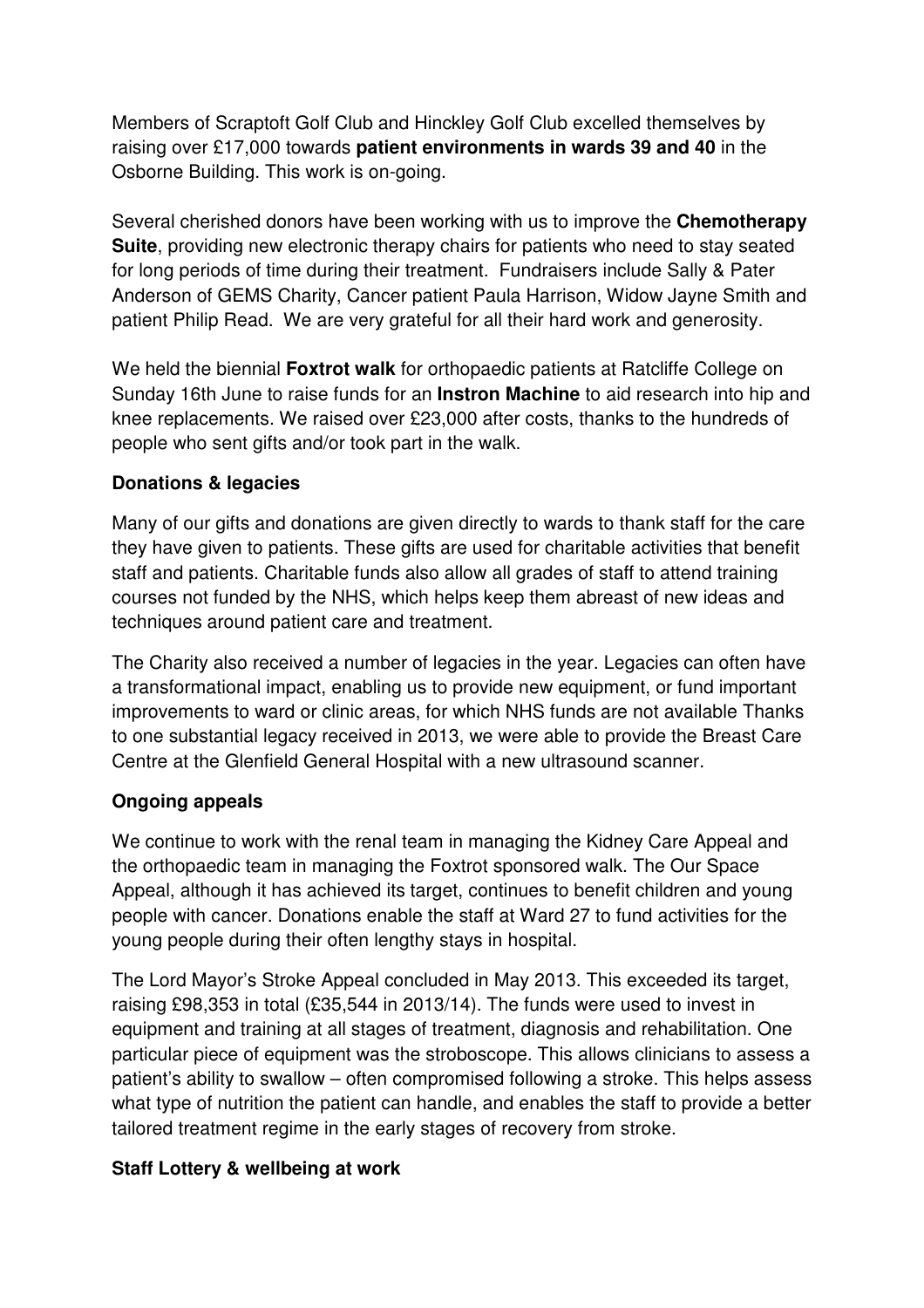Members of Scraptoft Golf Club and Hinckley Golf Club excelled themselves by raising over £17,000 towards **patient environments in wards 39 and 40** in the Osborne Building. This work is on-going.

Several cherished donors have been working with us to improve the **Chemotherapy Suite**, providing new electronic therapy chairs for patients who need to stay seated for long periods of time during their treatment. Fundraisers include Sally & Pater Anderson of GEMS Charity, Cancer patient Paula Harrison, Widow Jayne Smith and patient Philip Read. We are very grateful for all their hard work and generosity.

We held the biennial **Foxtrot walk** for orthopaedic patients at Ratcliffe College on Sunday 16th June to raise funds for an **Instron Machine** to aid research into hip and knee replacements. We raised over £23,000 after costs, thanks to the hundreds of people who sent gifts and/or took part in the walk.

### Donations & legacies

Many of our gifts and donations are given directly to wards to thank staff for the care they have given to patients. These gifts are used for charitable activities that benefit staff and patients. Charitable funds also allow all grades of staff to attend training courses not funded by the NHS, which helps keep them abreast of new ideas and techniques around patient care and treatment.

The Charity also received a number of legacies in the year. Legacies can often have a transformational impact, enabling us to provide new equipment, or fund important improvements to ward or clinic areas, for which NHS funds are not available Thanks to one substantial legacy received in 2013, we were able to provide the Breast Care Centre at the Glenfield General Hospital with a new ultrasound scanner.

### Ongoing appeals

We continue to work with the renal team in managing the Kidney Care Appeal and the orthopaedic team in managing the Foxtrot sponsored walk. The Our Space Appeal, although it has achieved its target, continues to benefit children and young people with cancer. Donations enable the staff at Ward 27 to fund activities for the young people during their often lengthy stays in hospital.

The Lord Mayor's Stroke Appeal concluded in May 2013. This exceeded its target, raising £98,353 in total (£35,544 in 2013/14). The funds were used to invest in equipment and training at all stages of treatment, diagnosis and rehabilitation. One particular piece of equipment was the stroboscope. This allows clinicians to assess a patient's ability to swallow – often compromised following a stroke. This helps assess what type of nutrition the patient can handle, and enables the staff to provide a better tailored treatment regime in the early stages of recovery from stroke.

### Staff Lottery & wellbeing at work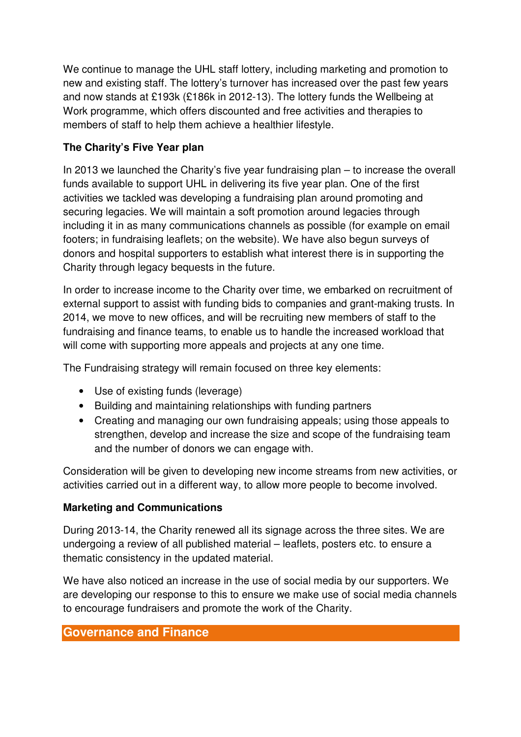We continue to manage the UHL staff lottery, including marketing and promotion to new and existing staff. The lottery's turnover has increased over the past few years and now stands at £193k (£186k in 2012-13). The lottery funds the Wellbeing at Work programme, which offers discounted and free activities and therapies to members of staff to help them achieve a healthier lifestyle.

**The Charity's Five Year plan**

In 2013 we launched the Charity's five year fundraising plan – to increase the overall funds available to support UHL in delivering its five year plan. One of the first activities we tackled was developing a fundraising plan around promoting and securing legacies. We will maintain a soft promotion around legacies through including it in as many communications channels as possible (for example on email footers; in fundraising leaflets; on the website). We have also begun surveys of donors and hospital supporters to establish what interest there is in supporting the Charity through legacy bequests in the future.

In order to increase income to the Charity over time, we embarked on recruitment of external support to assist with funding bids to companies and grant-making trusts. In 2014, we move to new offices, and will be recruiting new members of staff to the fundraising and finance teams, to enable us to handle the increased workload that will come with supporting more appeals and projects at any one time.

The Fundraising strategy will remain focused on three key elements:

- Use of existing funds (leverage)
- Building and maintaining relationships with funding partners
- Creating and managing our own fundraising appeals; using those appeals to strengthen, develop and increase the size and scope of the fundraising team and the number of donors we can engage with.

Consideration will be given to developing new income streams from new activities, or activities carried out in a different way, to allow more people to become involved.

**Marketing and Communications**

During 2013-14, the Charity renewed all its signage across the three sites. We are undergoing a review of all published material – leaflets, posters etc. to ensure a thematic consistency in the updated material.

We have also noticed an increase in the use of social media by our supporters. We are developing our response to this to ensure we make use of social media channels to encourage fundraisers and promote the work of the Charity.

## Governance and Finance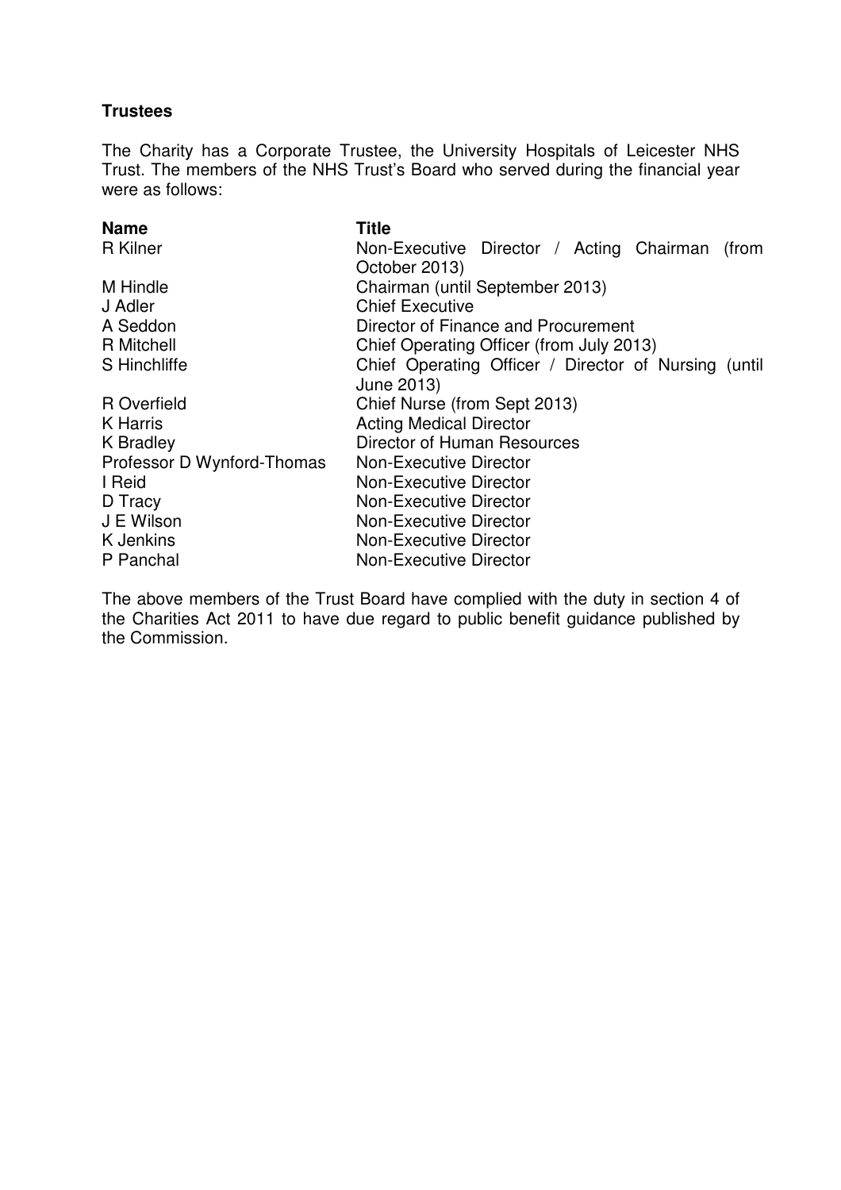**Trustees**

The Charity has a Corporate Trustee, the University Hospitals of Leicester NHS Trust. The members of the NHS Trust's Board who served during the financial year were as follows:

| Name | Title |
| --- | --- |
| R Kilner | Non-Executive Director / Acting Chairman (from October 2013) |
| M Hindle | Chairman (until September 2013) |
| J Adler | Chief Executive |
| A Seddon | Director of Finance and Procurement |
| R Mitchell | Chief Operating Officer (from July 2013) |
| S Hinchliffe | Chief Operating Officer / Director of Nursing (until June 2013) |
| R Overfield | Chief Nurse (from Sept 2013) |
| K Harris | Acting Medical Director |
| K Bradley | Director of Human Resources |
| Professor D Wynford-Thomas | Non-Executive Director |
| I Reid | Non-Executive Director |
| D Tracy | Non-Executive Director |
| J E Wilson | Non-Executive Director |
| K Jenkins | Non-Executive Director |
| P Panchal | Non-Executive Director |

The above members of the Trust Board have complied with the duty in section 4 of the Charities Act 2011 to have due regard to public benefit guidance published by the Commission.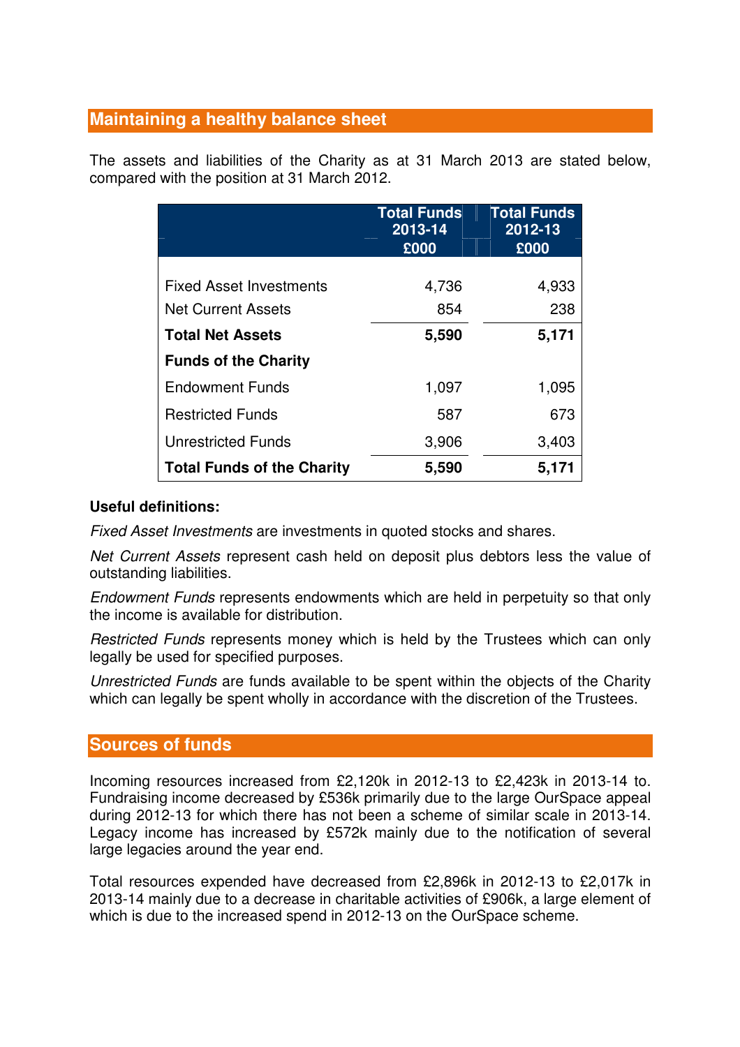## Maintaining a healthy balance sheet

The assets and liabilities of the Charity as at 31 March 2013 are stated below, compared with the position at 31 March 2012.

| | Total Funds 2013-14 £000 | Total Funds 2012-13 £000 |
|---|---|---|
| Fixed Asset Investments | 4,736 | 4,933 |
| Net Current Assets | 854 | 238 |
| **Total Net Assets** | **5,590** | **5,171** |
| **Funds of the Charity** | | |
| Endowment Funds | 1,097 | 1,095 |
| Restricted Funds | 587 | 673 |
| Unrestricted Funds | 3,906 | 3,403 |
| **Total Funds of the Charity** | **5,590** | **5,171** |

**Useful definitions:**

*Fixed Asset Investments* are investments in quoted stocks and shares.

*Net Current Assets* represent cash held on deposit plus debtors less the value of outstanding liabilities.

*Endowment Funds* represents endowments which are held in perpetuity so that only the income is available for distribution.

*Restricted Funds* represents money which is held by the Trustees which can only legally be used for specified purposes.

*Unrestricted Funds* are funds available to be spent within the objects of the Charity which can legally be spent wholly in accordance with the discretion of the Trustees.

## Sources of funds

Incoming resources increased from £2,120k in 2012-13 to £2,423k in 2013-14 to. Fundraising income decreased by £536k primarily due to the large OurSpace appeal during 2012-13 for which there has not been a scheme of similar scale in 2013-14. Legacy income has increased by £572k mainly due to the notification of several large legacies around the year end.

Total resources expended have decreased from £2,896k in 2012-13 to £2,017k in 2013-14 mainly due to a decrease in charitable activities of £906k, a large element of which is due to the increased spend in 2012-13 on the OurSpace scheme.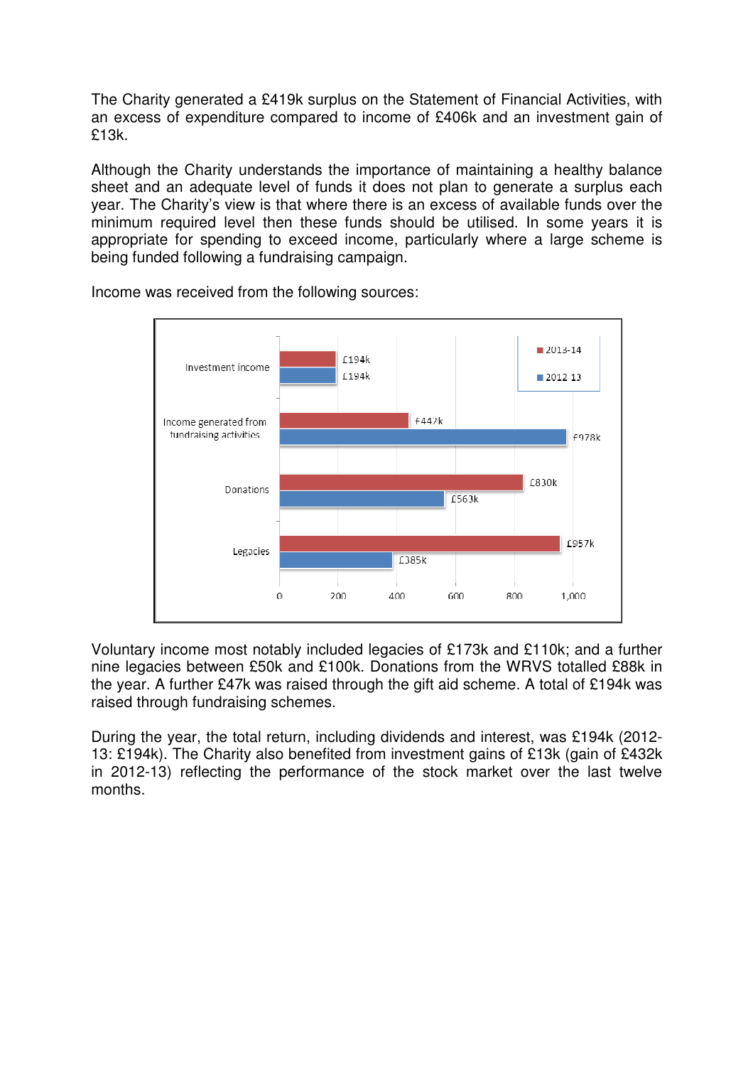The Charity generated a £419k surplus on the Statement of Financial Activities, with an excess of expenditure compared to income of £406k and an investment gain of £13k.

Although the Charity understands the importance of maintaining a healthy balance sheet and an adequate level of funds it does not plan to generate a surplus each year. The Charity's view is that where there is an excess of available funds over the minimum required level then these funds should be utilised. In some years it is appropriate for spending to exceed income, particularly where a large scheme is being funded following a fundraising campaign.

Income was received from the following sources:

| | 2013-14 | 2012-13 |
|---|---|---|
| Investment income | £194k | £194k |
| Income generated from fundraising activities | £442k | £978k |
| Donations | £830k | £563k |
| Legacies | £957k | £385k |

Voluntary income most notably included legacies of £173k and £110k; and a further nine legacies between £50k and £100k. Donations from the WRVS totalled £88k in the year. A further £47k was raised through the gift aid scheme. A total of £194k was raised through fundraising schemes.

During the year, the total return, including dividends and interest, was £194k (2012-13: £194k). The Charity also benefited from investment gains of £13k (gain of £432k in 2012-13) reflecting the performance of the stock market over the last twelve months.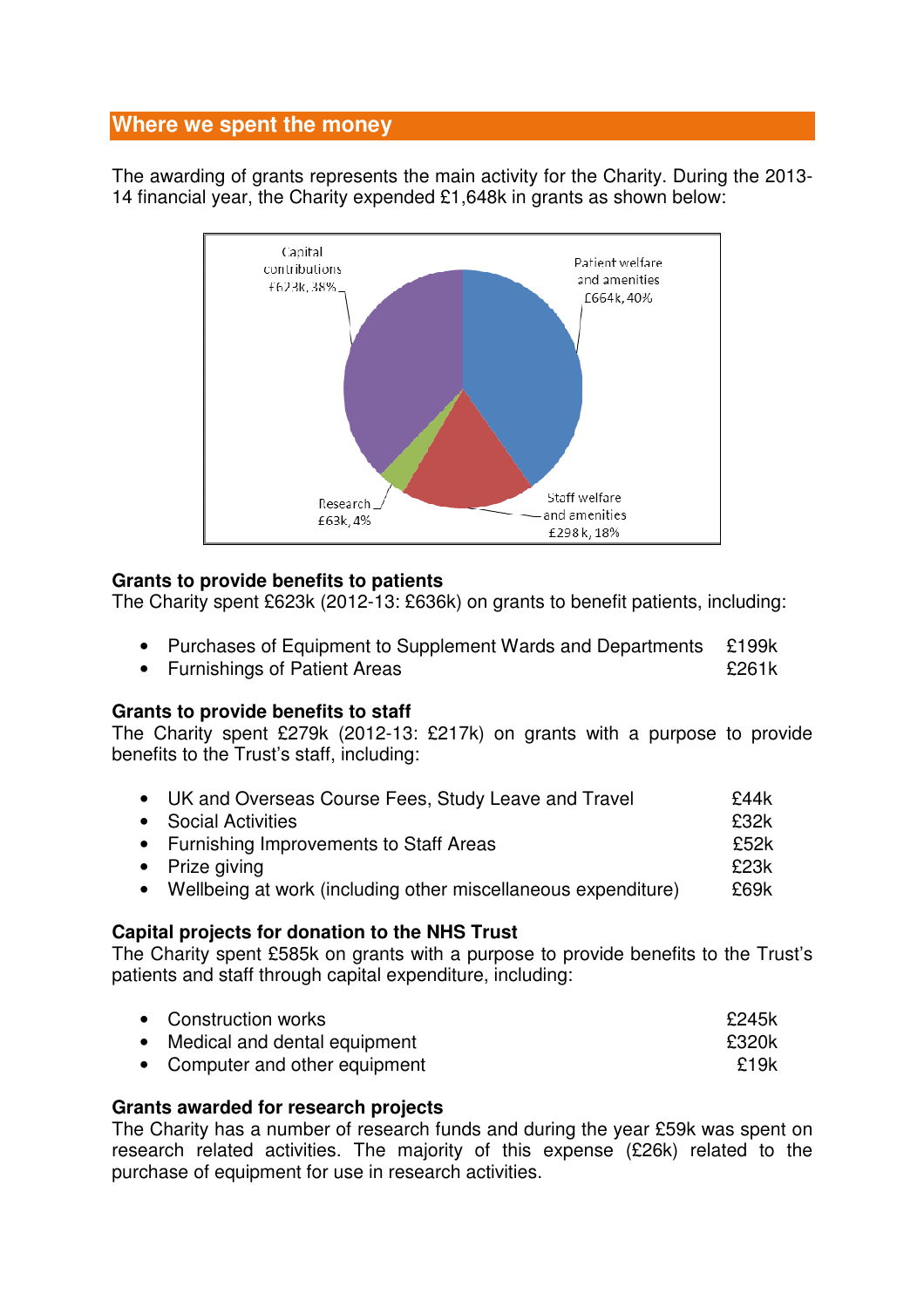## Where we spent the money

The awarding of grants represents the main activity for the Charity. During the 2013-14 financial year, the Charity expended £1,648k in grants as shown below:

- Capital contributions £623k, 38%
- Patient welfare and amenities £664k, 40%
- Staff welfare and amenities £298k, 18%
- Research £63k, 4%

**Grants to provide benefits to patients**

The Charity spent £623k (2012-13: £636k) on grants to benefit patients, including:

- Purchases of Equipment to Supplement Wards and Departments £199k
- Furnishings of Patient Areas £261k

**Grants to provide benefits to staff**

The Charity spent £279k (2012-13: £217k) on grants with a purpose to provide benefits to the Trust's staff, including:

- UK and Overseas Course Fees, Study Leave and Travel £44k
- Social Activities £32k
- Furnishing Improvements to Staff Areas £52k
- Prize giving £23k
- Wellbeing at work (including other miscellaneous expenditure) £69k

**Capital projects for donation to the NHS Trust**

The Charity spent £585k on grants with a purpose to provide benefits to the Trust's patients and staff through capital expenditure, including:

- Construction works £245k
- Medical and dental equipment £320k
- Computer and other equipment £19k

**Grants awarded for research projects**

The Charity has a number of research funds and during the year £59k was spent on research related activities. The majority of this expense (£26k) related to the purchase of equipment for use in research activities.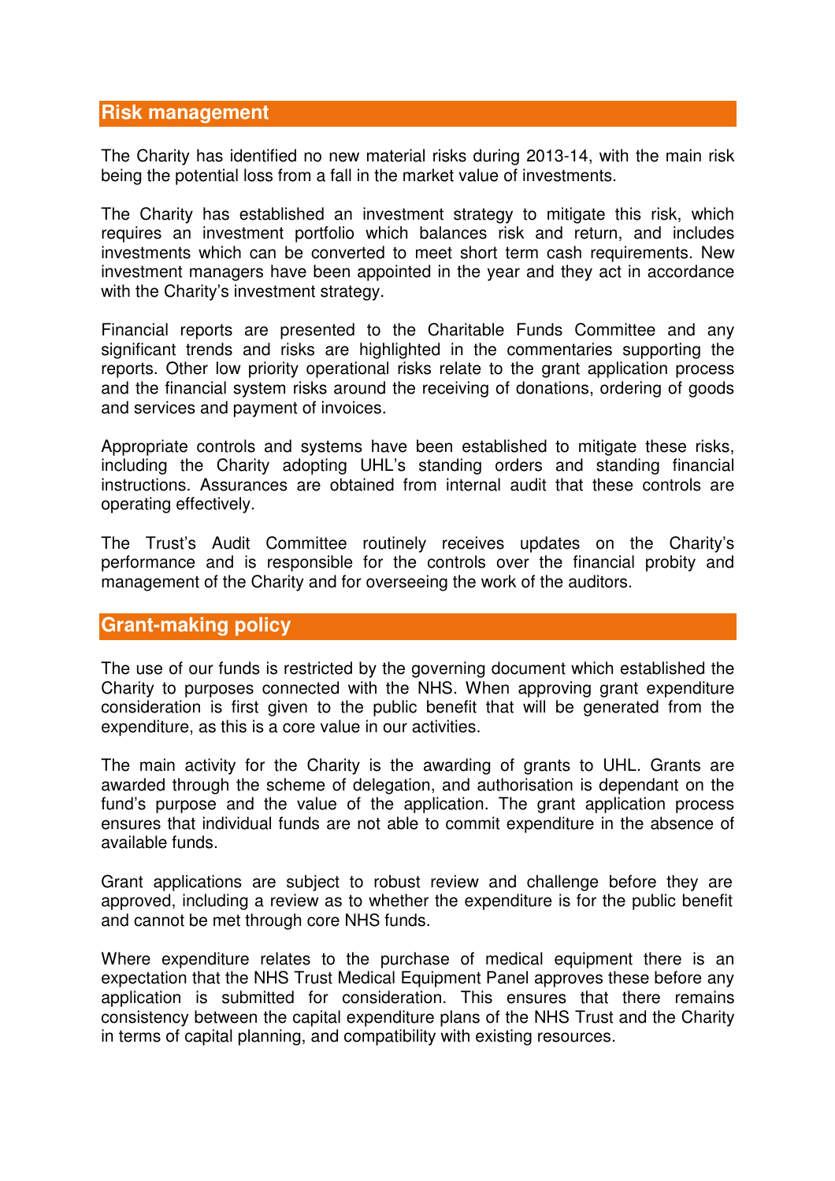## Risk management

The Charity has identified no new material risks during 2013-14, with the main risk being the potential loss from a fall in the market value of investments.

The Charity has established an investment strategy to mitigate this risk, which requires an investment portfolio which balances risk and return, and includes investments which can be converted to meet short term cash requirements. New investment managers have been appointed in the year and they act in accordance with the Charity's investment strategy.

Financial reports are presented to the Charitable Funds Committee and any significant trends and risks are highlighted in the commentaries supporting the reports. Other low priority operational risks relate to the grant application process and the financial system risks around the receiving of donations, ordering of goods and services and payment of invoices.

Appropriate controls and systems have been established to mitigate these risks, including the Charity adopting UHL's standing orders and standing financial instructions. Assurances are obtained from internal audit that these controls are operating effectively.

The Trust's Audit Committee routinely receives updates on the Charity's performance and is responsible for the controls over the financial probity and management of the Charity and for overseeing the work of the auditors.

## Grant-making policy

The use of our funds is restricted by the governing document which established the Charity to purposes connected with the NHS. When approving grant expenditure consideration is first given to the public benefit that will be generated from the expenditure, as this is a core value in our activities.

The main activity for the Charity is the awarding of grants to UHL. Grants are awarded through the scheme of delegation, and authorisation is dependant on the fund's purpose and the value of the application. The grant application process ensures that individual funds are not able to commit expenditure in the absence of available funds.

Grant applications are subject to robust review and challenge before they are approved, including a review as to whether the expenditure is for the public benefit and cannot be met through core NHS funds.

Where expenditure relates to the purchase of medical equipment there is an expectation that the NHS Trust Medical Equipment Panel approves these before any application is submitted for consideration. This ensures that there remains consistency between the capital expenditure plans of the NHS Trust and the Charity in terms of capital planning, and compatibility with existing resources.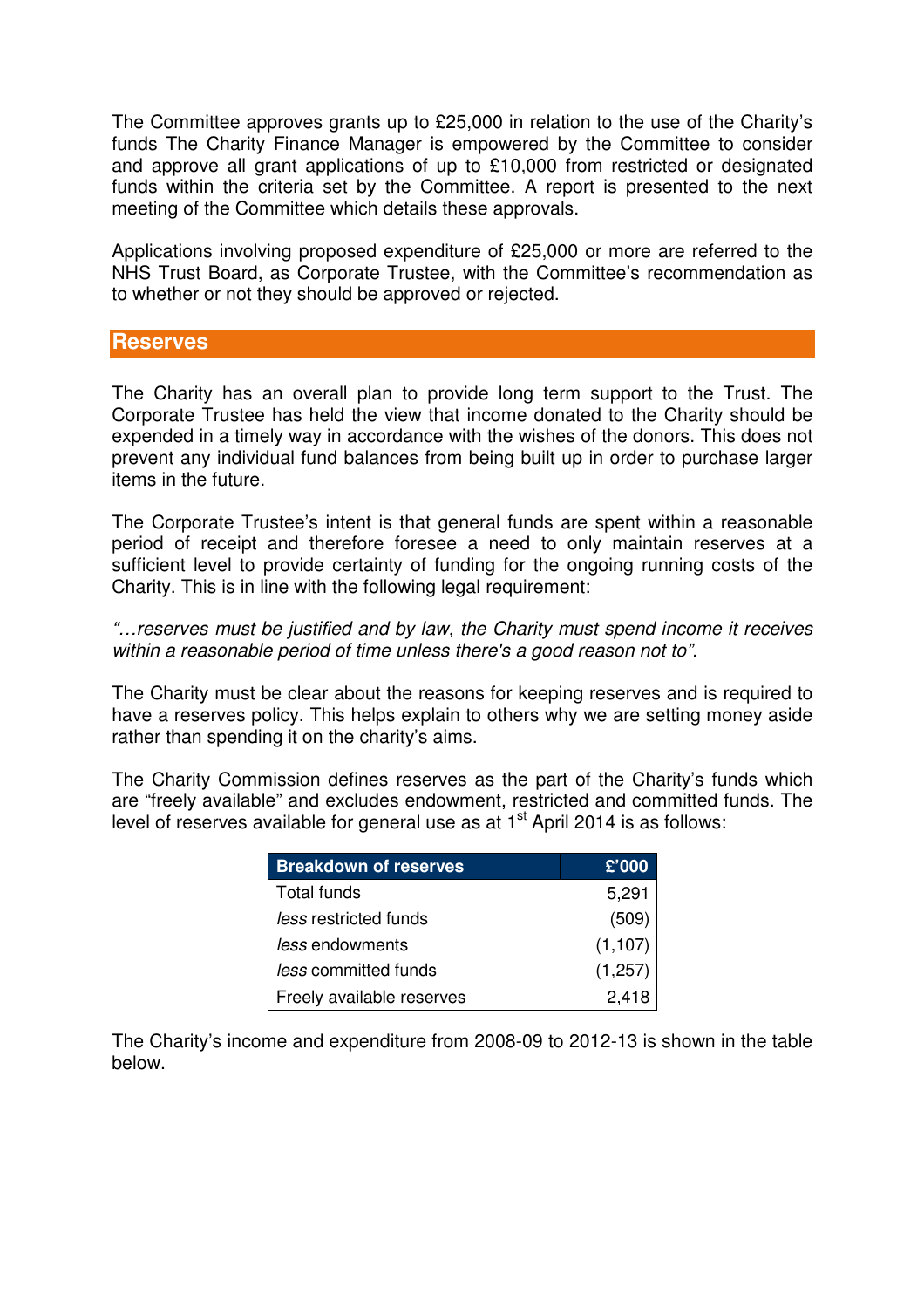The Committee approves grants up to £25,000 in relation to the use of the Charity's funds The Charity Finance Manager is empowered by the Committee to consider and approve all grant applications of up to £10,000 from restricted or designated funds within the criteria set by the Committee. A report is presented to the next meeting of the Committee which details these approvals.

Applications involving proposed expenditure of £25,000 or more are referred to the NHS Trust Board, as Corporate Trustee, with the Committee's recommendation as to whether or not they should be approved or rejected.

## Reserves

The Charity has an overall plan to provide long term support to the Trust. The Corporate Trustee has held the view that income donated to the Charity should be expended in a timely way in accordance with the wishes of the donors. This does not prevent any individual fund balances from being built up in order to purchase larger items in the future.

The Corporate Trustee's intent is that general funds are spent within a reasonable period of receipt and therefore foresee a need to only maintain reserves at a sufficient level to provide certainty of funding for the ongoing running costs of the Charity. This is in line with the following legal requirement:

*"…reserves must be justified and by law, the Charity must spend income it receives within a reasonable period of time unless there's a good reason not to".*

The Charity must be clear about the reasons for keeping reserves and is required to have a reserves policy. This helps explain to others why we are setting money aside rather than spending it on the charity's aims.

The Charity Commission defines reserves as the part of the Charity's funds which are "freely available" and excludes endowment, restricted and committed funds. The level of reserves available for general use as at 1st April 2014 is as follows:

| Breakdown of reserves | £'000 |
|---|---|
| Total funds | 5,291 |
| *less* restricted funds | (509) |
| *less* endowments | (1,107) |
| *less* committed funds | (1,257) |
| Freely available reserves | 2,418 |

The Charity's income and expenditure from 2008-09 to 2012-13 is shown in the table below.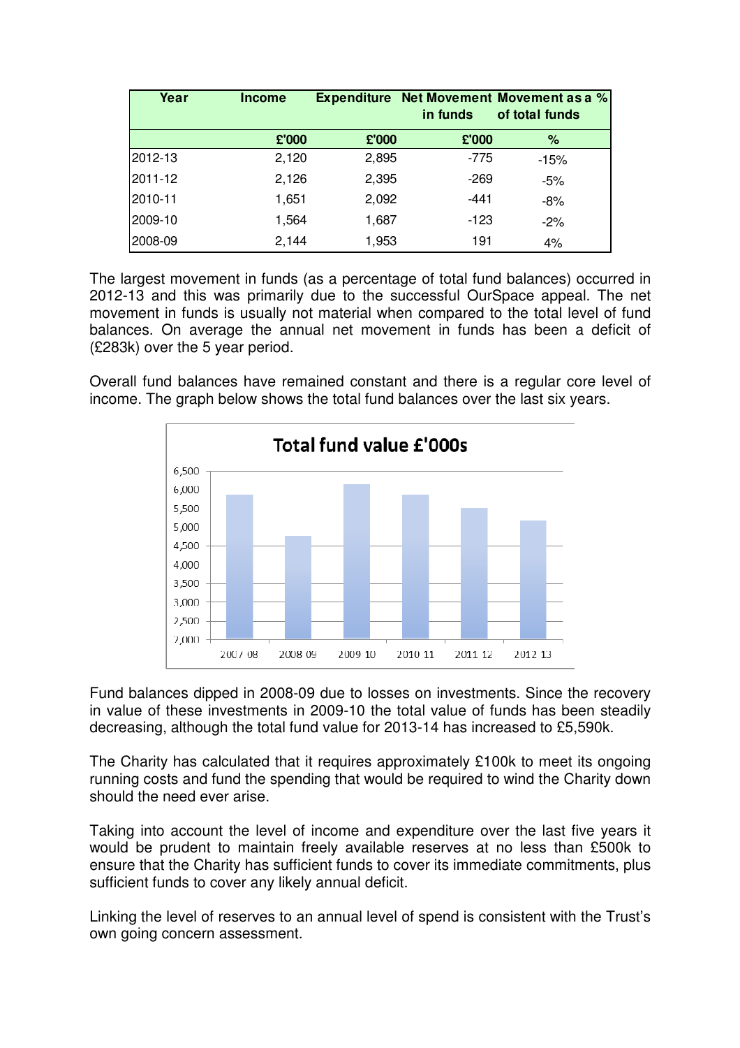| Year | Income | Expenditure | Net Movement in funds | Movement as a % of total funds |
|---|---|---|---|---|
| | £'000 | £'000 | £'000 | % |
| 2012-13 | 2,120 | 2,895 | -775 | -15% |
| 2011-12 | 2,126 | 2,395 | -269 | -5% |
| 2010-11 | 1,651 | 2,092 | -441 | -8% |
| 2009-10 | 1,564 | 1,687 | -123 | -2% |
| 2008-09 | 2,144 | 1,953 | 191 | 4% |

The largest movement in funds (as a percentage of total fund balances) occurred in 2012-13 and this was primarily due to the successful OurSpace appeal. The net movement in funds is usually not material when compared to the total level of fund balances. On average the annual net movement in funds has been a deficit of (£283k) over the 5 year period.

Overall fund balances have remained constant and there is a regular core level of income. The graph below shows the total fund balances over the last six years.

Fund balances dipped in 2008-09 due to losses on investments. Since the recovery in value of these investments in 2009-10 the total value of funds has been steadily decreasing, although the total fund value for 2013-14 has increased to £5,590k.

The Charity has calculated that it requires approximately £100k to meet its ongoing running costs and fund the spending that would be required to wind the Charity down should the need ever arise.

Taking into account the level of income and expenditure over the last five years it would be prudent to maintain freely available reserves at no less than £500k to ensure that the Charity has sufficient funds to cover its immediate commitments, plus sufficient funds to cover any likely annual deficit.

Linking the level of reserves to an annual level of spend is consistent with the Trust's own going concern assessment.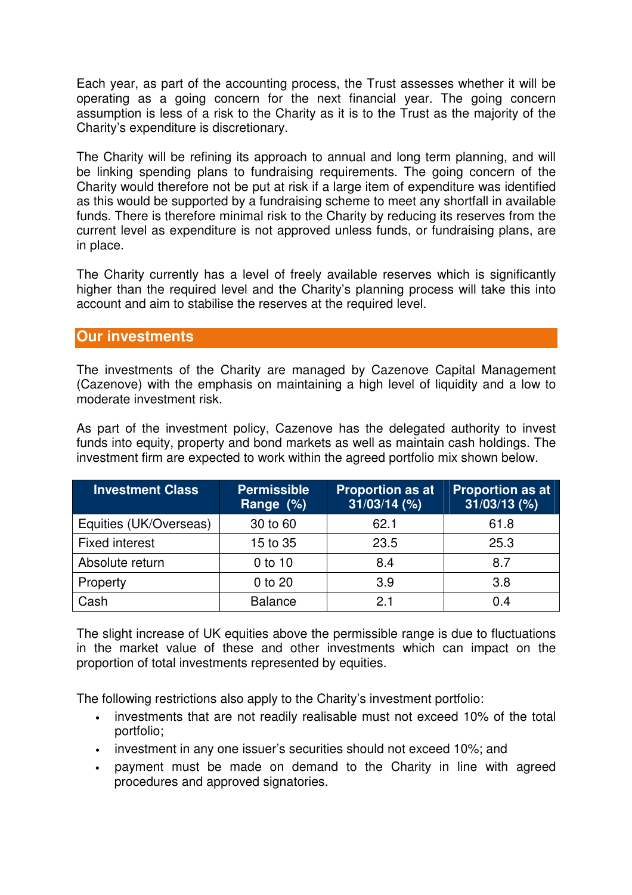Each year, as part of the accounting process, the Trust assesses whether it will be operating as a going concern for the next financial year. The going concern assumption is less of a risk to the Charity as it is to the Trust as the majority of the Charity's expenditure is discretionary.

The Charity will be refining its approach to annual and long term planning, and will be linking spending plans to fundraising requirements. The going concern of the Charity would therefore not be put at risk if a large item of expenditure was identified as this would be supported by a fundraising scheme to meet any shortfall in available funds. There is therefore minimal risk to the Charity by reducing its reserves from the current level as expenditure is not approved unless funds, or fundraising plans, are in place.

The Charity currently has a level of freely available reserves which is significantly higher than the required level and the Charity's planning process will take this into account and aim to stabilise the reserves at the required level.

## Our investments

The investments of the Charity are managed by Cazenove Capital Management (Cazenove) with the emphasis on maintaining a high level of liquidity and a low to moderate investment risk.

As part of the investment policy, Cazenove has the delegated authority to invest funds into equity, property and bond markets as well as maintain cash holdings. The investment firm are expected to work within the agreed portfolio mix shown below.

| Investment Class | Permissible Range (%) | Proportion as at 31/03/14 (%) | Proportion as at 31/03/13 (%) |
|---|---|---|---|
| Equities (UK/Overseas) | 30 to 60 | 62.1 | 61.8 |
| Fixed interest | 15 to 35 | 23.5 | 25.3 |
| Absolute return | 0 to 10 | 8.4 | 8.7 |
| Property | 0 to 20 | 3.9 | 3.8 |
| Cash | Balance | 2.1 | 0.4 |

The slight increase of UK equities above the permissible range is due to fluctuations in the market value of these and other investments which can impact on the proportion of total investments represented by equities.

The following restrictions also apply to the Charity's investment portfolio:

- investments that are not readily realisable must not exceed 10% of the total portfolio;
- investment in any one issuer's securities should not exceed 10%; and
- payment must be made on demand to the Charity in line with agreed procedures and approved signatories.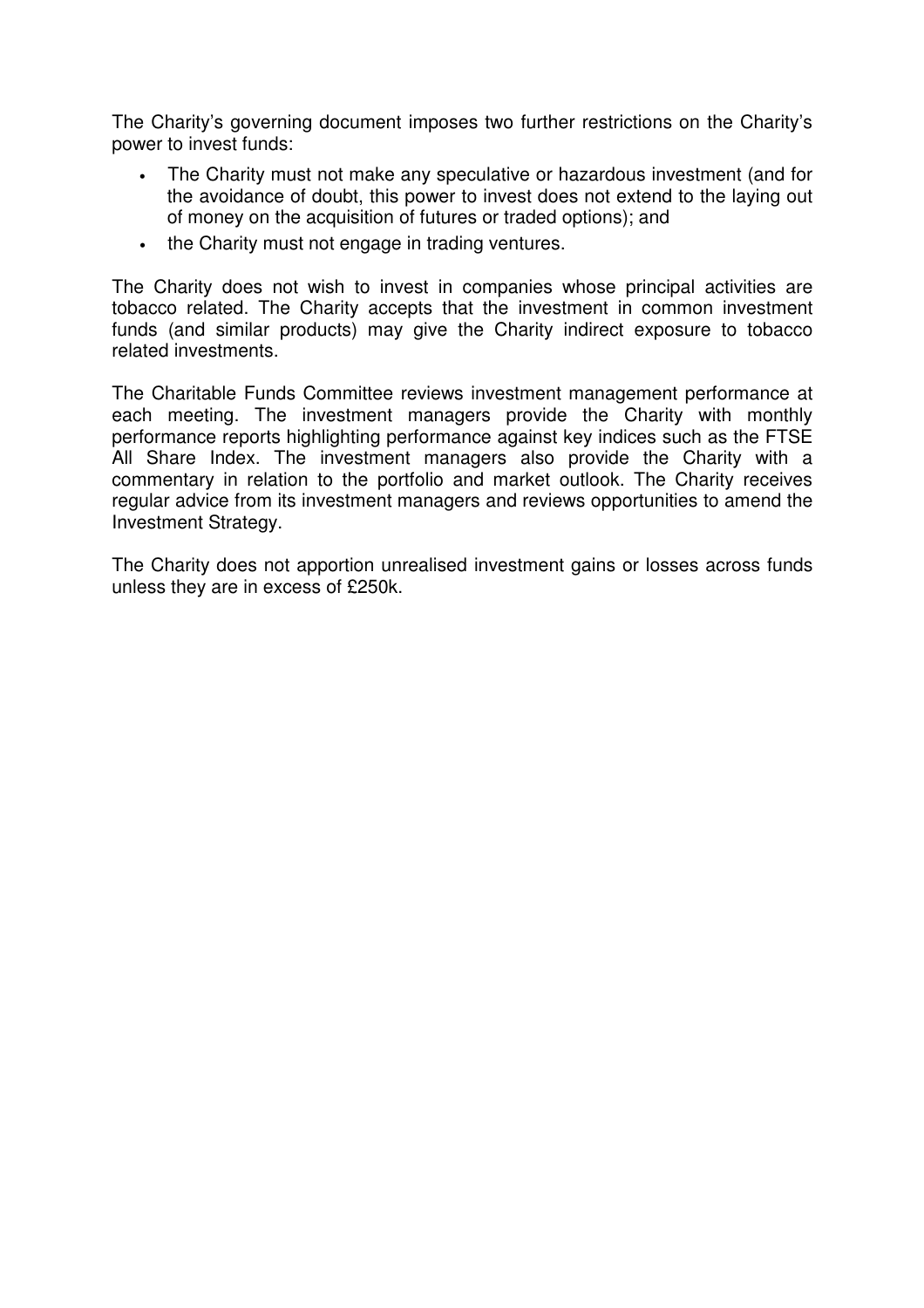The Charity's governing document imposes two further restrictions on the Charity's power to invest funds:

- The Charity must not make any speculative or hazardous investment (and for the avoidance of doubt, this power to invest does not extend to the laying out of money on the acquisition of futures or traded options); and
- the Charity must not engage in trading ventures.

The Charity does not wish to invest in companies whose principal activities are tobacco related. The Charity accepts that the investment in common investment funds (and similar products) may give the Charity indirect exposure to tobacco related investments.

The Charitable Funds Committee reviews investment management performance at each meeting. The investment managers provide the Charity with monthly performance reports highlighting performance against key indices such as the FTSE All Share Index. The investment managers also provide the Charity with a commentary in relation to the portfolio and market outlook. The Charity receives regular advice from its investment managers and reviews opportunities to amend the Investment Strategy.

The Charity does not apportion unrealised investment gains or losses across funds unless they are in excess of £250k.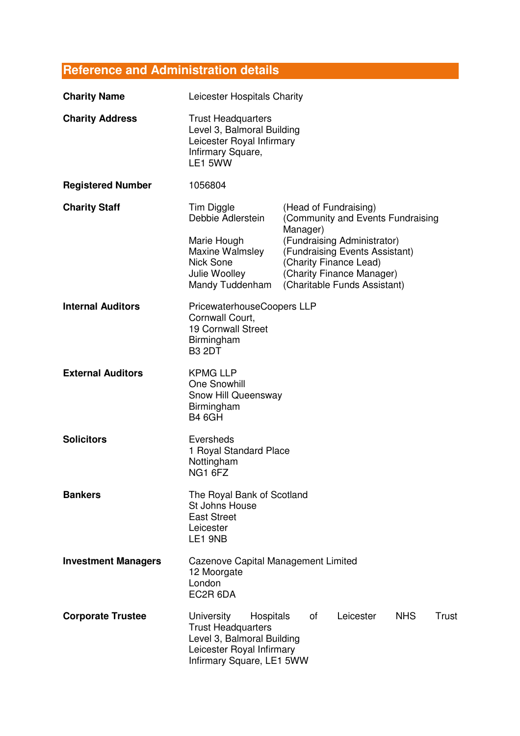## Reference and Administration details

**Charity Name**

Leicester Hospitals Charity

**Charity Address**

Trust Headquarters
Level 3, Balmoral Building
Leicester Royal Infirmary
Infirmary Square,
LE1 5WW

**Registered Number**

1056804

**Charity Staff**

| | |
|---|---|
| Tim Diggle | (Head of Fundraising) |
| Debbie Adlerstein | (Community and Events Fundraising Manager) |
| Marie Hough | (Fundraising Administrator) |
| Maxine Walmsley | (Fundraising Events Assistant) |
| Nick Sone | (Charity Finance Lead) |
| Julie Woolley | (Charity Finance Manager) |
| Mandy Tuddenham | (Charitable Funds Assistant) |

**Internal Auditors**

PricewaterhouseCoopers LLP
Cornwall Court,
19 Cornwall Street
Birmingham
B3 2DT

**External Auditors**

KPMG LLP
One Snowhill
Snow Hill Queensway
Birmingham
B4 6GH

**Solicitors**

Eversheds
1 Royal Standard Place
Nottingham
NG1 6FZ

**Bankers**

The Royal Bank of Scotland
St Johns House
East Street
Leicester
LE1 9NB

**Investment Managers**

Cazenove Capital Management Limited
12 Moorgate
London
EC2R 6DA

**Corporate Trustee**

University Hospitals of Leicester NHS Trust
Trust Headquarters
Level 3, Balmoral Building
Leicester Royal Infirmary
Infirmary Square, LE1 5WW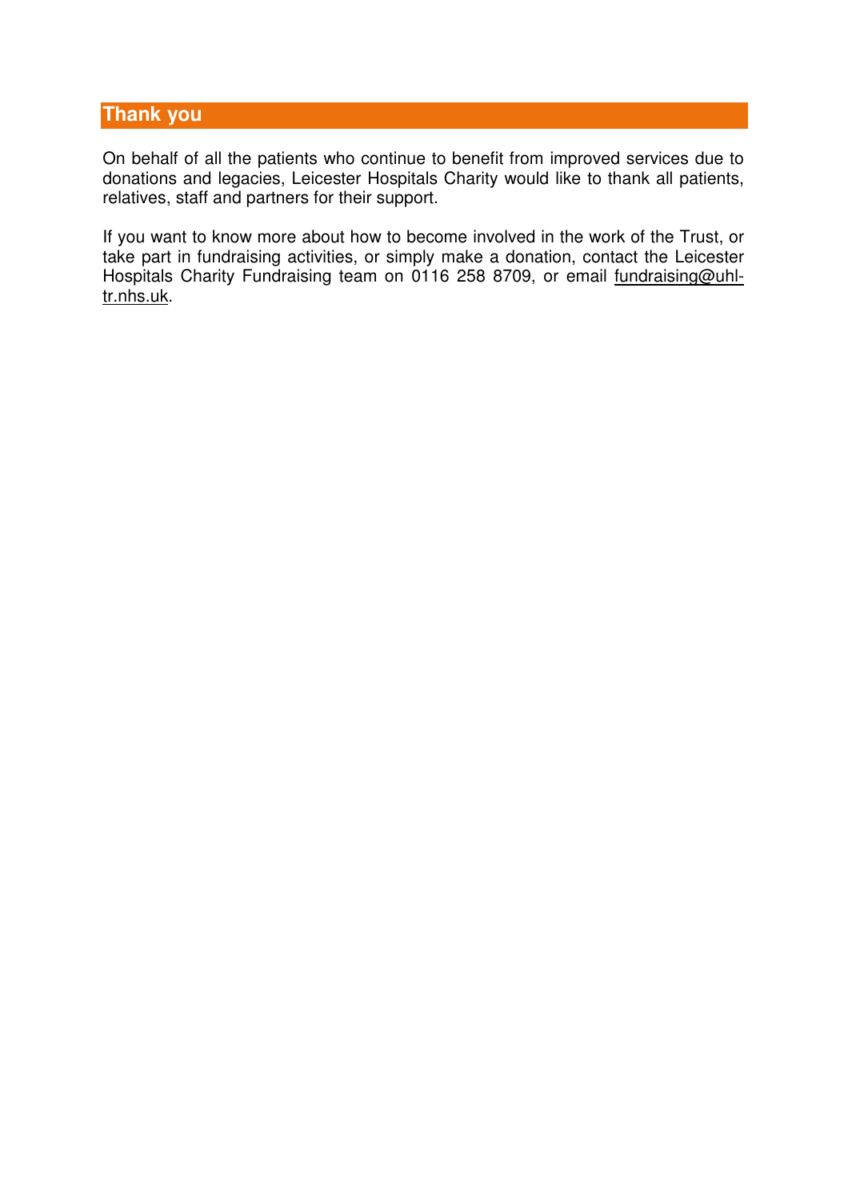## Thank you

On behalf of all the patients who continue to benefit from improved services due to donations and legacies, Leicester Hospitals Charity would like to thank all patients, relatives, staff and partners for their support.

If you want to know more about how to become involved in the work of the Trust, or take part in fundraising activities, or simply make a donation, contact the Leicester Hospitals Charity Fundraising team on 0116 258 8709, or email fundraising@uhl-tr.nhs.uk.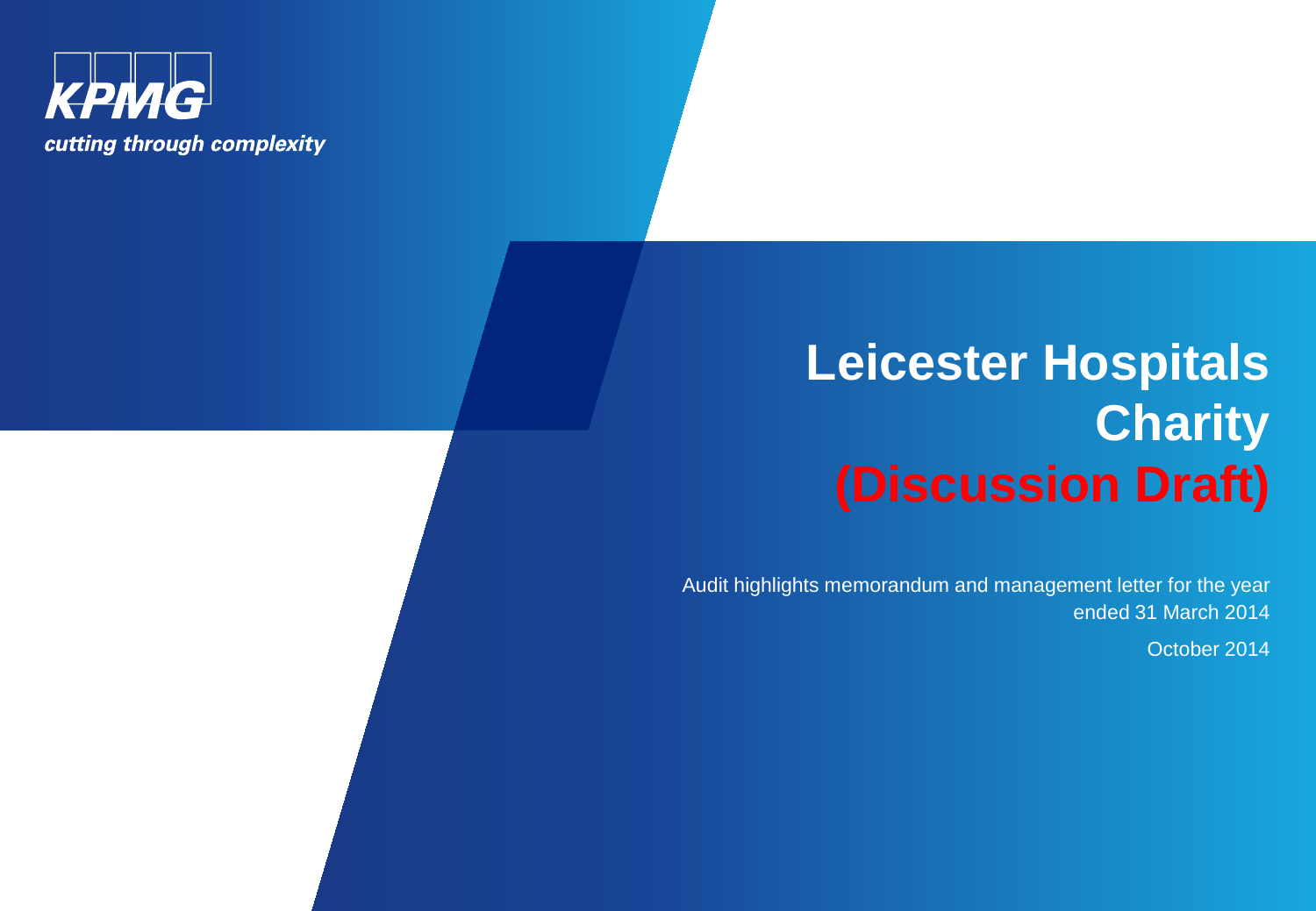KPMG

cutting through complexity

# Leicester Hospitals Charity (Discussion Draft)

Audit highlights memorandum and management letter for the year ended 31 March 2014

October 2014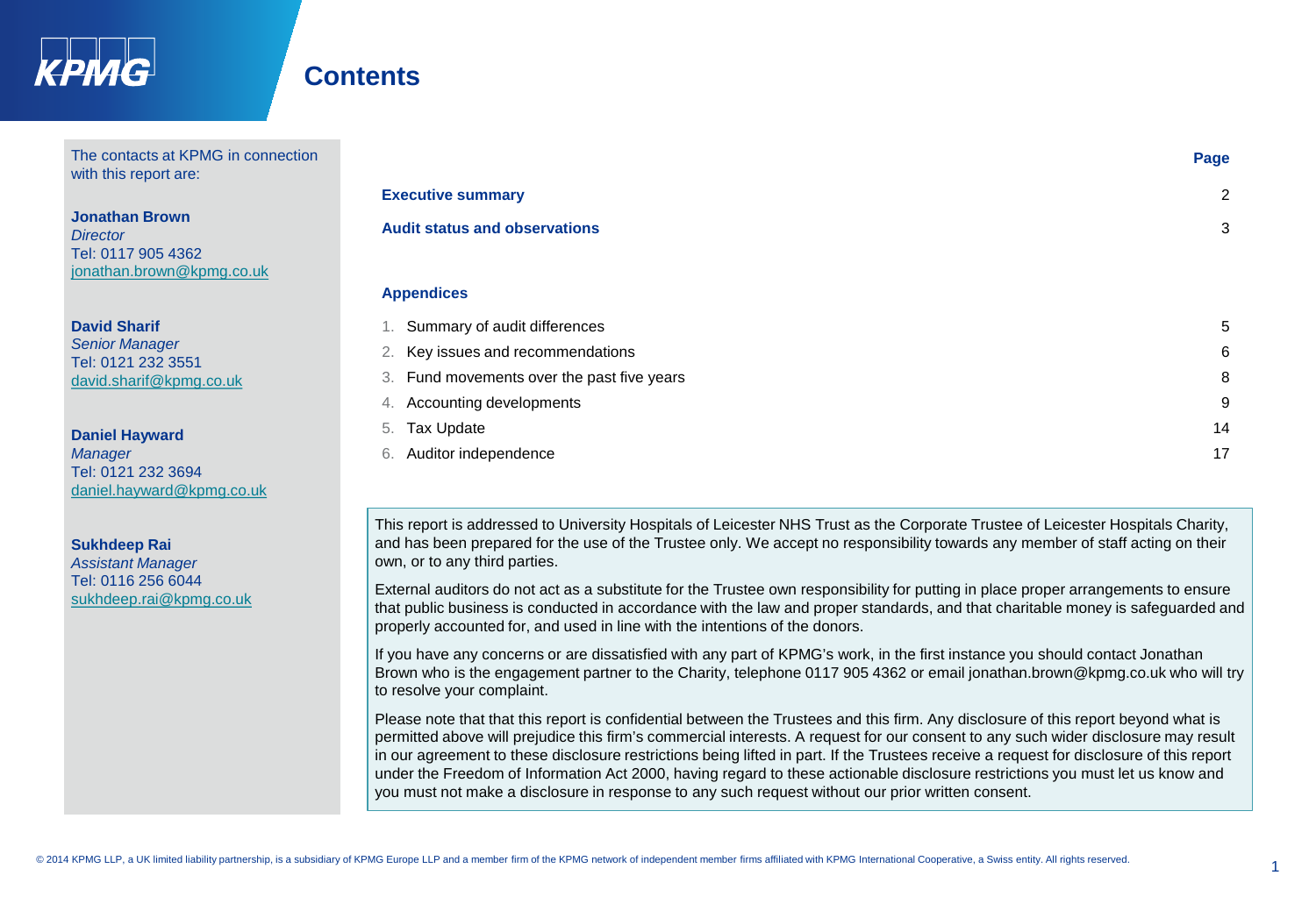# Contents

The contacts at KPMG in connection with this report are:

**Jonathan Brown**
*Director*
Tel: 0117 905 4362
jonathan.brown@kpmg.co.uk

**David Sharif**
*Senior Manager*
Tel: 0121 232 3551
david.sharif@kpmg.co.uk

**Daniel Hayward**
*Manager*
Tel: 0121 232 3694
daniel.hayward@kpmg.co.uk

**Sukhdeep Rai**
*Assistant Manager*
Tel: 0116 256 6044
sukhdeep.rai@kpmg.co.uk

| | Page |
|---|---|
| **Executive summary** | 2 |
| **Audit status and observations** | 3 |
| **Appendices** | |
| 1. Summary of audit differences | 5 |
| 2. Key issues and recommendations | 6 |
| 3. Fund movements over the past five years | 8 |
| 4. Accounting developments | 9 |
| 5. Tax Update | 14 |
| 6. Auditor independence | 17 |

This report is addressed to University Hospitals of Leicester NHS Trust as the Corporate Trustee of Leicester Hospitals Charity, and has been prepared for the use of the Trustee only. We accept no responsibility towards any member of staff acting on their own, or to any third parties.

External auditors do not act as a substitute for the Trustee own responsibility for putting in place proper arrangements to ensure that public business is conducted in accordance with the law and proper standards, and that charitable money is safeguarded and properly accounted for, and used in line with the intentions of the donors.

If you have any concerns or are dissatisfied with any part of KPMG's work, in the first instance you should contact Jonathan Brown who is the engagement partner to the Charity, telephone 0117 905 4362 or email jonathan.brown@kpmg.co.uk who will try to resolve your complaint.

Please note that that this report is confidential between the Trustees and this firm. Any disclosure of this report beyond what is permitted above will prejudice this firm's commercial interests. A request for our consent to any such wider disclosure may result in our agreement to these disclosure restrictions being lifted in part. If the Trustees receive a request for disclosure of this report under the Freedom of Information Act 2000, having regard to these actionable disclosure restrictions you must let us know and you must not make a disclosure in response to any such request without our prior written consent.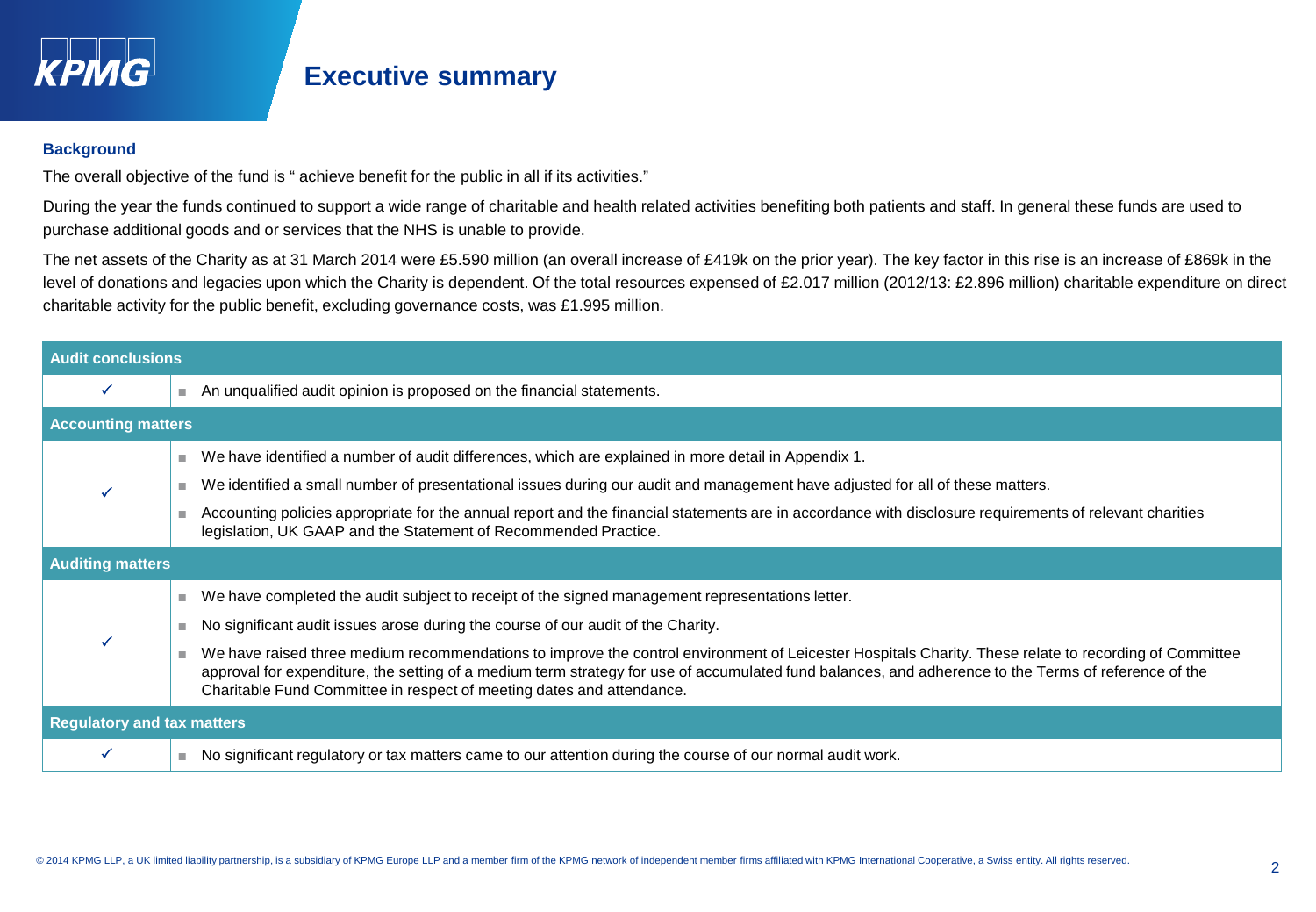# Executive summary

### Background

The overall objective of the fund is " achieve benefit for the public in all if its activities."

During the year the funds continued to support a wide range of charitable and health related activities benefiting both patients and staff. In general these funds are used to purchase additional goods and or services that the NHS is unable to provide.

The net assets of the Charity as at 31 March 2014 were £5.590 million (an overall increase of £419k on the prior year). The key factor in this rise is an increase of £869k in the level of donations and legacies upon which the Charity is dependent. Of the total resources expensed of £2.017 million (2012/13: £2.896 million) charitable expenditure on direct charitable activity for the public benefit, excluding governance costs, was £1.995 million.

| **Audit conclusions** | |
|---|---|
| ✓ | ■ An unqualified audit opinion is proposed on the financial statements. |
| **Accounting matters** | |
| ✓ | ■ We have identified a number of audit differences, which are explained in more detail in Appendix 1.<br>■ We identified a small number of presentational issues during our audit and management have adjusted for all of these matters.<br>■ Accounting policies appropriate for the annual report and the financial statements are in accordance with disclosure requirements of relevant charities legislation, UK GAAP and the Statement of Recommended Practice. |
| **Auditing matters** | |
| ✓ | ■ We have completed the audit subject to receipt of the signed management representations letter.<br>■ No significant audit issues arose during the course of our audit of the Charity.<br>■ We have raised three medium recommendations to improve the control environment of Leicester Hospitals Charity. These relate to recording of Committee approval for expenditure, the setting of a medium term strategy for use of accumulated fund balances, and adherence to the Terms of reference of the Charitable Fund Committee in respect of meeting dates and attendance. |
| **Regulatory and tax matters** | |
| ✓ | ■ No significant regulatory or tax matters came to our attention during the course of our normal audit work. |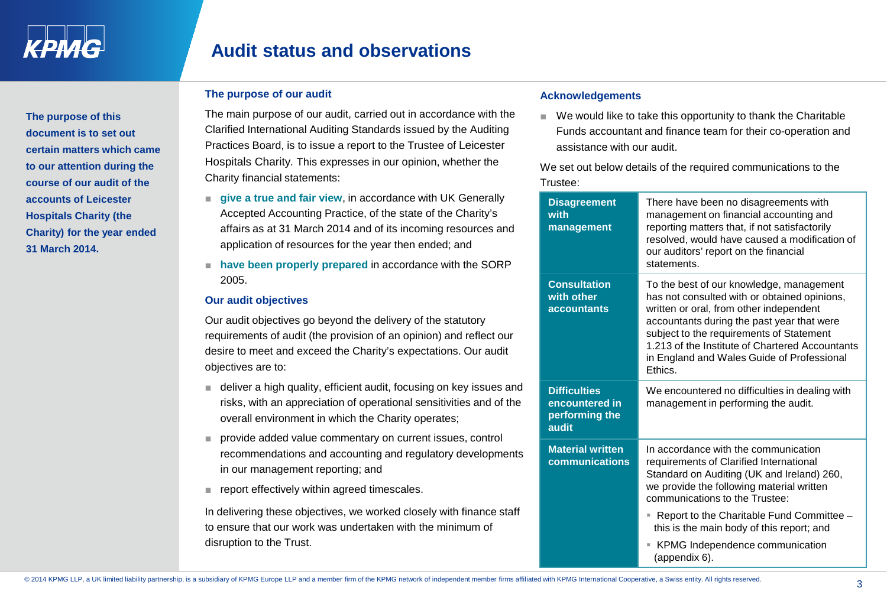# Audit status and observations

**The purpose of this document is to set out certain matters which came to our attention during the course of our audit of the accounts of Leicester Hospitals Charity (the Charity) for the year ended 31 March 2014.**

## The purpose of our audit

The main purpose of our audit, carried out in accordance with the Clarified International Auditing Standards issued by the Auditing Practices Board, is to issue a report to the Trustee of Leicester Hospitals Charity. This expresses in our opinion, whether the Charity financial statements:

- **give a true and fair view**, in accordance with UK Generally Accepted Accounting Practice, of the state of the Charity's affairs as at 31 March 2014 and of its incoming resources and application of resources for the year then ended; and
- **have been properly prepared** in accordance with the SORP 2005.

## Our audit objectives

Our audit objectives go beyond the delivery of the statutory requirements of audit (the provision of an opinion) and reflect our desire to meet and exceed the Charity's expectations. Our audit objectives are to:

- deliver a high quality, efficient audit, focusing on key issues and risks, with an appreciation of operational sensitivities and of the overall environment in which the Charity operates;
- provide added value commentary on current issues, control recommendations and accounting and regulatory developments in our management reporting; and
- report effectively within agreed timescales.

In delivering these objectives, we worked closely with finance staff to ensure that our work was undertaken with the minimum of disruption to the Trust.

## Acknowledgements

- We would like to take this opportunity to thank the Charitable Funds accountant and finance team for their co-operation and assistance with our audit.

We set out below details of the required communications to the Trustee:

| | |
|---|---|
| **Disagreement with management** | There have been no disagreements with management on financial accounting and reporting matters that, if not satisfactorily resolved, would have caused a modification of our auditors' report on the financial statements. |
| **Consultation with other accountants** | To the best of our knowledge, management has not consulted with or obtained opinions, written or oral, from other independent accountants during the past year that were subject to the requirements of Statement 1.213 of the Institute of Chartered Accountants in England and Wales Guide of Professional Ethics. |
| **Difficulties encountered in performing the audit** | We encountered no difficulties in dealing with management in performing the audit. |
| **Material written communications** | In accordance with the communication requirements of Clarified International Standard on Auditing (UK and Ireland) 260, we provide the following material written communications to the Trustee:<br>- Report to the Charitable Fund Committee – this is the main body of this report; and<br>- KPMG Independence communication (appendix 6). |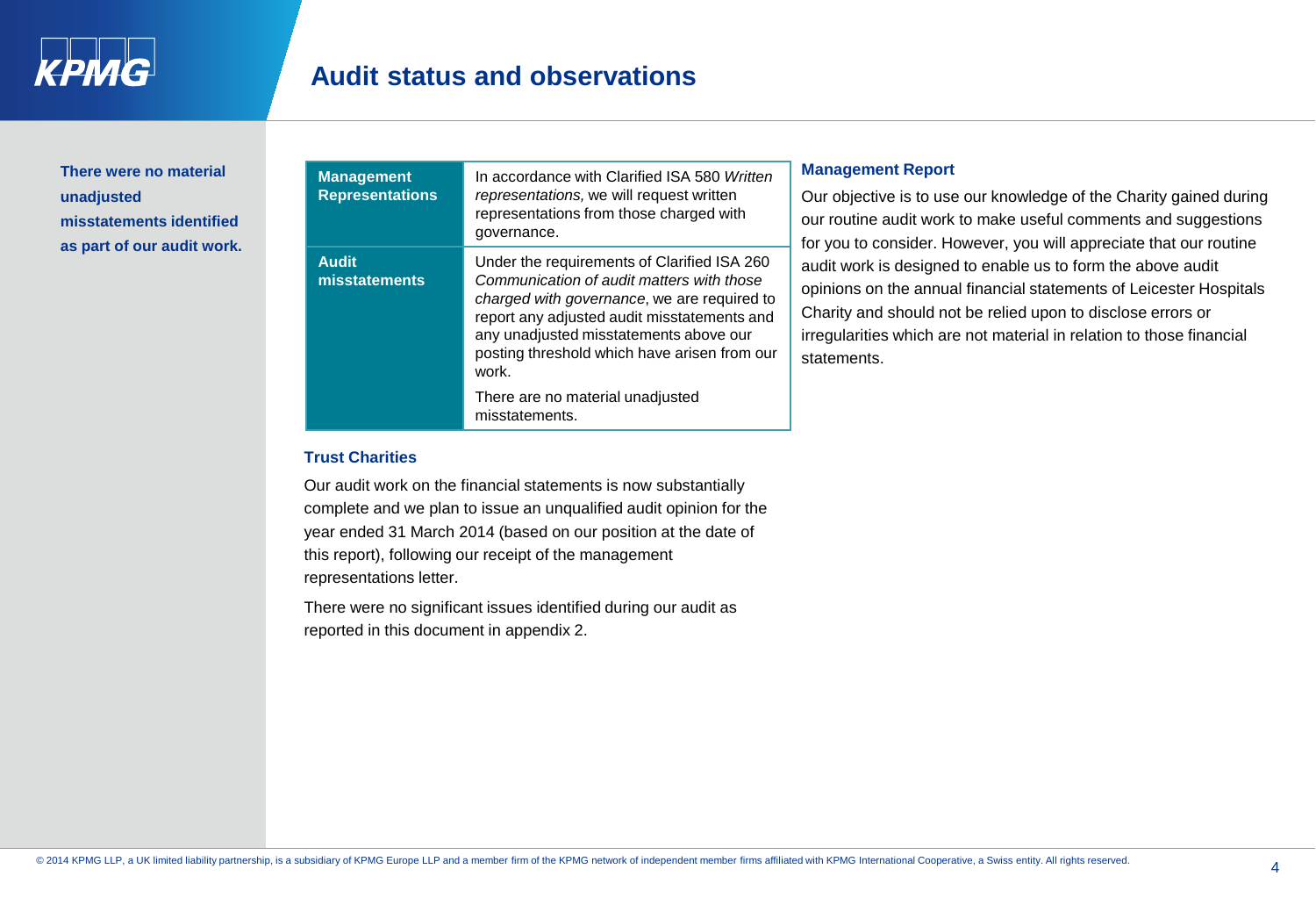# Audit status and observations

**There were no material unadjusted misstatements identified as part of our audit work.**

| | |
|---|---|
| **Management Representations** | In accordance with Clarified ISA 580 *Written representations,* we will request written representations from those charged with governance. |
| **Audit misstatements** | Under the requirements of Clarified ISA 260 *Communication of audit matters with those charged with governance*, we are required to report any adjusted audit misstatements and any unadjusted misstatements above our posting threshold which have arisen from our work.<br><br>There are no material unadjusted misstatements. |

### Trust Charities

Our audit work on the financial statements is now substantially complete and we plan to issue an unqualified audit opinion for the year ended 31 March 2014 (based on our position at the date of this report), following our receipt of the management representations letter.

There were no significant issues identified during our audit as reported in this document in appendix 2.

### Management Report

Our objective is to use our knowledge of the Charity gained during our routine audit work to make useful comments and suggestions for you to consider. However, you will appreciate that our routine audit work is designed to enable us to form the above audit opinions on the annual financial statements of Leicester Hospitals Charity and should not be relied upon to disclose errors or irregularities which are not material in relation to those financial statements.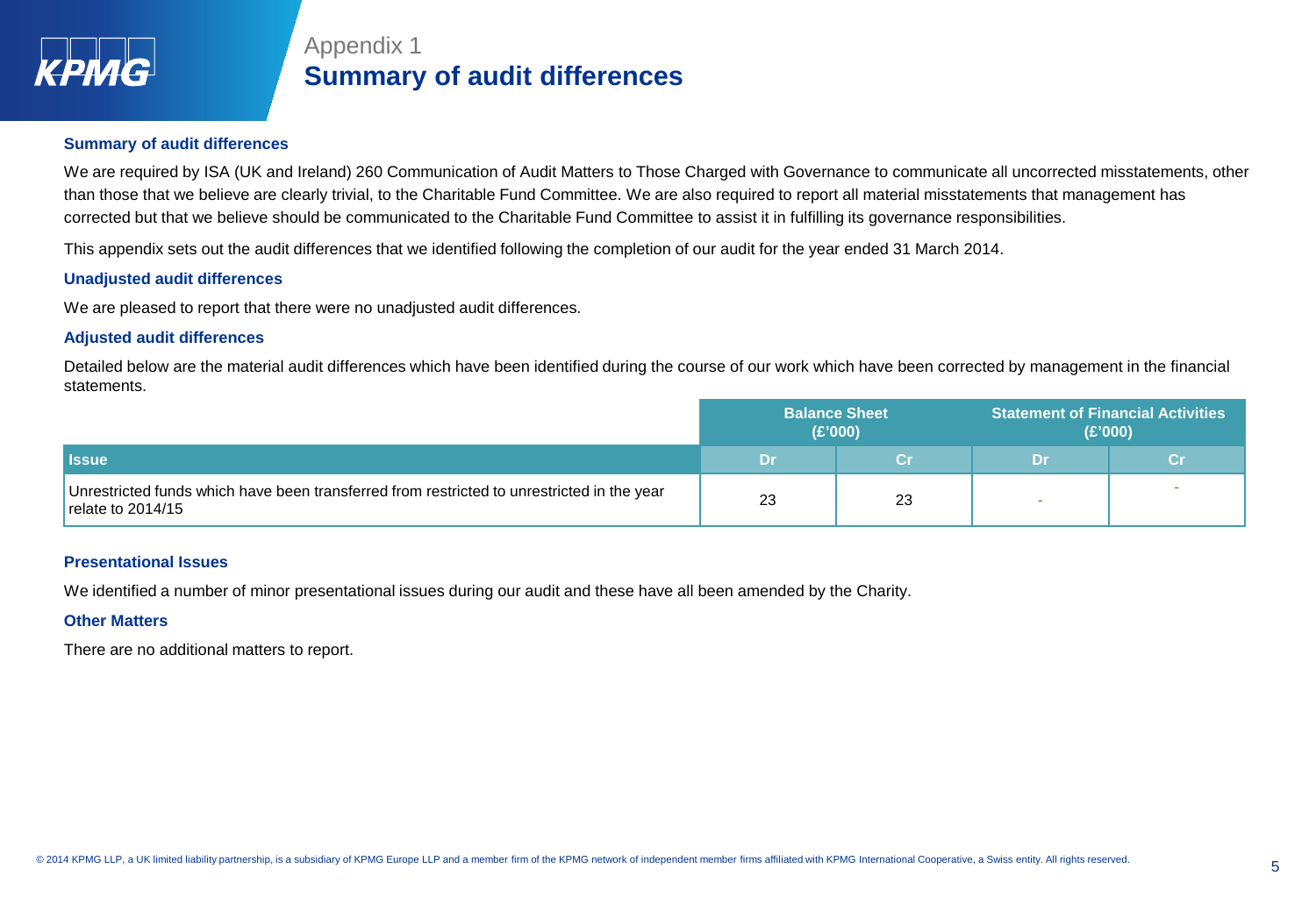Appendix 1

# Summary of audit differences

### Summary of audit differences

We are required by ISA (UK and Ireland) 260 Communication of Audit Matters to Those Charged with Governance to communicate all uncorrected misstatements, other than those that we believe are clearly trivial, to the Charitable Fund Committee. We are also required to report all material misstatements that management has corrected but that we believe should be communicated to the Charitable Fund Committee to assist it in fulfilling its governance responsibilities.

This appendix sets out the audit differences that we identified following the completion of our audit for the year ended 31 March 2014.

### Unadjusted audit differences

We are pleased to report that there were no unadjusted audit differences.

### Adjusted audit differences

Detailed below are the material audit differences which have been identified during the course of our work which have been corrected by management in the financial statements.

| | Balance Sheet (£'000) | | Statement of Financial Activities (£'000) | |
|---|---|---|---|---|
| **Issue** | **Dr** | **Cr** | **Dr** | **Cr** |
| Unrestricted funds which have been transferred from restricted to unrestricted in the year relate to 2014/15 | 23 | 23 | - | - |

### Presentational Issues

We identified a number of minor presentational issues during our audit and these have all been amended by the Charity.

### Other Matters

There are no additional matters to report.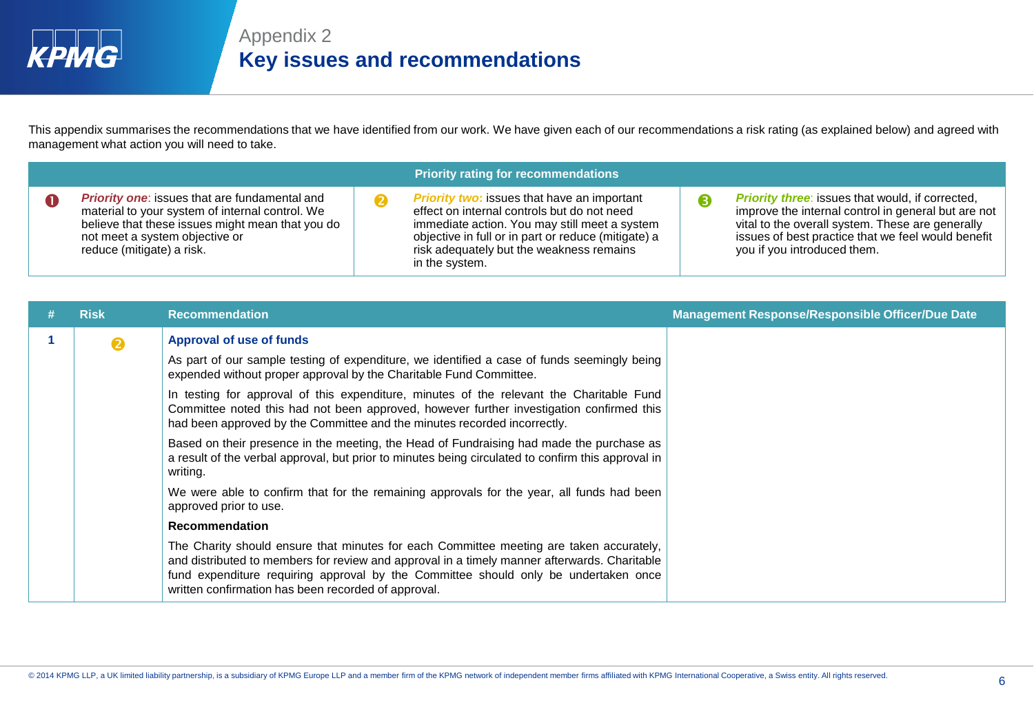## Appendix 2

# Key issues and recommendations

This appendix summarises the recommendations that we have identified from our work. We have given each of our recommendations a risk rating (as explained below) and agreed with management what action you will need to take.

| Priority rating for recommendations | | |
|---|---|---|
| ❶ ***Priority one***: issues that are fundamental and material to your system of internal control. We believe that these issues might mean that you do not meet a system objective or reduce (mitigate) a risk. | ❷ ***Priority two***: issues that have an important effect on internal controls but do not need immediate action. You may still meet a system objective in full or in part or reduce (mitigate) a risk adequately but the weakness remains in the system. | ❸ ***Priority three***: issues that would, if corrected, improve the internal control in general but are not vital to the overall system. These are generally issues of best practice that we feel would benefit you if you introduced them. |

| # | Risk | Recommendation | Management Response/Responsible Officer/Due Date |
|---|---|---|---|
| 1 | ❷ | **Approval of use of funds**<br><br>As part of our sample testing of expenditure, we identified a case of funds seemingly being expended without proper approval by the Charitable Fund Committee.<br><br>In testing for approval of this expenditure, minutes of the relevant the Charitable Fund Committee noted this had not been approved, however further investigation confirmed this had been approved by the Committee and the minutes recorded incorrectly.<br><br>Based on their presence in the meeting, the Head of Fundraising had made the purchase as a result of the verbal approval, but prior to minutes being circulated to confirm this approval in writing.<br><br>We were able to confirm that for the remaining approvals for the year, all funds had been approved prior to use.<br><br>**Recommendation**<br><br>The Charity should ensure that minutes for each Committee meeting are taken accurately, and distributed to members for review and approval in a timely manner afterwards. Charitable fund expenditure requiring approval by the Committee should only be undertaken once written confirmation has been recorded of approval. | |

© 2014 KPMG LLP, a UK limited liability partnership, is a subsidiary of KPMG Europe LLP and a member firm of the KPMG network of independent member firms affiliated with KPMG International Cooperative, a Swiss entity. All rights reserved.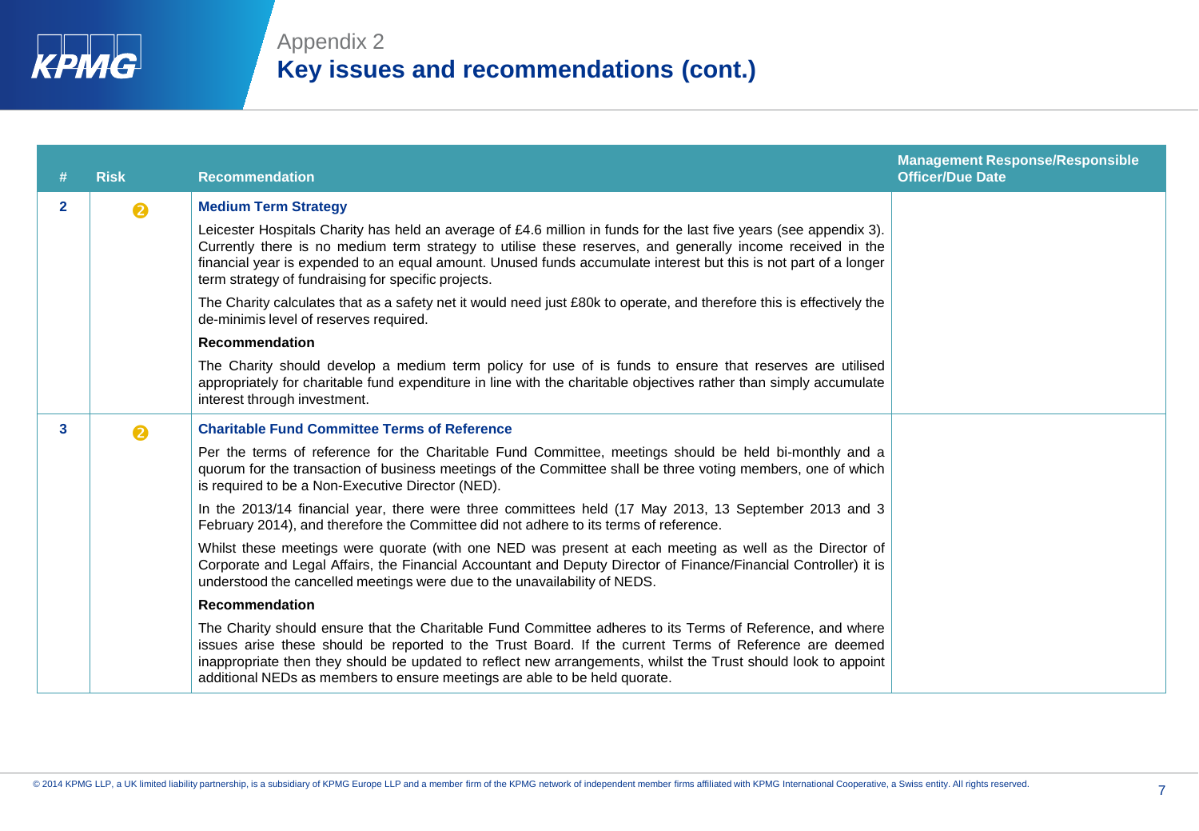Appendix 2

# Key issues and recommendations (cont.)

| # | Risk | Recommendation | Management Response/Responsible Officer/Due Date |
|---|---|---|---|
| 2 | 2 | **Medium Term Strategy**<br><br>Leicester Hospitals Charity has held an average of £4.6 million in funds for the last five years (see appendix 3). Currently there is no medium term strategy to utilise these reserves, and generally income received in the financial year is expended to an equal amount. Unused funds accumulate interest but this is not part of a longer term strategy of fundraising for specific projects.<br><br>The Charity calculates that as a safety net it would need just £80k to operate, and therefore this is effectively the de-minimis level of reserves required.<br><br>**Recommendation**<br><br>The Charity should develop a medium term policy for use of is funds to ensure that reserves are utilised appropriately for charitable fund expenditure in line with the charitable objectives rather than simply accumulate interest through investment. | |
| 3 | 2 | **Charitable Fund Committee Terms of Reference**<br><br>Per the terms of reference for the Charitable Fund Committee, meetings should be held bi-monthly and a quorum for the transaction of business meetings of the Committee shall be three voting members, one of which is required to be a Non-Executive Director (NED).<br><br>In the 2013/14 financial year, there were three committees held (17 May 2013, 13 September 2013 and 3 February 2014), and therefore the Committee did not adhere to its terms of reference.<br><br>Whilst these meetings were quorate (with one NED was present at each meeting as well as the Director of Corporate and Legal Affairs, the Financial Accountant and Deputy Director of Finance/Financial Controller) it is understood the cancelled meetings were due to the unavailability of NEDS.<br><br>**Recommendation**<br><br>The Charity should ensure that the Charitable Fund Committee adheres to its Terms of Reference, and where issues arise these should be reported to the Trust Board. If the current Terms of Reference are deemed inappropriate then they should be updated to reflect new arrangements, whilst the Trust should look to appoint additional NEDs as members to ensure meetings are able to be held quorate. | |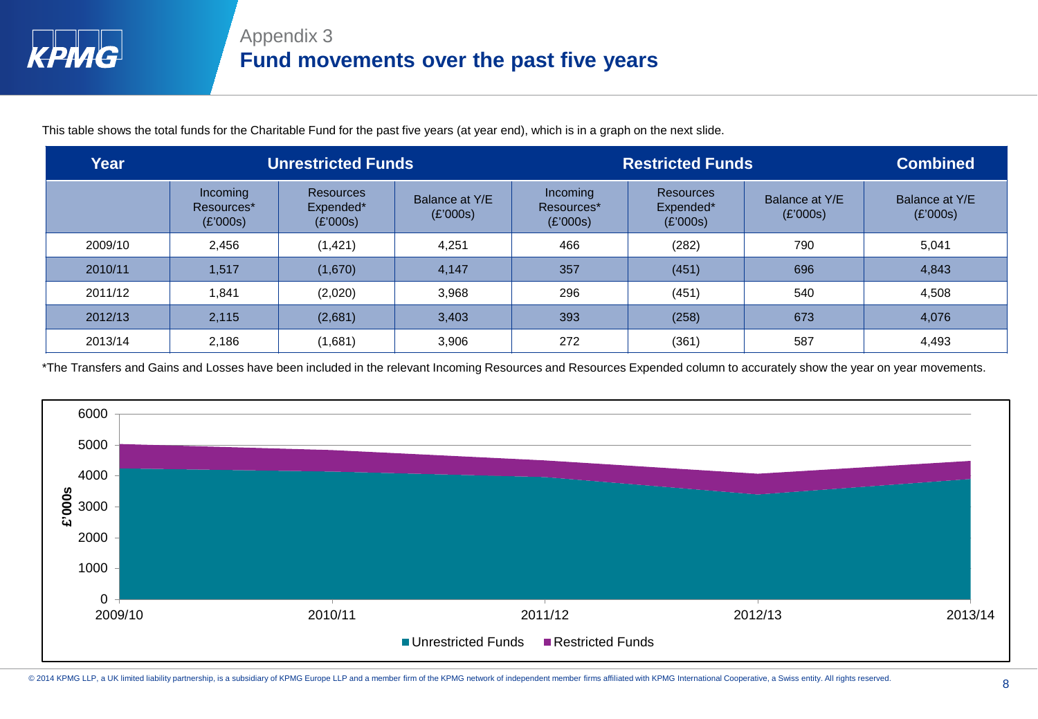Appendix 3

# Fund movements over the past five years

This table shows the total funds for the Charitable Fund for the past five years (at year end), which is in a graph on the next slide.

| Year | Unrestricted Funds | | | Restricted Funds | | | Combined |
|---|---|---|---|---|---|---|---|
| | Incoming Resources* (£'000s) | Resources Expended* (£'000s) | Balance at Y/E (£'000s) | Incoming Resources* (£'000s) | Resources Expended* (£'000s) | Balance at Y/E (£'000s) | Balance at Y/E (£'000s) |
| 2009/10 | 2,456 | (1,421) | 4,251 | 466 | (282) | 790 | 5,041 |
| 2010/11 | 1,517 | (1,670) | 4,147 | 357 | (451) | 696 | 4,843 |
| 2011/12 | 1,841 | (2,020) | 3,968 | 296 | (451) | 540 | 4,508 |
| 2012/13 | 2,115 | (2,681) | 3,403 | 393 | (258) | 673 | 4,076 |
| 2013/14 | 2,186 | (1,681) | 3,906 | 272 | (361) | 587 | 4,493 |

*The Transfers and Gains and Losses have been included in the relevant Incoming Resources and Resources Expended column to accurately show the year on year movements.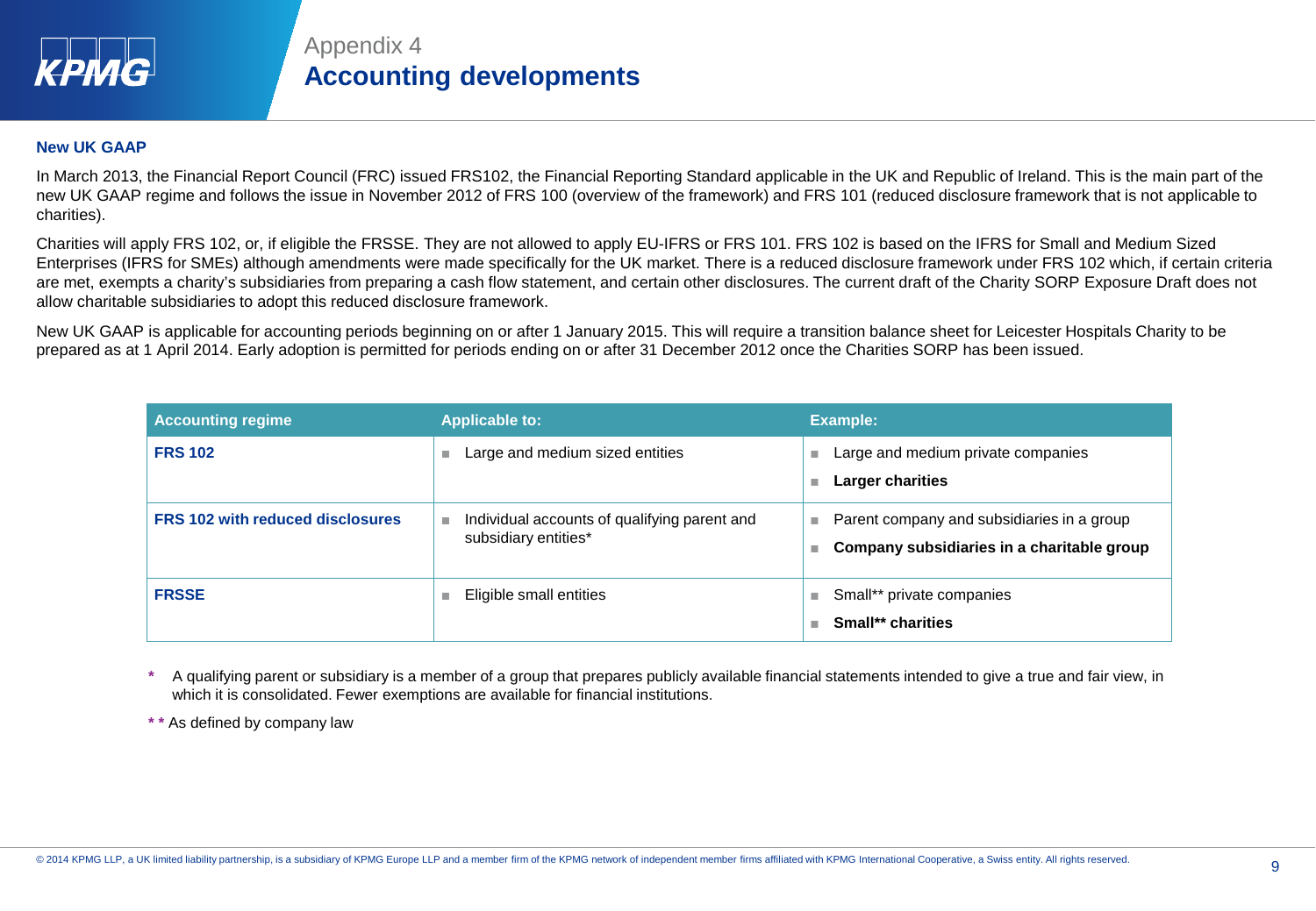# Appendix 4
## Accounting developments

### New UK GAAP

In March 2013, the Financial Report Council (FRC) issued FRS102, the Financial Reporting Standard applicable in the UK and Republic of Ireland. This is the main part of the new UK GAAP regime and follows the issue in November 2012 of FRS 100 (overview of the framework) and FRS 101 (reduced disclosure framework that is not applicable to charities).

Charities will apply FRS 102, or, if eligible the FRSSE. They are not allowed to apply EU-IFRS or FRS 101. FRS 102 is based on the IFRS for Small and Medium Sized Enterprises (IFRS for SMEs) although amendments were made specifically for the UK market. There is a reduced disclosure framework under FRS 102 which, if certain criteria are met, exempts a charity's subsidiaries from preparing a cash flow statement, and certain other disclosures. The current draft of the Charity SORP Exposure Draft does not allow charitable subsidiaries to adopt this reduced disclosure framework.

New UK GAAP is applicable for accounting periods beginning on or after 1 January 2015. This will require a transition balance sheet for Leicester Hospitals Charity to be prepared as at 1 April 2014. Early adoption is permitted for periods ending on or after 31 December 2012 once the Charities SORP has been issued.

| Accounting regime | Applicable to: | Example: |
|---|---|---|
| **FRS 102** | Large and medium sized entities | Large and medium private companies<br>**Larger charities** |
| **FRS 102 with reduced disclosures** | Individual accounts of qualifying parent and subsidiary entities* | Parent company and subsidiaries in a group<br>**Company subsidiaries in a charitable group** |
| **FRSSE** | Eligible small entities | Small** private companies<br>**Small** charities** |

\* A qualifying parent or subsidiary is a member of a group that prepares publicly available financial statements intended to give a true and fair view, in which it is consolidated. Fewer exemptions are available for financial institutions.

\** As defined by company law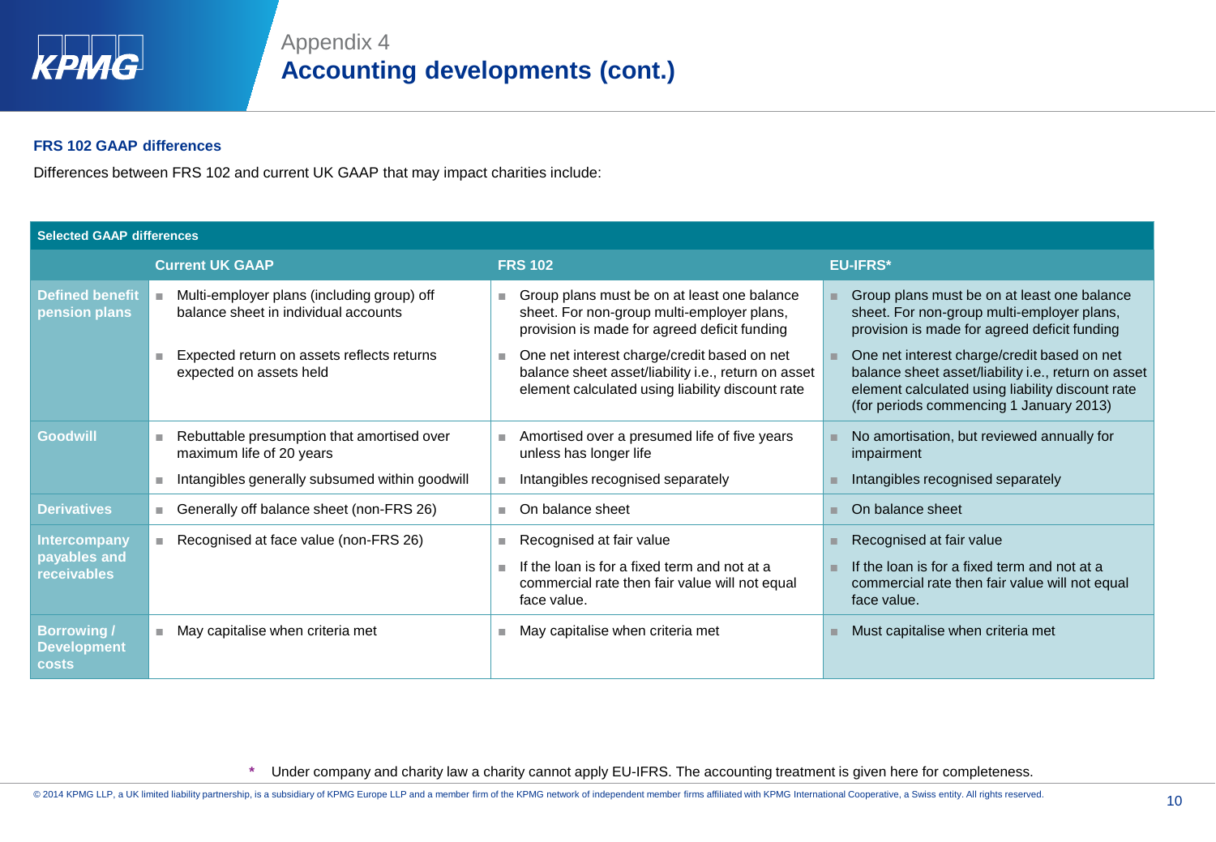Appendix 4

# Accounting developments (cont.)

### FRS 102 GAAP differences

Differences between FRS 102 and current UK GAAP that may impact charities include:

| Selected GAAP differences | | | |
|---|---|---|---|
| | **Current UK GAAP** | **FRS 102** | **EU-IFRS*** |
| **Defined benefit pension plans** | ■ Multi-employer plans (including group) off balance sheet in individual accounts<br>■ Expected return on assets reflects returns expected on assets held | ■ Group plans must be on at least one balance sheet. For non-group multi-employer plans, provision is made for agreed deficit funding<br>■ One net interest charge/credit based on net balance sheet asset/liability i.e., return on asset element calculated using liability discount rate | ■ Group plans must be on at least one balance sheet. For non-group multi-employer plans, provision is made for agreed deficit funding<br>■ One net interest charge/credit based on net balance sheet asset/liability i.e., return on asset element calculated using liability discount rate (for periods commencing 1 January 2013) |
| **Goodwill** | ■ Rebuttable presumption that amortised over maximum life of 20 years<br>■ Intangibles generally subsumed within goodwill | ■ Amortised over a presumed life of five years unless has longer life<br>■ Intangibles recognised separately | ■ No amortisation, but reviewed annually for impairment<br>■ Intangibles recognised separately |
| **Derivatives** | ■ Generally off balance sheet (non-FRS 26) | ■ On balance sheet | ■ On balance sheet |
| **Intercompany payables and receivables** | ■ Recognised at face value (non-FRS 26) | ■ Recognised at fair value<br>■ If the loan is for a fixed term and not at a commercial rate then fair value will not equal face value. | ■ Recognised at fair value<br>■ If the loan is for a fixed term and not at a commercial rate then fair value will not equal face value. |
| **Borrowing / Development costs** | ■ May capitalise when criteria met | ■ May capitalise when criteria met | ■ Must capitalise when criteria met |

\* Under company and charity law a charity cannot apply EU-IFRS. The accounting treatment is given here for completeness.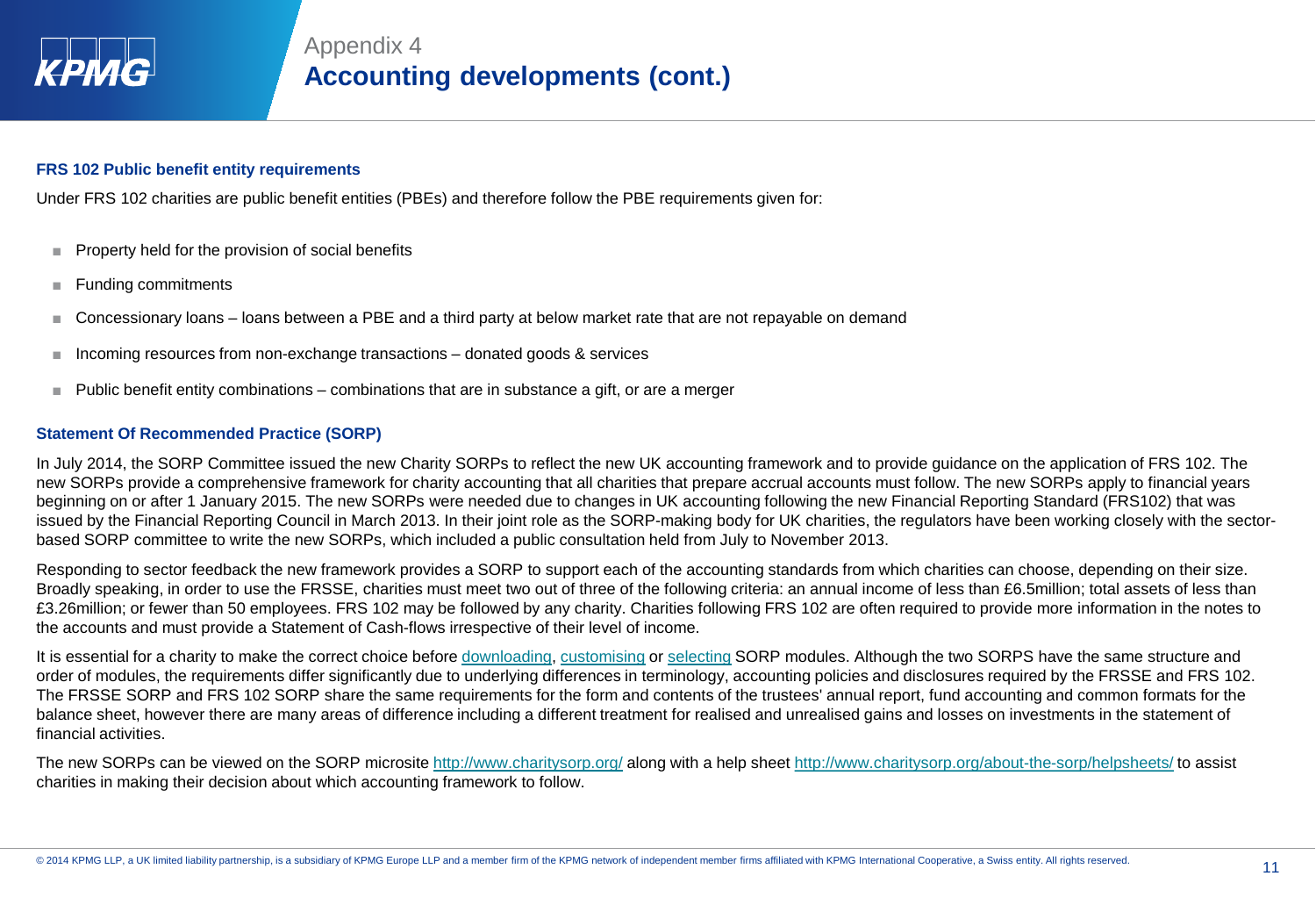## Appendix 4
# Accounting developments (cont.)

### FRS 102 Public benefit entity requirements

Under FRS 102 charities are public benefit entities (PBEs) and therefore follow the PBE requirements given for:

- Property held for the provision of social benefits
- Funding commitments
- Concessionary loans – loans between a PBE and a third party at below market rate that are not repayable on demand
- Incoming resources from non-exchange transactions – donated goods & services
- Public benefit entity combinations – combinations that are in substance a gift, or are a merger

### Statement Of Recommended Practice (SORP)

In July 2014, the SORP Committee issued the new Charity SORPs to reflect the new UK accounting framework and to provide guidance on the application of FRS 102. The new SORPs provide a comprehensive framework for charity accounting that all charities that prepare accrual accounts must follow. The new SORPs apply to financial years beginning on or after 1 January 2015. The new SORPs were needed due to changes in UK accounting following the new Financial Reporting Standard (FRS102) that was issued by the Financial Reporting Council in March 2013. In their joint role as the SORP-making body for UK charities, the regulators have been working closely with the sector-based SORP committee to write the new SORPs, which included a public consultation held from July to November 2013.

Responding to sector feedback the new framework provides a SORP to support each of the accounting standards from which charities can choose, depending on their size. Broadly speaking, in order to use the FRSSE, charities must meet two out of three of the following criteria: an annual income of less than £6.5million; total assets of less than £3.26million; or fewer than 50 employees. FRS 102 may be followed by any charity. Charities following FRS 102 are often required to provide more information in the notes to the accounts and must provide a Statement of Cash-flows irrespective of their level of income.

It is essential for a charity to make the correct choice before downloading, customising or selecting SORP modules. Although the two SORPS have the same structure and order of modules, the requirements differ significantly due to underlying differences in terminology, accounting policies and disclosures required by the FRSSE and FRS 102. The FRSSE SORP and FRS 102 SORP share the same requirements for the form and contents of the trustees' annual report, fund accounting and common formats for the balance sheet, however there are many areas of difference including a different treatment for realised and unrealised gains and losses on investments in the statement of financial activities.

The new SORPs can be viewed on the SORP microsite http://www.charitysorp.org/ along with a help sheet http://www.charitysorp.org/about-the-sorp/helpsheets/ to assist charities in making their decision about which accounting framework to follow.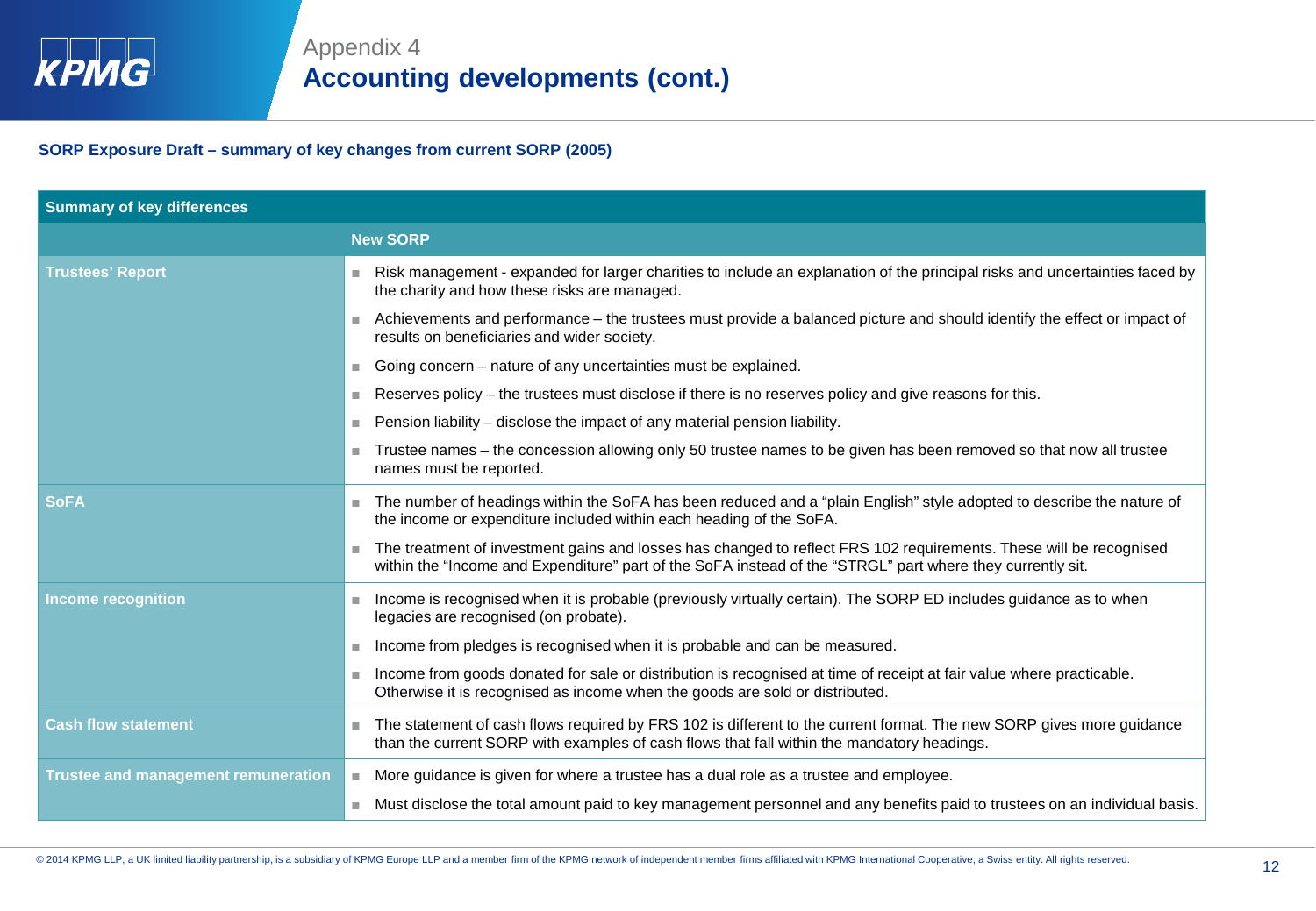Appendix 4

# Accounting developments (cont.)

**SORP Exposure Draft – summary of key changes from current SORP (2005)**

| Summary of key differences | |
|---|---|
| | **New SORP** |
| **Trustees' Report** | ■ Risk management - expanded for larger charities to include an explanation of the principal risks and uncertainties faced by the charity and how these risks are managed.<br>■ Achievements and performance – the trustees must provide a balanced picture and should identify the effect or impact of results on beneficiaries and wider society.<br>■ Going concern – nature of any uncertainties must be explained.<br>■ Reserves policy – the trustees must disclose if there is no reserves policy and give reasons for this.<br>■ Pension liability – disclose the impact of any material pension liability.<br>■ Trustee names – the concession allowing only 50 trustee names to be given has been removed so that now all trustee names must be reported. |
| **SoFA** | ■ The number of headings within the SoFA has been reduced and a "plain English" style adopted to describe the nature of the income or expenditure included within each heading of the SoFA.<br>■ The treatment of investment gains and losses has changed to reflect FRS 102 requirements. These will be recognised within the "Income and Expenditure" part of the SoFA instead of the "STRGL" part where they currently sit. |
| **Income recognition** | ■ Income is recognised when it is probable (previously virtually certain). The SORP ED includes guidance as to when legacies are recognised (on probate).<br>■ Income from pledges is recognised when it is probable and can be measured.<br>■ Income from goods donated for sale or distribution is recognised at time of receipt at fair value where practicable. Otherwise it is recognised as income when the goods are sold or distributed. |
| **Cash flow statement** | ■ The statement of cash flows required by FRS 102 is different to the current format. The new SORP gives more guidance than the current SORP with examples of cash flows that fall within the mandatory headings. |
| **Trustee and management remuneration** | ■ More guidance is given for where a trustee has a dual role as a trustee and employee.<br>■ Must disclose the total amount paid to key management personnel and any benefits paid to trustees on an individual basis. |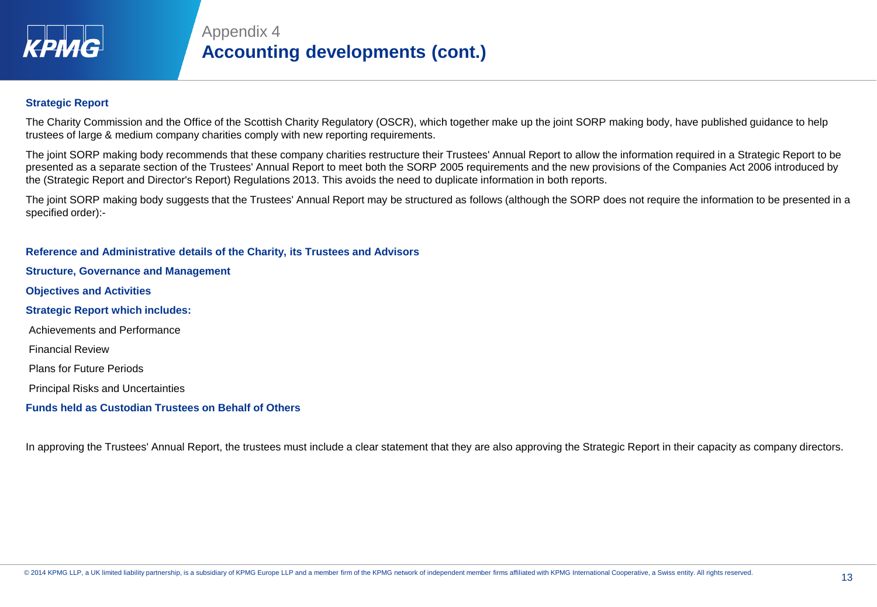Appendix 4

# Accounting developments (cont.)

**Strategic Report**

The Charity Commission and the Office of the Scottish Charity Regulatory (OSCR), which together make up the joint SORP making body, have published guidance to help trustees of large & medium company charities comply with new reporting requirements.

The joint SORP making body recommends that these company charities restructure their Trustees' Annual Report to allow the information required in a Strategic Report to be presented as a separate section of the Trustees' Annual Report to meet both the SORP 2005 requirements and the new provisions of the Companies Act 2006 introduced by the (Strategic Report and Director's Report) Regulations 2013. This avoids the need to duplicate information in both reports.

The joint SORP making body suggests that the Trustees' Annual Report may be structured as follows (although the SORP does not require the information to be presented in a specified order):-

**Reference and Administrative details of the Charity, its Trustees and Advisors**

**Structure, Governance and Management**

**Objectives and Activities**

**Strategic Report which includes:**

Achievements and Performance

Financial Review

Plans for Future Periods

Principal Risks and Uncertainties

**Funds held as Custodian Trustees on Behalf of Others**

In approving the Trustees' Annual Report, the trustees must include a clear statement that they are also approving the Strategic Report in their capacity as company directors.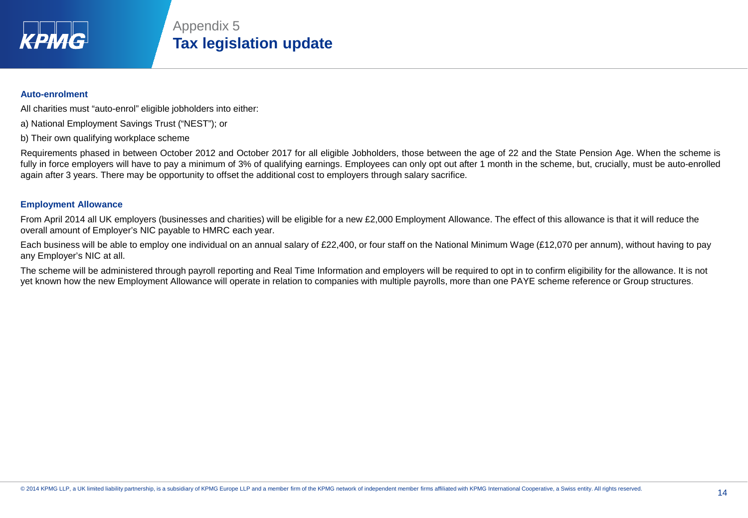# Appendix 5
## Tax legislation update

### Auto-enrolment

All charities must "auto-enrol" eligible jobholders into either:

a) National Employment Savings Trust ("NEST"); or

b) Their own qualifying workplace scheme

Requirements phased in between October 2012 and October 2017 for all eligible Jobholders, those between the age of 22 and the State Pension Age. When the scheme is fully in force employers will have to pay a minimum of 3% of qualifying earnings. Employees can only opt out after 1 month in the scheme, but, crucially, must be auto-enrolled again after 3 years. There may be opportunity to offset the additional cost to employers through salary sacrifice.

### Employment Allowance

From April 2014 all UK employers (businesses and charities) will be eligible for a new £2,000 Employment Allowance. The effect of this allowance is that it will reduce the overall amount of Employer's NIC payable to HMRC each year.

Each business will be able to employ one individual on an annual salary of £22,400, or four staff on the National Minimum Wage (£12,070 per annum), without having to pay any Employer's NIC at all.

The scheme will be administered through payroll reporting and Real Time Information and employers will be required to opt in to confirm eligibility for the allowance. It is not yet known how the new Employment Allowance will operate in relation to companies with multiple payrolls, more than one PAYE scheme reference or Group structures.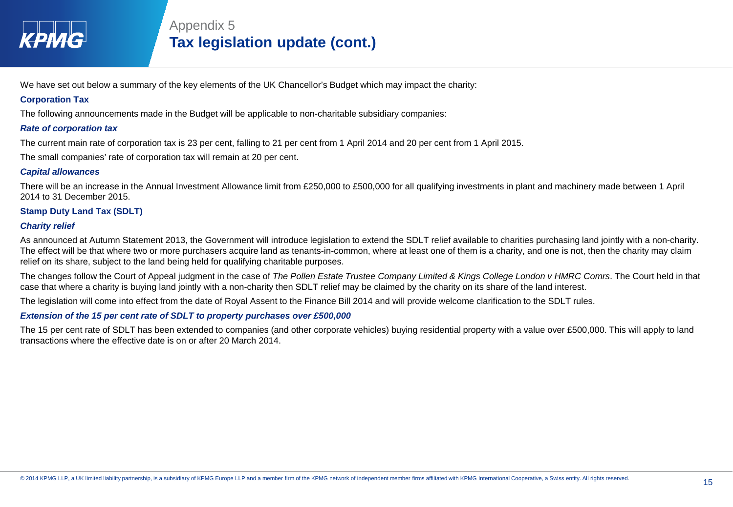Appendix 5

# Tax legislation update (cont.)

We have set out below a summary of the key elements of the UK Chancellor's Budget which may impact the charity:

## Corporation Tax

The following announcements made in the Budget will be applicable to non-charitable subsidiary companies:

### *Rate of corporation tax*

The current main rate of corporation tax is 23 per cent, falling to 21 per cent from 1 April 2014 and 20 per cent from 1 April 2015.

The small companies' rate of corporation tax will remain at 20 per cent.

### *Capital allowances*

There will be an increase in the Annual Investment Allowance limit from £250,000 to £500,000 for all qualifying investments in plant and machinery made between 1 April 2014 to 31 December 2015.

## Stamp Duty Land Tax (SDLT)

### *Charity relief*

As announced at Autumn Statement 2013, the Government will introduce legislation to extend the SDLT relief available to charities purchasing land jointly with a non-charity. The effect will be that where two or more purchasers acquire land as tenants-in-common, where at least one of them is a charity, and one is not, then the charity may claim relief on its share, subject to the land being held for qualifying charitable purposes.

The changes follow the Court of Appeal judgment in the case of *The Pollen Estate Trustee Company Limited & Kings College London v HMRC Comrs*. The Court held in that case that where a charity is buying land jointly with a non-charity then SDLT relief may be claimed by the charity on its share of the land interest.

The legislation will come into effect from the date of Royal Assent to the Finance Bill 2014 and will provide welcome clarification to the SDLT rules.

### *Extension of the 15 per cent rate of SDLT to property purchases over £500,000*

The 15 per cent rate of SDLT has been extended to companies (and other corporate vehicles) buying residential property with a value over £500,000. This will apply to land transactions where the effective date is on or after 20 March 2014.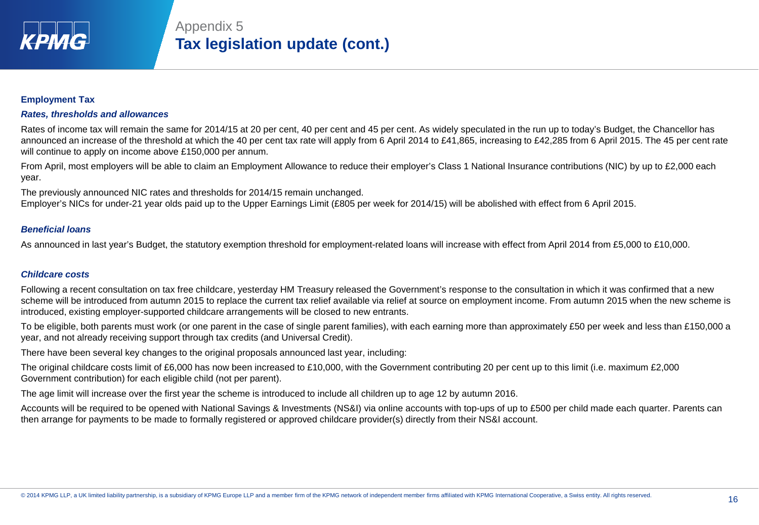Appendix 5

# Tax legislation update (cont.)

## Employment Tax

### *Rates, thresholds and allowances*

Rates of income tax will remain the same for 2014/15 at 20 per cent, 40 per cent and 45 per cent. As widely speculated in the run up to today's Budget, the Chancellor has announced an increase of the threshold at which the 40 per cent tax rate will apply from 6 April 2014 to £41,865, increasing to £42,285 from 6 April 2015. The 45 per cent rate will continue to apply on income above £150,000 per annum.

From April, most employers will be able to claim an Employment Allowance to reduce their employer's Class 1 National Insurance contributions (NIC) by up to £2,000 each year.

The previously announced NIC rates and thresholds for 2014/15 remain unchanged.
Employer's NICs for under-21 year olds paid up to the Upper Earnings Limit (£805 per week for 2014/15) will be abolished with effect from 6 April 2015.

### *Beneficial loans*

As announced in last year's Budget, the statutory exemption threshold for employment-related loans will increase with effect from April 2014 from £5,000 to £10,000.

### *Childcare costs*

Following a recent consultation on tax free childcare, yesterday HM Treasury released the Government's response to the consultation in which it was confirmed that a new scheme will be introduced from autumn 2015 to replace the current tax relief available via relief at source on employment income. From autumn 2015 when the new scheme is introduced, existing employer-supported childcare arrangements will be closed to new entrants.

To be eligible, both parents must work (or one parent in the case of single parent families), with each earning more than approximately £50 per week and less than £150,000 a year, and not already receiving support through tax credits (and Universal Credit).

There have been several key changes to the original proposals announced last year, including:

The original childcare costs limit of £6,000 has now been increased to £10,000, with the Government contributing 20 per cent up to this limit (i.e. maximum £2,000 Government contribution) for each eligible child (not per parent).

The age limit will increase over the first year the scheme is introduced to include all children up to age 12 by autumn 2016.

Accounts will be required to be opened with National Savings & Investments (NS&I) via online accounts with top-ups of up to £500 per child made each quarter. Parents can then arrange for payments to be made to formally registered or approved childcare provider(s) directly from their NS&I account.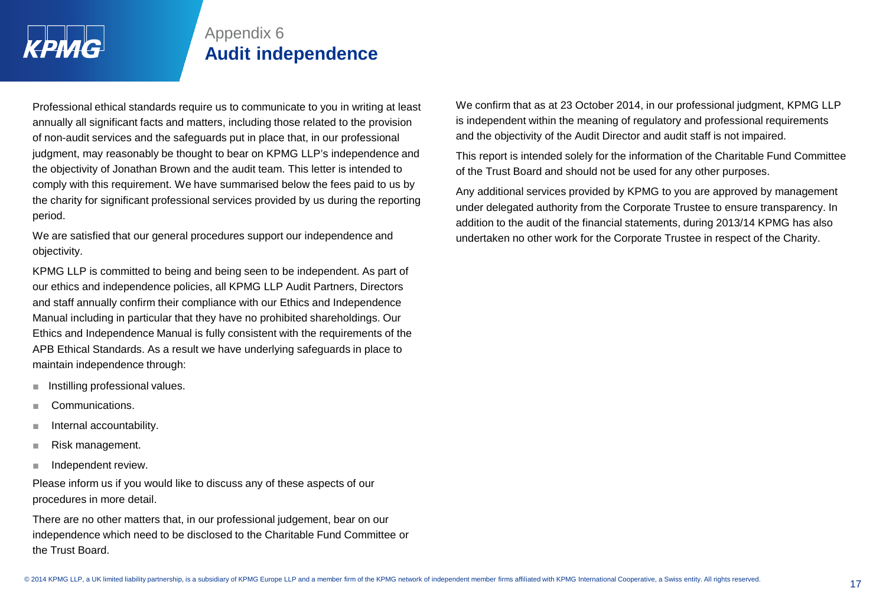# Appendix 6
## Audit independence

Professional ethical standards require us to communicate to you in writing at least annually all significant facts and matters, including those related to the provision of non-audit services and the safeguards put in place that, in our professional judgment, may reasonably be thought to bear on KPMG LLP's independence and the objectivity of Jonathan Brown and the audit team. This letter is intended to comply with this requirement. We have summarised below the fees paid to us by the charity for significant professional services provided by us during the reporting period.

We are satisfied that our general procedures support our independence and objectivity.

KPMG LLP is committed to being and being seen to be independent. As part of our ethics and independence policies, all KPMG LLP Audit Partners, Directors and staff annually confirm their compliance with our Ethics and Independence Manual including in particular that they have no prohibited shareholdings. Our Ethics and Independence Manual is fully consistent with the requirements of the APB Ethical Standards. As a result we have underlying safeguards in place to maintain independence through:

- Instilling professional values.
- Communications.
- Internal accountability.
- Risk management.
- Independent review.

Please inform us if you would like to discuss any of these aspects of our procedures in more detail.

There are no other matters that, in our professional judgement, bear on our independence which need to be disclosed to the Charitable Fund Committee or the Trust Board.

We confirm that as at 23 October 2014, in our professional judgment, KPMG LLP is independent within the meaning of regulatory and professional requirements and the objectivity of the Audit Director and audit staff is not impaired.

This report is intended solely for the information of the Charitable Fund Committee of the Trust Board and should not be used for any other purposes.

Any additional services provided by KPMG to you are approved by management under delegated authority from the Corporate Trustee to ensure transparency. In addition to the audit of the financial statements, during 2013/14 KPMG has also undertaken no other work for the Corporate Trustee in respect of the Charity.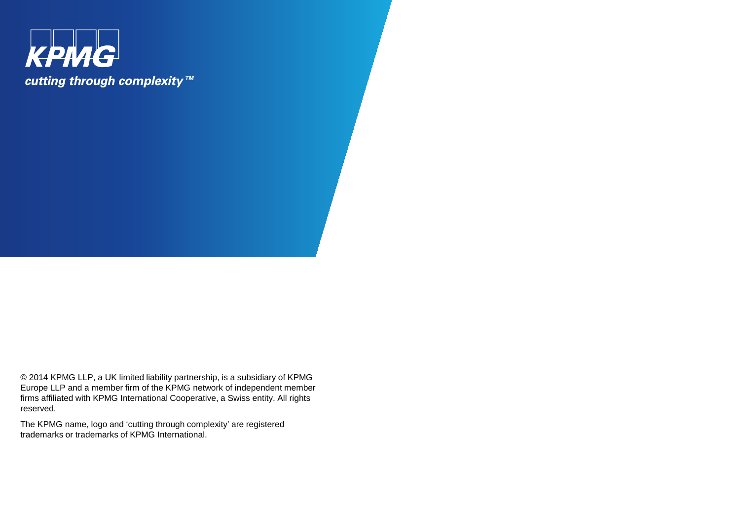KPMG

*cutting through complexity™*

© 2014 KPMG LLP, a UK limited liability partnership, is a subsidiary of KPMG Europe LLP and a member firm of the KPMG network of independent member firms affiliated with KPMG International Cooperative, a Swiss entity. All rights reserved.

The KPMG name, logo and 'cutting through complexity' are registered trademarks or trademarks of KPMG International.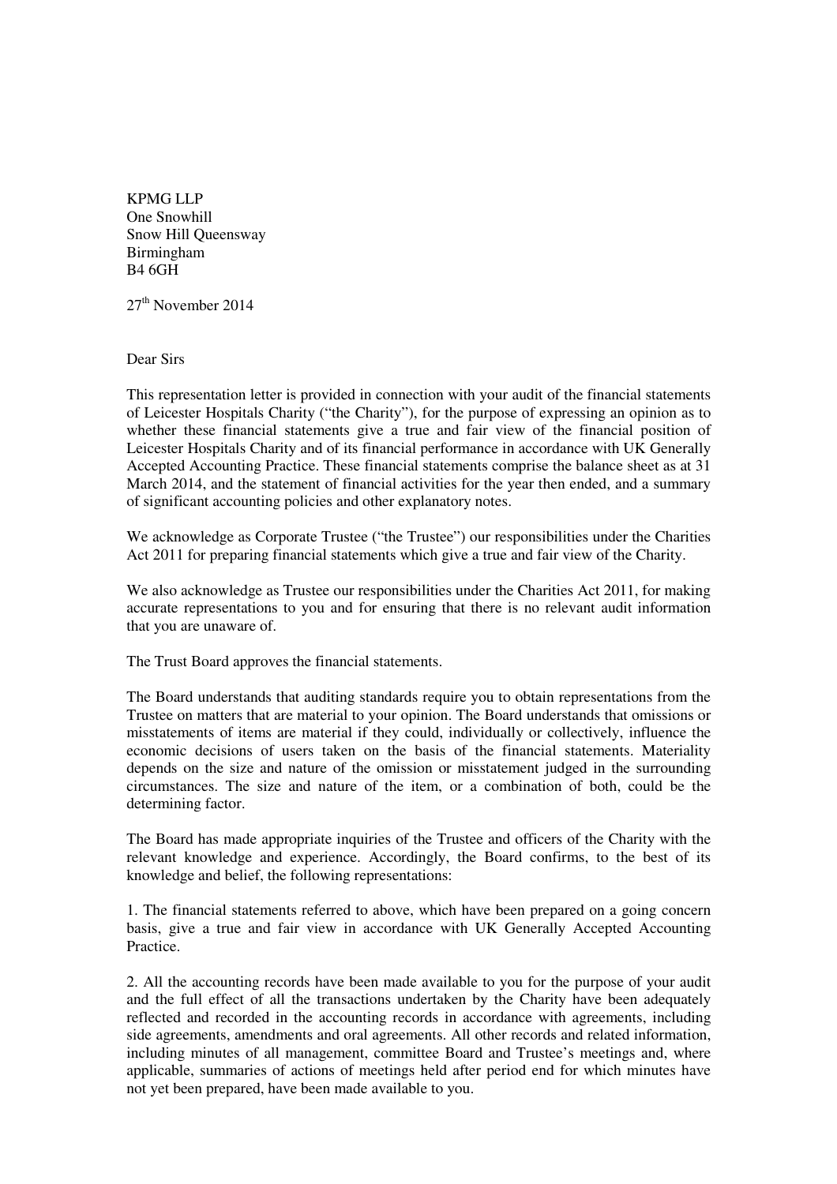KPMG LLP
One Snowhill
Snow Hill Queensway
Birmingham
B4 6GH

27th November 2014

Dear Sirs

This representation letter is provided in connection with your audit of the financial statements of Leicester Hospitals Charity ("the Charity"), for the purpose of expressing an opinion as to whether these financial statements give a true and fair view of the financial position of Leicester Hospitals Charity and of its financial performance in accordance with UK Generally Accepted Accounting Practice. These financial statements comprise the balance sheet as at 31 March 2014, and the statement of financial activities for the year then ended, and a summary of significant accounting policies and other explanatory notes.

We acknowledge as Corporate Trustee ("the Trustee") our responsibilities under the Charities Act 2011 for preparing financial statements which give a true and fair view of the Charity.

We also acknowledge as Trustee our responsibilities under the Charities Act 2011, for making accurate representations to you and for ensuring that there is no relevant audit information that you are unaware of.

The Trust Board approves the financial statements.

The Board understands that auditing standards require you to obtain representations from the Trustee on matters that are material to your opinion. The Board understands that omissions or misstatements of items are material if they could, individually or collectively, influence the economic decisions of users taken on the basis of the financial statements. Materiality depends on the size and nature of the omission or misstatement judged in the surrounding circumstances. The size and nature of the item, or a combination of both, could be the determining factor.

The Board has made appropriate inquiries of the Trustee and officers of the Charity with the relevant knowledge and experience. Accordingly, the Board confirms, to the best of its knowledge and belief, the following representations:

1. The financial statements referred to above, which have been prepared on a going concern basis, give a true and fair view in accordance with UK Generally Accepted Accounting Practice.

2. All the accounting records have been made available to you for the purpose of your audit and the full effect of all the transactions undertaken by the Charity have been adequately reflected and recorded in the accounting records in accordance with agreements, including side agreements, amendments and oral agreements. All other records and related information, including minutes of all management, committee Board and Trustee's meetings and, where applicable, summaries of actions of meetings held after period end for which minutes have not yet been prepared, have been made available to you.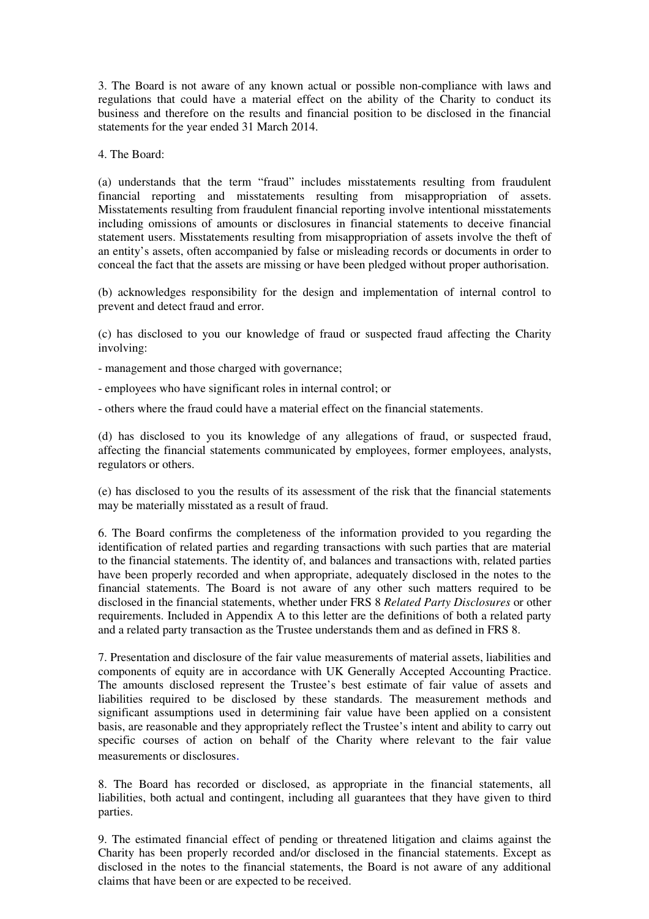3. The Board is not aware of any known actual or possible non-compliance with laws and regulations that could have a material effect on the ability of the Charity to conduct its business and therefore on the results and financial position to be disclosed in the financial statements for the year ended 31 March 2014.

4. The Board:

(a) understands that the term “fraud” includes misstatements resulting from fraudulent financial reporting and misstatements resulting from misappropriation of assets. Misstatements resulting from fraudulent financial reporting involve intentional misstatements including omissions of amounts or disclosures in financial statements to deceive financial statement users. Misstatements resulting from misappropriation of assets involve the theft of an entity’s assets, often accompanied by false or misleading records or documents in order to conceal the fact that the assets are missing or have been pledged without proper authorisation.

(b) acknowledges responsibility for the design and implementation of internal control to prevent and detect fraud and error.

(c) has disclosed to you our knowledge of fraud or suspected fraud affecting the Charity involving:

- management and those charged with governance;
- employees who have significant roles in internal control; or
- others where the fraud could have a material effect on the financial statements.

(d) has disclosed to you its knowledge of any allegations of fraud, or suspected fraud, affecting the financial statements communicated by employees, former employees, analysts, regulators or others.

(e) has disclosed to you the results of its assessment of the risk that the financial statements may be materially misstated as a result of fraud.

6. The Board confirms the completeness of the information provided to you regarding the identification of related parties and regarding transactions with such parties that are material to the financial statements. The identity of, and balances and transactions with, related parties have been properly recorded and when appropriate, adequately disclosed in the notes to the financial statements. The Board is not aware of any other such matters required to be disclosed in the financial statements, whether under FRS 8 *Related Party Disclosures* or other requirements. Included in Appendix A to this letter are the definitions of both a related party and a related party transaction as the Trustee understands them and as defined in FRS 8.

7. Presentation and disclosure of the fair value measurements of material assets, liabilities and components of equity are in accordance with UK Generally Accepted Accounting Practice. The amounts disclosed represent the Trustee’s best estimate of fair value of assets and liabilities required to be disclosed by these standards. The measurement methods and significant assumptions used in determining fair value have been applied on a consistent basis, are reasonable and they appropriately reflect the Trustee’s intent and ability to carry out specific courses of action on behalf of the Charity where relevant to the fair value measurements or disclosures.

8. The Board has recorded or disclosed, as appropriate in the financial statements, all liabilities, both actual and contingent, including all guarantees that they have given to third parties.

9. The estimated financial effect of pending or threatened litigation and claims against the Charity has been properly recorded and/or disclosed in the financial statements. Except as disclosed in the notes to the financial statements, the Board is not aware of any additional claims that have been or are expected to be received.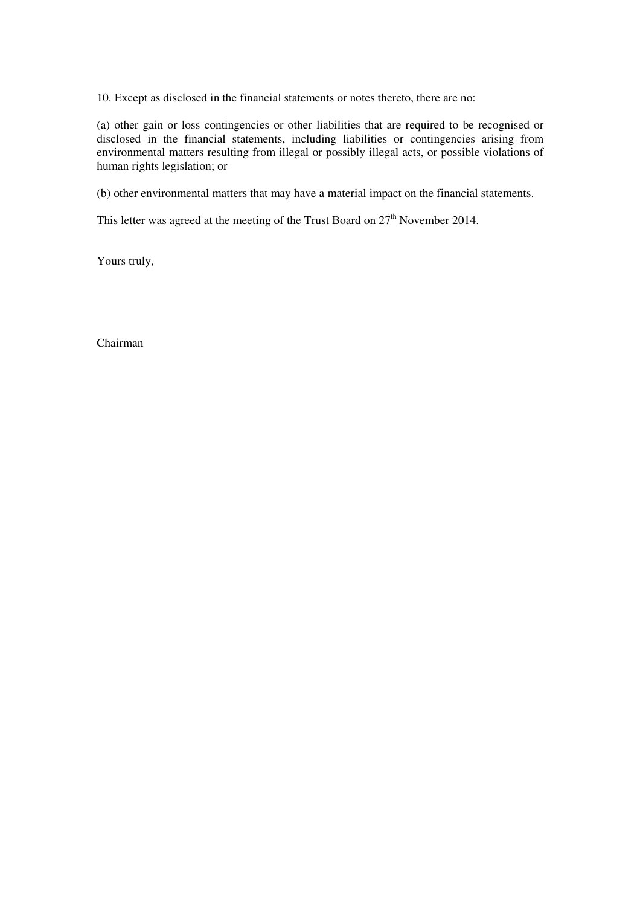10. Except as disclosed in the financial statements or notes thereto, there are no:

(a) other gain or loss contingencies or other liabilities that are required to be recognised or disclosed in the financial statements, including liabilities or contingencies arising from environmental matters resulting from illegal or possibly illegal acts, or possible violations of human rights legislation; or

(b) other environmental matters that may have a material impact on the financial statements.

This letter was agreed at the meeting of the Trust Board on 27th November 2014.

Yours truly,

Chairman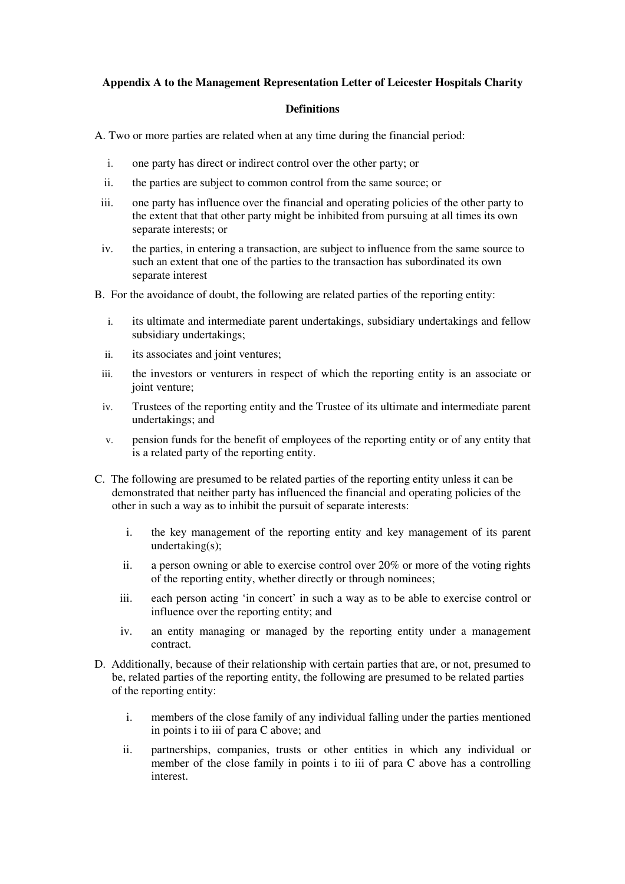**Appendix A to the Management Representation Letter of Leicester Hospitals Charity**

**Definitions**

A. Two or more parties are related when at any time during the financial period:

i. one party has direct or indirect control over the other party; or
ii. the parties are subject to common control from the same source; or
iii. one party has influence over the financial and operating policies of the other party to the extent that that other party might be inhibited from pursuing at all times its own separate interests; or
iv. the parties, in entering a transaction, are subject to influence from the same source to such an extent that one of the parties to the transaction has subordinated its own separate interest

B. For the avoidance of doubt, the following are related parties of the reporting entity:

i. its ultimate and intermediate parent undertakings, subsidiary undertakings and fellow subsidiary undertakings;
ii. its associates and joint ventures;
iii. the investors or venturers in respect of which the reporting entity is an associate or joint venture;
iv. Trustees of the reporting entity and the Trustee of its ultimate and intermediate parent undertakings; and
v. pension funds for the benefit of employees of the reporting entity or of any entity that is a related party of the reporting entity.

C. The following are presumed to be related parties of the reporting entity unless it can be demonstrated that neither party has influenced the financial and operating policies of the other in such a way as to inhibit the pursuit of separate interests:

i. the key management of the reporting entity and key management of its parent undertaking(s);
ii. a person owning or able to exercise control over 20% or more of the voting rights of the reporting entity, whether directly or through nominees;
iii. each person acting 'in concert' in such a way as to be able to exercise control or influence over the reporting entity; and
iv. an entity managing or managed by the reporting entity under a management contract.

D. Additionally, because of their relationship with certain parties that are, or not, presumed to be, related parties of the reporting entity, the following are presumed to be related parties of the reporting entity:

i. members of the close family of any individual falling under the parties mentioned in points i to iii of para C above; and
ii. partnerships, companies, trusts or other entities in which any individual or member of the close family in points i to iii of para C above has a controlling interest.